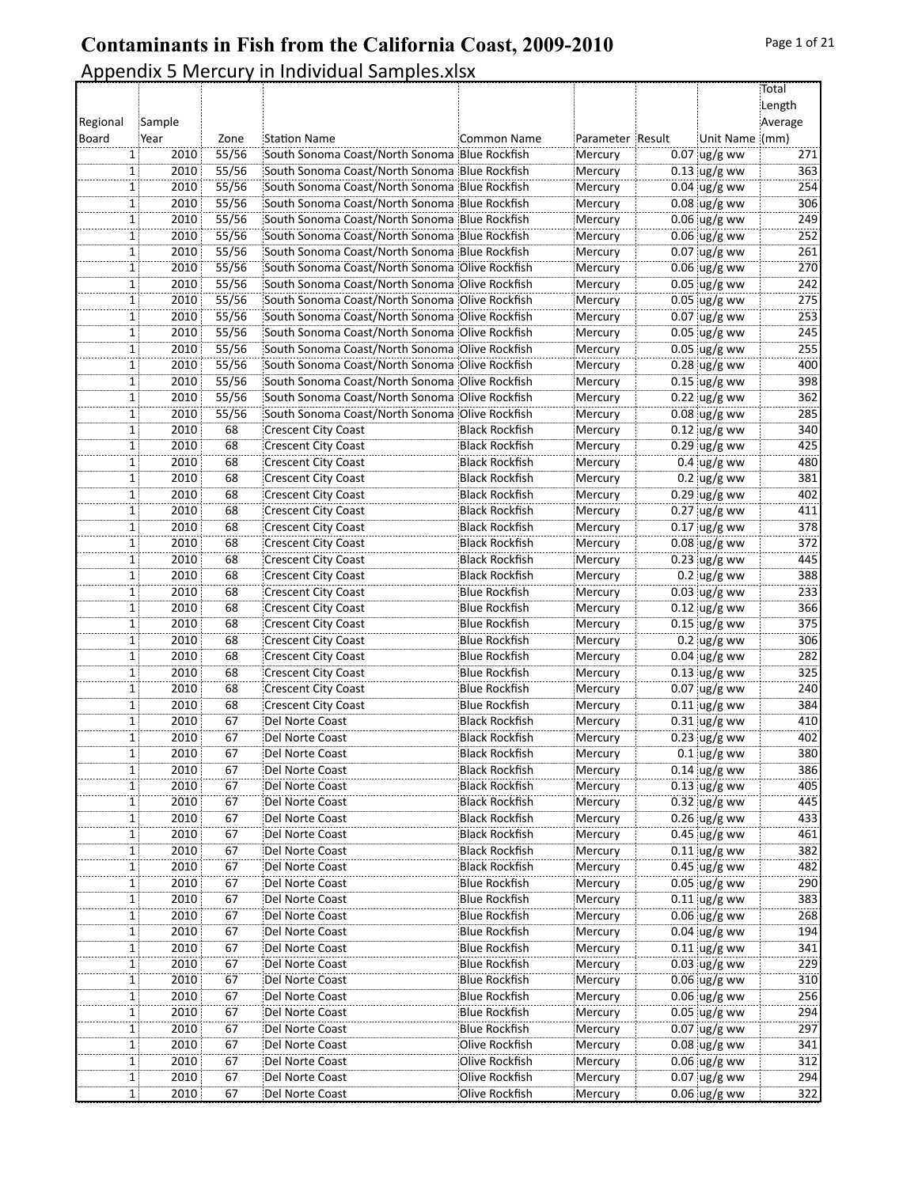# Contaminants in Fish from the California Coast, 2009-2010

## Appendix 5 Mercury in Individual Samples.xlsx

| Regional Board | Sample Year | Zone | Station Name | Common Name | Parameter | Result | Unit Name | Total Length Average (mm) |
|---|---|---|---|---|---|---|---|---|
| 1 | 2010 | 55/56 | South Sonoma Coast/North Sonoma | Blue Rockfish | Mercury | 0.07 | ug/g ww | 271 |
| 1 | 2010 | 55/56 | South Sonoma Coast/North Sonoma | Blue Rockfish | Mercury | 0.13 | ug/g ww | 363 |
| 1 | 2010 | 55/56 | South Sonoma Coast/North Sonoma | Blue Rockfish | Mercury | 0.04 | ug/g ww | 254 |
| 1 | 2010 | 55/56 | South Sonoma Coast/North Sonoma | Blue Rockfish | Mercury | 0.08 | ug/g ww | 306 |
| 1 | 2010 | 55/56 | South Sonoma Coast/North Sonoma | Blue Rockfish | Mercury | 0.06 | ug/g ww | 249 |
| 1 | 2010 | 55/56 | South Sonoma Coast/North Sonoma | Blue Rockfish | Mercury | 0.06 | ug/g ww | 252 |
| 1 | 2010 | 55/56 | South Sonoma Coast/North Sonoma | Blue Rockfish | Mercury | 0.07 | ug/g ww | 261 |
| 1 | 2010 | 55/56 | South Sonoma Coast/North Sonoma | Olive Rockfish | Mercury | 0.06 | ug/g ww | 270 |
| 1 | 2010 | 55/56 | South Sonoma Coast/North Sonoma | Olive Rockfish | Mercury | 0.05 | ug/g ww | 242 |
| 1 | 2010 | 55/56 | South Sonoma Coast/North Sonoma | Olive Rockfish | Mercury | 0.05 | ug/g ww | 275 |
| 1 | 2010 | 55/56 | South Sonoma Coast/North Sonoma | Olive Rockfish | Mercury | 0.07 | ug/g ww | 253 |
| 1 | 2010 | 55/56 | South Sonoma Coast/North Sonoma | Olive Rockfish | Mercury | 0.05 | ug/g ww | 245 |
| 1 | 2010 | 55/56 | South Sonoma Coast/North Sonoma | Olive Rockfish | Mercury | 0.05 | ug/g ww | 255 |
| 1 | 2010 | 55/56 | South Sonoma Coast/North Sonoma | Olive Rockfish | Mercury | 0.28 | ug/g ww | 400 |
| 1 | 2010 | 55/56 | South Sonoma Coast/North Sonoma | Olive Rockfish | Mercury | 0.15 | ug/g ww | 398 |
| 1 | 2010 | 55/56 | South Sonoma Coast/North Sonoma | Olive Rockfish | Mercury | 0.22 | ug/g ww | 362 |
| 1 | 2010 | 55/56 | South Sonoma Coast/North Sonoma | Olive Rockfish | Mercury | 0.08 | ug/g ww | 285 |
| 1 | 2010 | 68 | Crescent City Coast | Black Rockfish | Mercury | 0.12 | ug/g ww | 340 |
| 1 | 2010 | 68 | Crescent City Coast | Black Rockfish | Mercury | 0.29 | ug/g ww | 425 |
| 1 | 2010 | 68 | Crescent City Coast | Black Rockfish | Mercury | 0.4 | ug/g ww | 480 |
| 1 | 2010 | 68 | Crescent City Coast | Black Rockfish | Mercury | 0.2 | ug/g ww | 381 |
| 1 | 2010 | 68 | Crescent City Coast | Black Rockfish | Mercury | 0.29 | ug/g ww | 402 |
| 1 | 2010 | 68 | Crescent City Coast | Black Rockfish | Mercury | 0.27 | ug/g ww | 411 |
| 1 | 2010 | 68 | Crescent City Coast | Black Rockfish | Mercury | 0.17 | ug/g ww | 378 |
| 1 | 2010 | 68 | Crescent City Coast | Black Rockfish | Mercury | 0.08 | ug/g ww | 372 |
| 1 | 2010 | 68 | Crescent City Coast | Black Rockfish | Mercury | 0.23 | ug/g ww | 445 |
| 1 | 2010 | 68 | Crescent City Coast | Black Rockfish | Mercury | 0.2 | ug/g ww | 388 |
| 1 | 2010 | 68 | Crescent City Coast | Blue Rockfish | Mercury | 0.03 | ug/g ww | 233 |
| 1 | 2010 | 68 | Crescent City Coast | Blue Rockfish | Mercury | 0.12 | ug/g ww | 366 |
| 1 | 2010 | 68 | Crescent City Coast | Blue Rockfish | Mercury | 0.15 | ug/g ww | 375 |
| 1 | 2010 | 68 | Crescent City Coast | Blue Rockfish | Mercury | 0.2 | ug/g ww | 306 |
| 1 | 2010 | 68 | Crescent City Coast | Blue Rockfish | Mercury | 0.04 | ug/g ww | 282 |
| 1 | 2010 | 68 | Crescent City Coast | Blue Rockfish | Mercury | 0.13 | ug/g ww | 325 |
| 1 | 2010 | 68 | Crescent City Coast | Blue Rockfish | Mercury | 0.07 | ug/g ww | 240 |
| 1 | 2010 | 68 | Crescent City Coast | Blue Rockfish | Mercury | 0.11 | ug/g ww | 384 |
| 1 | 2010 | 67 | Del Norte Coast | Black Rockfish | Mercury | 0.31 | ug/g ww | 410 |
| 1 | 2010 | 67 | Del Norte Coast | Black Rockfish | Mercury | 0.23 | ug/g ww | 402 |
| 1 | 2010 | 67 | Del Norte Coast | Black Rockfish | Mercury | 0.1 | ug/g ww | 380 |
| 1 | 2010 | 67 | Del Norte Coast | Black Rockfish | Mercury | 0.14 | ug/g ww | 386 |
| 1 | 2010 | 67 | Del Norte Coast | Black Rockfish | Mercury | 0.13 | ug/g ww | 405 |
| 1 | 2010 | 67 | Del Norte Coast | Black Rockfish | Mercury | 0.32 | ug/g ww | 445 |
| 1 | 2010 | 67 | Del Norte Coast | Black Rockfish | Mercury | 0.26 | ug/g ww | 433 |
| 1 | 2010 | 67 | Del Norte Coast | Black Rockfish | Mercury | 0.45 | ug/g ww | 461 |
| 1 | 2010 | 67 | Del Norte Coast | Black Rockfish | Mercury | 0.11 | ug/g ww | 382 |
| 1 | 2010 | 67 | Del Norte Coast | Black Rockfish | Mercury | 0.45 | ug/g ww | 482 |
| 1 | 2010 | 67 | Del Norte Coast | Blue Rockfish | Mercury | 0.05 | ug/g ww | 290 |
| 1 | 2010 | 67 | Del Norte Coast | Blue Rockfish | Mercury | 0.11 | ug/g ww | 383 |
| 1 | 2010 | 67 | Del Norte Coast | Blue Rockfish | Mercury | 0.06 | ug/g ww | 268 |
| 1 | 2010 | 67 | Del Norte Coast | Blue Rockfish | Mercury | 0.04 | ug/g ww | 194 |
| 1 | 2010 | 67 | Del Norte Coast | Blue Rockfish | Mercury | 0.11 | ug/g ww | 341 |
| 1 | 2010 | 67 | Del Norte Coast | Blue Rockfish | Mercury | 0.03 | ug/g ww | 229 |
| 1 | 2010 | 67 | Del Norte Coast | Blue Rockfish | Mercury | 0.06 | ug/g ww | 310 |
| 1 | 2010 | 67 | Del Norte Coast | Blue Rockfish | Mercury | 0.06 | ug/g ww | 256 |
| 1 | 2010 | 67 | Del Norte Coast | Blue Rockfish | Mercury | 0.05 | ug/g ww | 294 |
| 1 | 2010 | 67 | Del Norte Coast | Blue Rockfish | Mercury | 0.07 | ug/g ww | 297 |
| 1 | 2010 | 67 | Del Norte Coast | Olive Rockfish | Mercury | 0.08 | ug/g ww | 341 |
| 1 | 2010 | 67 | Del Norte Coast | Olive Rockfish | Mercury | 0.06 | ug/g ww | 312 |
| 1 | 2010 | 67 | Del Norte Coast | Olive Rockfish | Mercury | 0.07 | ug/g ww | 294 |
| 1 | 2010 | 67 | Del Norte Coast | Olive Rockfish | Mercury | 0.06 | ug/g ww | 322 |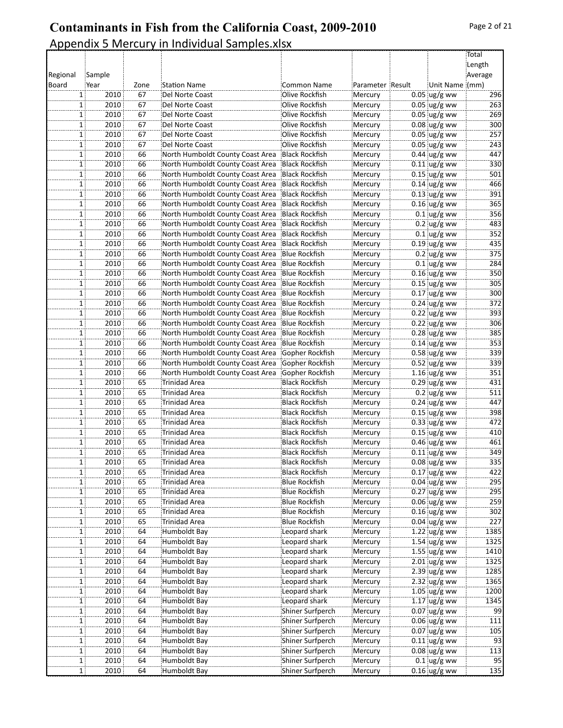# Contaminants in Fish from the California Coast, 2009-2010

Appendix 5 Mercury in Individual Samples.xlsx

| Regional Board | Sample Year | Zone | Station Name | Common Name | Parameter | Result | Unit Name | Total Length Average (mm) |
|---|---|---|---|---|---|---|---|---|
| 1 | 2010 | 67 | Del Norte Coast | Olive Rockfish | Mercury | 0.05 | ug/g ww | 296 |
| 1 | 2010 | 67 | Del Norte Coast | Olive Rockfish | Mercury | 0.05 | ug/g ww | 263 |
| 1 | 2010 | 67 | Del Norte Coast | Olive Rockfish | Mercury | 0.05 | ug/g ww | 269 |
| 1 | 2010 | 67 | Del Norte Coast | Olive Rockfish | Mercury | 0.08 | ug/g ww | 300 |
| 1 | 2010 | 67 | Del Norte Coast | Olive Rockfish | Mercury | 0.05 | ug/g ww | 257 |
| 1 | 2010 | 67 | Del Norte Coast | Olive Rockfish | Mercury | 0.05 | ug/g ww | 243 |
| 1 | 2010 | 66 | North Humboldt County Coast Area | Black Rockfish | Mercury | 0.44 | ug/g ww | 447 |
| 1 | 2010 | 66 | North Humboldt County Coast Area | Black Rockfish | Mercury | 0.11 | ug/g ww | 330 |
| 1 | 2010 | 66 | North Humboldt County Coast Area | Black Rockfish | Mercury | 0.15 | ug/g ww | 501 |
| 1 | 2010 | 66 | North Humboldt County Coast Area | Black Rockfish | Mercury | 0.14 | ug/g ww | 466 |
| 1 | 2010 | 66 | North Humboldt County Coast Area | Black Rockfish | Mercury | 0.13 | ug/g ww | 391 |
| 1 | 2010 | 66 | North Humboldt County Coast Area | Black Rockfish | Mercury | 0.16 | ug/g ww | 365 |
| 1 | 2010 | 66 | North Humboldt County Coast Area | Black Rockfish | Mercury | 0.1 | ug/g ww | 356 |
| 1 | 2010 | 66 | North Humboldt County Coast Area | Black Rockfish | Mercury | 0.2 | ug/g ww | 483 |
| 1 | 2010 | 66 | North Humboldt County Coast Area | Black Rockfish | Mercury | 0.1 | ug/g ww | 352 |
| 1 | 2010 | 66 | North Humboldt County Coast Area | Black Rockfish | Mercury | 0.19 | ug/g ww | 435 |
| 1 | 2010 | 66 | North Humboldt County Coast Area | Blue Rockfish | Mercury | 0.2 | ug/g ww | 375 |
| 1 | 2010 | 66 | North Humboldt County Coast Area | Blue Rockfish | Mercury | 0.1 | ug/g ww | 284 |
| 1 | 2010 | 66 | North Humboldt County Coast Area | Blue Rockfish | Mercury | 0.16 | ug/g ww | 350 |
| 1 | 2010 | 66 | North Humboldt County Coast Area | Blue Rockfish | Mercury | 0.15 | ug/g ww | 305 |
| 1 | 2010 | 66 | North Humboldt County Coast Area | Blue Rockfish | Mercury | 0.17 | ug/g ww | 300 |
| 1 | 2010 | 66 | North Humboldt County Coast Area | Blue Rockfish | Mercury | 0.24 | ug/g ww | 372 |
| 1 | 2010 | 66 | North Humboldt County Coast Area | Blue Rockfish | Mercury | 0.22 | ug/g ww | 393 |
| 1 | 2010 | 66 | North Humboldt County Coast Area | Blue Rockfish | Mercury | 0.22 | ug/g ww | 306 |
| 1 | 2010 | 66 | North Humboldt County Coast Area | Blue Rockfish | Mercury | 0.28 | ug/g ww | 385 |
| 1 | 2010 | 66 | North Humboldt County Coast Area | Blue Rockfish | Mercury | 0.14 | ug/g ww | 353 |
| 1 | 2010 | 66 | North Humboldt County Coast Area | Gopher Rockfish | Mercury | 0.58 | ug/g ww | 339 |
| 1 | 2010 | 66 | North Humboldt County Coast Area | Gopher Rockfish | Mercury | 0.52 | ug/g ww | 339 |
| 1 | 2010 | 66 | North Humboldt County Coast Area | Gopher Rockfish | Mercury | 1.16 | ug/g ww | 351 |
| 1 | 2010 | 65 | Trinidad Area | Black Rockfish | Mercury | 0.29 | ug/g ww | 431 |
| 1 | 2010 | 65 | Trinidad Area | Black Rockfish | Mercury | 0.2 | ug/g ww | 511 |
| 1 | 2010 | 65 | Trinidad Area | Black Rockfish | Mercury | 0.24 | ug/g ww | 447 |
| 1 | 2010 | 65 | Trinidad Area | Black Rockfish | Mercury | 0.15 | ug/g ww | 398 |
| 1 | 2010 | 65 | Trinidad Area | Black Rockfish | Mercury | 0.33 | ug/g ww | 472 |
| 1 | 2010 | 65 | Trinidad Area | Black Rockfish | Mercury | 0.15 | ug/g ww | 410 |
| 1 | 2010 | 65 | Trinidad Area | Black Rockfish | Mercury | 0.46 | ug/g ww | 461 |
| 1 | 2010 | 65 | Trinidad Area | Black Rockfish | Mercury | 0.11 | ug/g ww | 349 |
| 1 | 2010 | 65 | Trinidad Area | Black Rockfish | Mercury | 0.08 | ug/g ww | 335 |
| 1 | 2010 | 65 | Trinidad Area | Black Rockfish | Mercury | 0.17 | ug/g ww | 422 |
| 1 | 2010 | 65 | Trinidad Area | Blue Rockfish | Mercury | 0.04 | ug/g ww | 295 |
| 1 | 2010 | 65 | Trinidad Area | Blue Rockfish | Mercury | 0.27 | ug/g ww | 295 |
| 1 | 2010 | 65 | Trinidad Area | Blue Rockfish | Mercury | 0.06 | ug/g ww | 259 |
| 1 | 2010 | 65 | Trinidad Area | Blue Rockfish | Mercury | 0.16 | ug/g ww | 302 |
| 1 | 2010 | 65 | Trinidad Area | Blue Rockfish | Mercury | 0.04 | ug/g ww | 227 |
| 1 | 2010 | 64 | Humboldt Bay | Leopard shark | Mercury | 1.22 | ug/g ww | 1385 |
| 1 | 2010 | 64 | Humboldt Bay | Leopard shark | Mercury | 1.54 | ug/g ww | 1325 |
| 1 | 2010 | 64 | Humboldt Bay | Leopard shark | Mercury | 1.55 | ug/g ww | 1410 |
| 1 | 2010 | 64 | Humboldt Bay | Leopard shark | Mercury | 2.01 | ug/g ww | 1325 |
| 1 | 2010 | 64 | Humboldt Bay | Leopard shark | Mercury | 2.39 | ug/g ww | 1285 |
| 1 | 2010 | 64 | Humboldt Bay | Leopard shark | Mercury | 2.32 | ug/g ww | 1365 |
| 1 | 2010 | 64 | Humboldt Bay | Leopard shark | Mercury | 1.05 | ug/g ww | 1200 |
| 1 | 2010 | 64 | Humboldt Bay | Leopard shark | Mercury | 1.17 | ug/g ww | 1345 |
| 1 | 2010 | 64 | Humboldt Bay | Shiner Surfperch | Mercury | 0.07 | ug/g ww | 99 |
| 1 | 2010 | 64 | Humboldt Bay | Shiner Surfperch | Mercury | 0.06 | ug/g ww | 111 |
| 1 | 2010 | 64 | Humboldt Bay | Shiner Surfperch | Mercury | 0.07 | ug/g ww | 105 |
| 1 | 2010 | 64 | Humboldt Bay | Shiner Surfperch | Mercury | 0.11 | ug/g ww | 93 |
| 1 | 2010 | 64 | Humboldt Bay | Shiner Surfperch | Mercury | 0.08 | ug/g ww | 113 |
| 1 | 2010 | 64 | Humboldt Bay | Shiner Surfperch | Mercury | 0.1 | ug/g ww | 95 |
| 1 | 2010 | 64 | Humboldt Bay | Shiner Surfperch | Mercury | 0.16 | ug/g ww | 135 |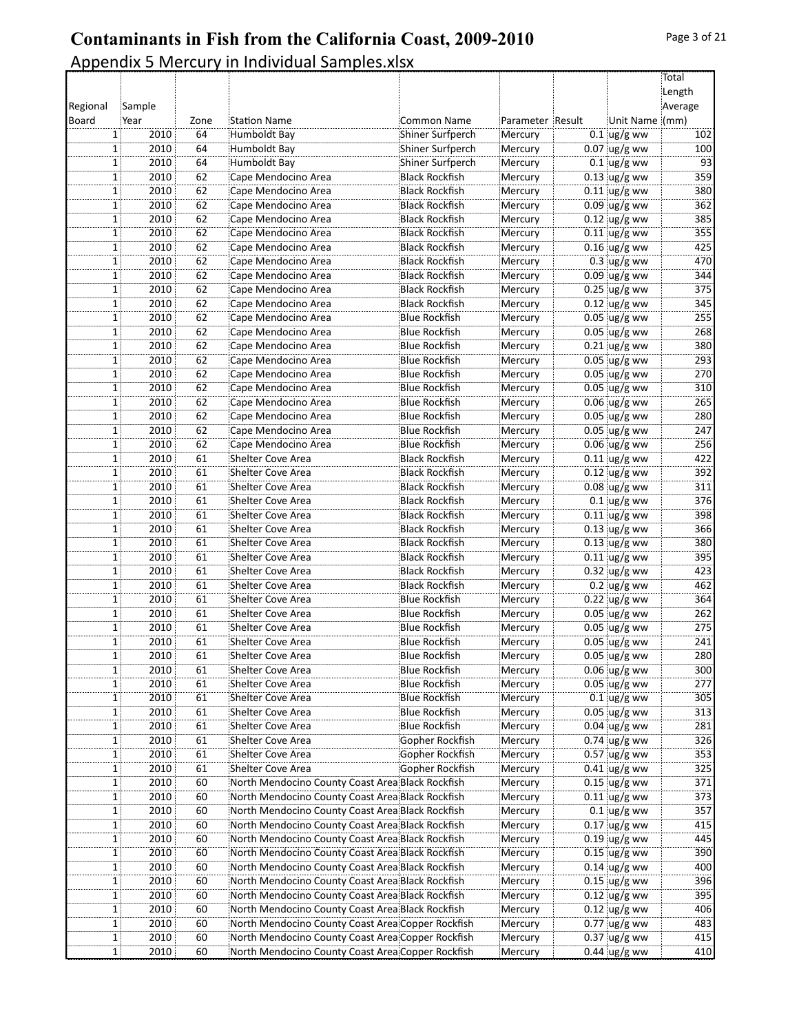# Contaminants in Fish from the California Coast, 2009-2010

Appendix 5 Mercury in Individual Samples.xlsx

| Regional Board | Sample Year | Zone | Station Name | Common Name | Parameter | Result | Unit Name | Total Length Average (mm) |
|---|---|---|---|---|---|---|---|---|
| 1 | 2010 | 64 | Humboldt Bay | Shiner Surfperch | Mercury | 0.1 | ug/g ww | 102 |
| 1 | 2010 | 64 | Humboldt Bay | Shiner Surfperch | Mercury | 0.07 | ug/g ww | 100 |
| 1 | 2010 | 64 | Humboldt Bay | Shiner Surfperch | Mercury | 0.1 | ug/g ww | 93 |
| 1 | 2010 | 62 | Cape Mendocino Area | Black Rockfish | Mercury | 0.13 | ug/g ww | 359 |
| 1 | 2010 | 62 | Cape Mendocino Area | Black Rockfish | Mercury | 0.11 | ug/g ww | 380 |
| 1 | 2010 | 62 | Cape Mendocino Area | Black Rockfish | Mercury | 0.09 | ug/g ww | 362 |
| 1 | 2010 | 62 | Cape Mendocino Area | Black Rockfish | Mercury | 0.12 | ug/g ww | 385 |
| 1 | 2010 | 62 | Cape Mendocino Area | Black Rockfish | Mercury | 0.11 | ug/g ww | 355 |
| 1 | 2010 | 62 | Cape Mendocino Area | Black Rockfish | Mercury | 0.16 | ug/g ww | 425 |
| 1 | 2010 | 62 | Cape Mendocino Area | Black Rockfish | Mercury | 0.3 | ug/g ww | 470 |
| 1 | 2010 | 62 | Cape Mendocino Area | Black Rockfish | Mercury | 0.09 | ug/g ww | 344 |
| 1 | 2010 | 62 | Cape Mendocino Area | Black Rockfish | Mercury | 0.25 | ug/g ww | 375 |
| 1 | 2010 | 62 | Cape Mendocino Area | Black Rockfish | Mercury | 0.12 | ug/g ww | 345 |
| 1 | 2010 | 62 | Cape Mendocino Area | Blue Rockfish | Mercury | 0.05 | ug/g ww | 255 |
| 1 | 2010 | 62 | Cape Mendocino Area | Blue Rockfish | Mercury | 0.05 | ug/g ww | 268 |
| 1 | 2010 | 62 | Cape Mendocino Area | Blue Rockfish | Mercury | 0.21 | ug/g ww | 380 |
| 1 | 2010 | 62 | Cape Mendocino Area | Blue Rockfish | Mercury | 0.05 | ug/g ww | 293 |
| 1 | 2010 | 62 | Cape Mendocino Area | Blue Rockfish | Mercury | 0.05 | ug/g ww | 270 |
| 1 | 2010 | 62 | Cape Mendocino Area | Blue Rockfish | Mercury | 0.05 | ug/g ww | 310 |
| 1 | 2010 | 62 | Cape Mendocino Area | Blue Rockfish | Mercury | 0.06 | ug/g ww | 265 |
| 1 | 2010 | 62 | Cape Mendocino Area | Blue Rockfish | Mercury | 0.05 | ug/g ww | 280 |
| 1 | 2010 | 62 | Cape Mendocino Area | Blue Rockfish | Mercury | 0.05 | ug/g ww | 247 |
| 1 | 2010 | 62 | Cape Mendocino Area | Blue Rockfish | Mercury | 0.06 | ug/g ww | 256 |
| 1 | 2010 | 61 | Shelter Cove Area | Black Rockfish | Mercury | 0.11 | ug/g ww | 422 |
| 1 | 2010 | 61 | Shelter Cove Area | Black Rockfish | Mercury | 0.12 | ug/g ww | 392 |
| 1 | 2010 | 61 | Shelter Cove Area | Black Rockfish | Mercury | 0.08 | ug/g ww | 311 |
| 1 | 2010 | 61 | Shelter Cove Area | Black Rockfish | Mercury | 0.1 | ug/g ww | 376 |
| 1 | 2010 | 61 | Shelter Cove Area | Black Rockfish | Mercury | 0.11 | ug/g ww | 398 |
| 1 | 2010 | 61 | Shelter Cove Area | Black Rockfish | Mercury | 0.13 | ug/g ww | 366 |
| 1 | 2010 | 61 | Shelter Cove Area | Black Rockfish | Mercury | 0.13 | ug/g ww | 380 |
| 1 | 2010 | 61 | Shelter Cove Area | Black Rockfish | Mercury | 0.11 | ug/g ww | 395 |
| 1 | 2010 | 61 | Shelter Cove Area | Black Rockfish | Mercury | 0.32 | ug/g ww | 423 |
| 1 | 2010 | 61 | Shelter Cove Area | Black Rockfish | Mercury | 0.2 | ug/g ww | 462 |
| 1 | 2010 | 61 | Shelter Cove Area | Blue Rockfish | Mercury | 0.22 | ug/g ww | 364 |
| 1 | 2010 | 61 | Shelter Cove Area | Blue Rockfish | Mercury | 0.05 | ug/g ww | 262 |
| 1 | 2010 | 61 | Shelter Cove Area | Blue Rockfish | Mercury | 0.05 | ug/g ww | 275 |
| 1 | 2010 | 61 | Shelter Cove Area | Blue Rockfish | Mercury | 0.05 | ug/g ww | 241 |
| 1 | 2010 | 61 | Shelter Cove Area | Blue Rockfish | Mercury | 0.05 | ug/g ww | 280 |
| 1 | 2010 | 61 | Shelter Cove Area | Blue Rockfish | Mercury | 0.06 | ug/g ww | 300 |
| 1 | 2010 | 61 | Shelter Cove Area | Blue Rockfish | Mercury | 0.05 | ug/g ww | 277 |
| 1 | 2010 | 61 | Shelter Cove Area | Blue Rockfish | Mercury | 0.1 | ug/g ww | 305 |
| 1 | 2010 | 61 | Shelter Cove Area | Blue Rockfish | Mercury | 0.05 | ug/g ww | 313 |
| 1 | 2010 | 61 | Shelter Cove Area | Blue Rockfish | Mercury | 0.04 | ug/g ww | 281 |
| 1 | 2010 | 61 | Shelter Cove Area | Gopher Rockfish | Mercury | 0.74 | ug/g ww | 326 |
| 1 | 2010 | 61 | Shelter Cove Area | Gopher Rockfish | Mercury | 0.57 | ug/g ww | 353 |
| 1 | 2010 | 61 | Shelter Cove Area | Gopher Rockfish | Mercury | 0.41 | ug/g ww | 325 |
| 1 | 2010 | 60 | North Mendocino County Coast Area | Black Rockfish | Mercury | 0.15 | ug/g ww | 371 |
| 1 | 2010 | 60 | North Mendocino County Coast Area | Black Rockfish | Mercury | 0.11 | ug/g ww | 373 |
| 1 | 2010 | 60 | North Mendocino County Coast Area | Black Rockfish | Mercury | 0.1 | ug/g ww | 357 |
| 1 | 2010 | 60 | North Mendocino County Coast Area | Black Rockfish | Mercury | 0.17 | ug/g ww | 415 |
| 1 | 2010 | 60 | North Mendocino County Coast Area | Black Rockfish | Mercury | 0.19 | ug/g ww | 445 |
| 1 | 2010 | 60 | North Mendocino County Coast Area | Black Rockfish | Mercury | 0.15 | ug/g ww | 390 |
| 1 | 2010 | 60 | North Mendocino County Coast Area | Black Rockfish | Mercury | 0.14 | ug/g ww | 400 |
| 1 | 2010 | 60 | North Mendocino County Coast Area | Black Rockfish | Mercury | 0.15 | ug/g ww | 396 |
| 1 | 2010 | 60 | North Mendocino County Coast Area | Black Rockfish | Mercury | 0.12 | ug/g ww | 395 |
| 1 | 2010 | 60 | North Mendocino County Coast Area | Black Rockfish | Mercury | 0.12 | ug/g ww | 406 |
| 1 | 2010 | 60 | North Mendocino County Coast Area | Copper Rockfish | Mercury | 0.77 | ug/g ww | 483 |
| 1 | 2010 | 60 | North Mendocino County Coast Area | Copper Rockfish | Mercury | 0.37 | ug/g ww | 415 |
| 1 | 2010 | 60 | North Mendocino County Coast Area | Copper Rockfish | Mercury | 0.44 | ug/g ww | 410 |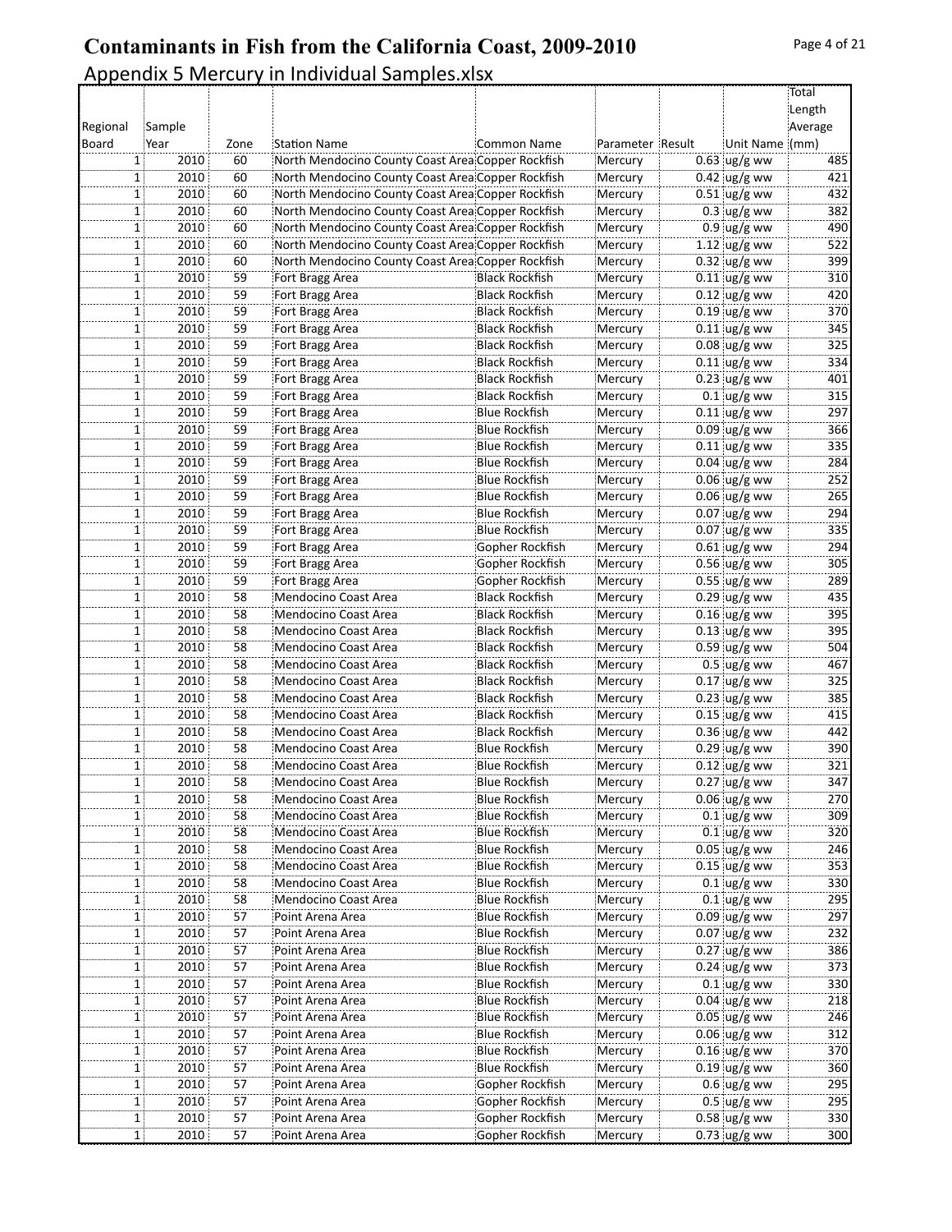# Contaminants in Fish from the California Coast, 2009-2010

Appendix 5 Mercury in Individual Samples.xlsx

| Regional Board | Sample Year | Zone | Station Name | Common Name | Parameter | Result | Unit Name | Total Length Average (mm) |
|---|---|---|---|---|---|---|---|---|
| 1 | 2010 | 60 | North Mendocino County Coast Area | Copper Rockfish | Mercury | 0.63 | ug/g ww | 485 |
| 1 | 2010 | 60 | North Mendocino County Coast Area | Copper Rockfish | Mercury | 0.42 | ug/g ww | 421 |
| 1 | 2010 | 60 | North Mendocino County Coast Area | Copper Rockfish | Mercury | 0.51 | ug/g ww | 432 |
| 1 | 2010 | 60 | North Mendocino County Coast Area | Copper Rockfish | Mercury | 0.3 | ug/g ww | 382 |
| 1 | 2010 | 60 | North Mendocino County Coast Area | Copper Rockfish | Mercury | 0.9 | ug/g ww | 490 |
| 1 | 2010 | 60 | North Mendocino County Coast Area | Copper Rockfish | Mercury | 1.12 | ug/g ww | 522 |
| 1 | 2010 | 60 | North Mendocino County Coast Area | Copper Rockfish | Mercury | 0.32 | ug/g ww | 399 |
| 1 | 2010 | 59 | Fort Bragg Area | Black Rockfish | Mercury | 0.11 | ug/g ww | 310 |
| 1 | 2010 | 59 | Fort Bragg Area | Black Rockfish | Mercury | 0.12 | ug/g ww | 420 |
| 1 | 2010 | 59 | Fort Bragg Area | Black Rockfish | Mercury | 0.19 | ug/g ww | 370 |
| 1 | 2010 | 59 | Fort Bragg Area | Black Rockfish | Mercury | 0.11 | ug/g ww | 345 |
| 1 | 2010 | 59 | Fort Bragg Area | Black Rockfish | Mercury | 0.08 | ug/g ww | 325 |
| 1 | 2010 | 59 | Fort Bragg Area | Black Rockfish | Mercury | 0.11 | ug/g ww | 334 |
| 1 | 2010 | 59 | Fort Bragg Area | Black Rockfish | Mercury | 0.23 | ug/g ww | 401 |
| 1 | 2010 | 59 | Fort Bragg Area | Black Rockfish | Mercury | 0.1 | ug/g ww | 315 |
| 1 | 2010 | 59 | Fort Bragg Area | Blue Rockfish | Mercury | 0.11 | ug/g ww | 297 |
| 1 | 2010 | 59 | Fort Bragg Area | Blue Rockfish | Mercury | 0.09 | ug/g ww | 366 |
| 1 | 2010 | 59 | Fort Bragg Area | Blue Rockfish | Mercury | 0.11 | ug/g ww | 335 |
| 1 | 2010 | 59 | Fort Bragg Area | Blue Rockfish | Mercury | 0.04 | ug/g ww | 284 |
| 1 | 2010 | 59 | Fort Bragg Area | Blue Rockfish | Mercury | 0.06 | ug/g ww | 252 |
| 1 | 2010 | 59 | Fort Bragg Area | Blue Rockfish | Mercury | 0.06 | ug/g ww | 265 |
| 1 | 2010 | 59 | Fort Bragg Area | Blue Rockfish | Mercury | 0.07 | ug/g ww | 294 |
| 1 | 2010 | 59 | Fort Bragg Area | Blue Rockfish | Mercury | 0.07 | ug/g ww | 335 |
| 1 | 2010 | 59 | Fort Bragg Area | Gopher Rockfish | Mercury | 0.61 | ug/g ww | 294 |
| 1 | 2010 | 59 | Fort Bragg Area | Gopher Rockfish | Mercury | 0.56 | ug/g ww | 305 |
| 1 | 2010 | 59 | Fort Bragg Area | Gopher Rockfish | Mercury | 0.55 | ug/g ww | 289 |
| 1 | 2010 | 58 | Mendocino Coast Area | Black Rockfish | Mercury | 0.29 | ug/g ww | 435 |
| 1 | 2010 | 58 | Mendocino Coast Area | Black Rockfish | Mercury | 0.16 | ug/g ww | 395 |
| 1 | 2010 | 58 | Mendocino Coast Area | Black Rockfish | Mercury | 0.13 | ug/g ww | 395 |
| 1 | 2010 | 58 | Mendocino Coast Area | Black Rockfish | Mercury | 0.59 | ug/g ww | 504 |
| 1 | 2010 | 58 | Mendocino Coast Area | Black Rockfish | Mercury | 0.5 | ug/g ww | 467 |
| 1 | 2010 | 58 | Mendocino Coast Area | Black Rockfish | Mercury | 0.17 | ug/g ww | 325 |
| 1 | 2010 | 58 | Mendocino Coast Area | Black Rockfish | Mercury | 0.23 | ug/g ww | 385 |
| 1 | 2010 | 58 | Mendocino Coast Area | Black Rockfish | Mercury | 0.15 | ug/g ww | 415 |
| 1 | 2010 | 58 | Mendocino Coast Area | Black Rockfish | Mercury | 0.36 | ug/g ww | 442 |
| 1 | 2010 | 58 | Mendocino Coast Area | Blue Rockfish | Mercury | 0.29 | ug/g ww | 390 |
| 1 | 2010 | 58 | Mendocino Coast Area | Blue Rockfish | Mercury | 0.12 | ug/g ww | 321 |
| 1 | 2010 | 58 | Mendocino Coast Area | Blue Rockfish | Mercury | 0.27 | ug/g ww | 347 |
| 1 | 2010 | 58 | Mendocino Coast Area | Blue Rockfish | Mercury | 0.06 | ug/g ww | 270 |
| 1 | 2010 | 58 | Mendocino Coast Area | Blue Rockfish | Mercury | 0.1 | ug/g ww | 309 |
| 1 | 2010 | 58 | Mendocino Coast Area | Blue Rockfish | Mercury | 0.1 | ug/g ww | 320 |
| 1 | 2010 | 58 | Mendocino Coast Area | Blue Rockfish | Mercury | 0.05 | ug/g ww | 246 |
| 1 | 2010 | 58 | Mendocino Coast Area | Blue Rockfish | Mercury | 0.15 | ug/g ww | 353 |
| 1 | 2010 | 58 | Mendocino Coast Area | Blue Rockfish | Mercury | 0.1 | ug/g ww | 330 |
| 1 | 2010 | 58 | Mendocino Coast Area | Blue Rockfish | Mercury | 0.1 | ug/g ww | 295 |
| 1 | 2010 | 57 | Point Arena Area | Blue Rockfish | Mercury | 0.09 | ug/g ww | 297 |
| 1 | 2010 | 57 | Point Arena Area | Blue Rockfish | Mercury | 0.07 | ug/g ww | 232 |
| 1 | 2010 | 57 | Point Arena Area | Blue Rockfish | Mercury | 0.27 | ug/g ww | 386 |
| 1 | 2010 | 57 | Point Arena Area | Blue Rockfish | Mercury | 0.24 | ug/g ww | 373 |
| 1 | 2010 | 57 | Point Arena Area | Blue Rockfish | Mercury | 0.1 | ug/g ww | 330 |
| 1 | 2010 | 57 | Point Arena Area | Blue Rockfish | Mercury | 0.04 | ug/g ww | 218 |
| 1 | 2010 | 57 | Point Arena Area | Blue Rockfish | Mercury | 0.05 | ug/g ww | 246 |
| 1 | 2010 | 57 | Point Arena Area | Blue Rockfish | Mercury | 0.06 | ug/g ww | 312 |
| 1 | 2010 | 57 | Point Arena Area | Blue Rockfish | Mercury | 0.16 | ug/g ww | 370 |
| 1 | 2010 | 57 | Point Arena Area | Blue Rockfish | Mercury | 0.19 | ug/g ww | 360 |
| 1 | 2010 | 57 | Point Arena Area | Gopher Rockfish | Mercury | 0.6 | ug/g ww | 295 |
| 1 | 2010 | 57 | Point Arena Area | Gopher Rockfish | Mercury | 0.5 | ug/g ww | 295 |
| 1 | 2010 | 57 | Point Arena Area | Gopher Rockfish | Mercury | 0.58 | ug/g ww | 330 |
| 1 | 2010 | 57 | Point Arena Area | Gopher Rockfish | Mercury | 0.73 | ug/g ww | 300 |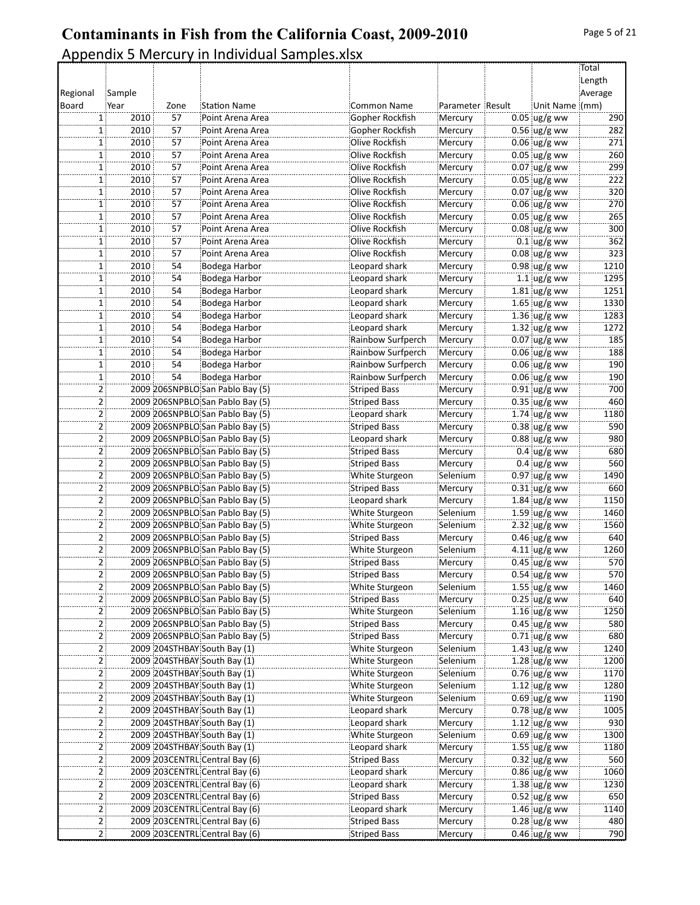# Contaminants in Fish from the California Coast, 2009-2010

Appendix 5 Mercury in Individual Samples.xlsx

| Regional Board | Sample Year | Zone | Station Name | Common Name | Parameter | Result | Unit Name | Total Length Average (mm) |
|---|---|---|---|---|---|---|---|---|
| 1 | 2010 | 57 | Point Arena Area | Gopher Rockfish | Mercury | 0.05 | ug/g ww | 290 |
| 1 | 2010 | 57 | Point Arena Area | Gopher Rockfish | Mercury | 0.56 | ug/g ww | 282 |
| 1 | 2010 | 57 | Point Arena Area | Olive Rockfish | Mercury | 0.06 | ug/g ww | 271 |
| 1 | 2010 | 57 | Point Arena Area | Olive Rockfish | Mercury | 0.05 | ug/g ww | 260 |
| 1 | 2010 | 57 | Point Arena Area | Olive Rockfish | Mercury | 0.07 | ug/g ww | 299 |
| 1 | 2010 | 57 | Point Arena Area | Olive Rockfish | Mercury | 0.05 | ug/g ww | 222 |
| 1 | 2010 | 57 | Point Arena Area | Olive Rockfish | Mercury | 0.07 | ug/g ww | 320 |
| 1 | 2010 | 57 | Point Arena Area | Olive Rockfish | Mercury | 0.06 | ug/g ww | 270 |
| 1 | 2010 | 57 | Point Arena Area | Olive Rockfish | Mercury | 0.05 | ug/g ww | 265 |
| 1 | 2010 | 57 | Point Arena Area | Olive Rockfish | Mercury | 0.08 | ug/g ww | 300 |
| 1 | 2010 | 57 | Point Arena Area | Olive Rockfish | Mercury | 0.1 | ug/g ww | 362 |
| 1 | 2010 | 57 | Point Arena Area | Olive Rockfish | Mercury | 0.08 | ug/g ww | 323 |
| 1 | 2010 | 54 | Bodega Harbor | Leopard shark | Mercury | 0.98 | ug/g ww | 1210 |
| 1 | 2010 | 54 | Bodega Harbor | Leopard shark | Mercury | 1.1 | ug/g ww | 1295 |
| 1 | 2010 | 54 | Bodega Harbor | Leopard shark | Mercury | 1.81 | ug/g ww | 1251 |
| 1 | 2010 | 54 | Bodega Harbor | Leopard shark | Mercury | 1.65 | ug/g ww | 1330 |
| 1 | 2010 | 54 | Bodega Harbor | Leopard shark | Mercury | 1.36 | ug/g ww | 1283 |
| 1 | 2010 | 54 | Bodega Harbor | Leopard shark | Mercury | 1.32 | ug/g ww | 1272 |
| 1 | 2010 | 54 | Bodega Harbor | Rainbow Surfperch | Mercury | 0.07 | ug/g ww | 185 |
| 1 | 2010 | 54 | Bodega Harbor | Rainbow Surfperch | Mercury | 0.06 | ug/g ww | 188 |
| 1 | 2010 | 54 | Bodega Harbor | Rainbow Surfperch | Mercury | 0.06 | ug/g ww | 190 |
| 1 | 2010 | 54 | Bodega Harbor | Rainbow Surfperch | Mercury | 0.06 | ug/g ww | 190 |
| 2 | 2009 | 206SNPBLO | San Pablo Bay (5) | Striped Bass | Mercury | 0.91 | ug/g ww | 700 |
| 2 | 2009 | 206SNPBLO | San Pablo Bay (5) | Striped Bass | Mercury | 0.35 | ug/g ww | 460 |
| 2 | 2009 | 206SNPBLO | San Pablo Bay (5) | Leopard shark | Mercury | 1.74 | ug/g ww | 1180 |
| 2 | 2009 | 206SNPBLO | San Pablo Bay (5) | Striped Bass | Mercury | 0.38 | ug/g ww | 590 |
| 2 | 2009 | 206SNPBLO | San Pablo Bay (5) | Leopard shark | Mercury | 0.88 | ug/g ww | 980 |
| 2 | 2009 | 206SNPBLO | San Pablo Bay (5) | Striped Bass | Mercury | 0.4 | ug/g ww | 680 |
| 2 | 2009 | 206SNPBLO | San Pablo Bay (5) | Striped Bass | Mercury | 0.4 | ug/g ww | 560 |
| 2 | 2009 | 206SNPBLO | San Pablo Bay (5) | White Sturgeon | Selenium | 0.97 | ug/g ww | 1490 |
| 2 | 2009 | 206SNPBLO | San Pablo Bay (5) | Striped Bass | Mercury | 0.31 | ug/g ww | 660 |
| 2 | 2009 | 206SNPBLO | San Pablo Bay (5) | Leopard shark | Mercury | 1.84 | ug/g ww | 1150 |
| 2 | 2009 | 206SNPBLO | San Pablo Bay (5) | White Sturgeon | Selenium | 1.59 | ug/g ww | 1460 |
| 2 | 2009 | 206SNPBLO | San Pablo Bay (5) | White Sturgeon | Selenium | 2.32 | ug/g ww | 1560 |
| 2 | 2009 | 206SNPBLO | San Pablo Bay (5) | Striped Bass | Mercury | 0.46 | ug/g ww | 640 |
| 2 | 2009 | 206SNPBLO | San Pablo Bay (5) | White Sturgeon | Selenium | 4.11 | ug/g ww | 1260 |
| 2 | 2009 | 206SNPBLO | San Pablo Bay (5) | Striped Bass | Mercury | 0.45 | ug/g ww | 570 |
| 2 | 2009 | 206SNPBLO | San Pablo Bay (5) | Striped Bass | Mercury | 0.54 | ug/g ww | 570 |
| 2 | 2009 | 206SNPBLO | San Pablo Bay (5) | White Sturgeon | Selenium | 1.55 | ug/g ww | 1460 |
| 2 | 2009 | 206SNPBLO | San Pablo Bay (5) | Striped Bass | Mercury | 0.25 | ug/g ww | 640 |
| 2 | 2009 | 206SNPBLO | San Pablo Bay (5) | White Sturgeon | Selenium | 1.16 | ug/g ww | 1250 |
| 2 | 2009 | 206SNPBLO | San Pablo Bay (5) | Striped Bass | Mercury | 0.45 | ug/g ww | 580 |
| 2 | 2009 | 206SNPBLO | San Pablo Bay (5) | Striped Bass | Mercury | 0.71 | ug/g ww | 680 |
| 2 | 2009 | 204STHBAY | South Bay (1) | White Sturgeon | Selenium | 1.43 | ug/g ww | 1240 |
| 2 | 2009 | 204STHBAY | South Bay (1) | White Sturgeon | Selenium | 1.28 | ug/g ww | 1200 |
| 2 | 2009 | 204STHBAY | South Bay (1) | White Sturgeon | Selenium | 0.76 | ug/g ww | 1170 |
| 2 | 2009 | 204STHBAY | South Bay (1) | White Sturgeon | Selenium | 1.12 | ug/g ww | 1280 |
| 2 | 2009 | 204STHBAY | South Bay (1) | White Sturgeon | Selenium | 0.69 | ug/g ww | 1190 |
| 2 | 2009 | 204STHBAY | South Bay (1) | Leopard shark | Mercury | 0.78 | ug/g ww | 1005 |
| 2 | 2009 | 204STHBAY | South Bay (1) | Leopard shark | Mercury | 1.12 | ug/g ww | 930 |
| 2 | 2009 | 204STHBAY | South Bay (1) | White Sturgeon | Selenium | 0.69 | ug/g ww | 1300 |
| 2 | 2009 | 204STHBAY | South Bay (1) | Leopard shark | Mercury | 1.55 | ug/g ww | 1180 |
| 2 | 2009 | 203CENTRL | Central Bay (6) | Striped Bass | Mercury | 0.32 | ug/g ww | 560 |
| 2 | 2009 | 203CENTRL | Central Bay (6) | Leopard shark | Mercury | 0.86 | ug/g ww | 1060 |
| 2 | 2009 | 203CENTRL | Central Bay (6) | Leopard shark | Mercury | 1.38 | ug/g ww | 1230 |
| 2 | 2009 | 203CENTRL | Central Bay (6) | Striped Bass | Mercury | 0.52 | ug/g ww | 650 |
| 2 | 2009 | 203CENTRL | Central Bay (6) | Leopard shark | Mercury | 1.46 | ug/g ww | 1140 |
| 2 | 2009 | 203CENTRL | Central Bay (6) | Striped Bass | Mercury | 0.28 | ug/g ww | 480 |
| 2 | 2009 | 203CENTRL | Central Bay (6) | Striped Bass | Mercury | 0.46 | ug/g ww | 790 |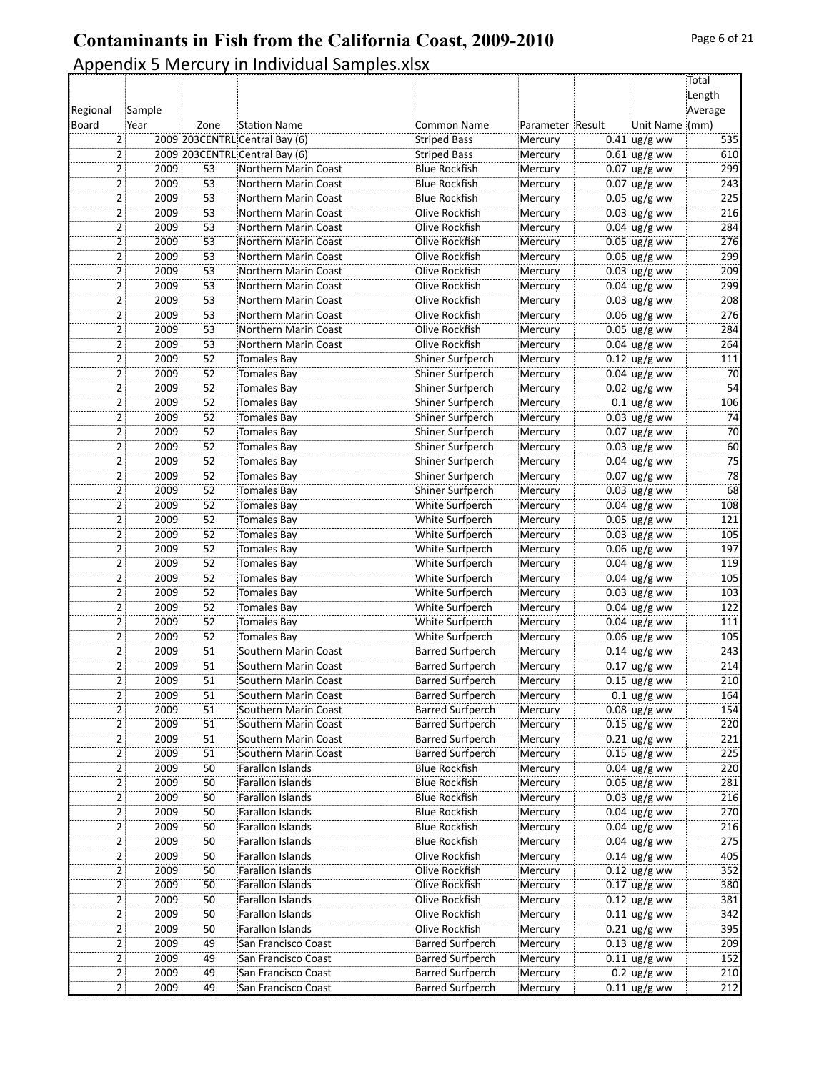# Contaminants in Fish from the California Coast, 2009-2010

Appendix 5 Mercury in Individual Samples.xlsx

| Regional Board | Sample Year | Zone | Station Name | Common Name | Parameter | Result | Unit Name | Total Length Average (mm) |
|---|---|---|---|---|---|---|---|---|
| 2 | 2009 | 203CENTRL | Central Bay (6) | Striped Bass | Mercury | 0.41 | ug/g ww | 535 |
| 2 | 2009 | 203CENTRL | Central Bay (6) | Striped Bass | Mercury | 0.61 | ug/g ww | 610 |
| 2 | 2009 | 53 | Northern Marin Coast | Blue Rockfish | Mercury | 0.07 | ug/g ww | 299 |
| 2 | 2009 | 53 | Northern Marin Coast | Blue Rockfish | Mercury | 0.07 | ug/g ww | 243 |
| 2 | 2009 | 53 | Northern Marin Coast | Blue Rockfish | Mercury | 0.05 | ug/g ww | 225 |
| 2 | 2009 | 53 | Northern Marin Coast | Olive Rockfish | Mercury | 0.03 | ug/g ww | 216 |
| 2 | 2009 | 53 | Northern Marin Coast | Olive Rockfish | Mercury | 0.04 | ug/g ww | 284 |
| 2 | 2009 | 53 | Northern Marin Coast | Olive Rockfish | Mercury | 0.05 | ug/g ww | 276 |
| 2 | 2009 | 53 | Northern Marin Coast | Olive Rockfish | Mercury | 0.05 | ug/g ww | 299 |
| 2 | 2009 | 53 | Northern Marin Coast | Olive Rockfish | Mercury | 0.03 | ug/g ww | 209 |
| 2 | 2009 | 53 | Northern Marin Coast | Olive Rockfish | Mercury | 0.04 | ug/g ww | 299 |
| 2 | 2009 | 53 | Northern Marin Coast | Olive Rockfish | Mercury | 0.03 | ug/g ww | 208 |
| 2 | 2009 | 53 | Northern Marin Coast | Olive Rockfish | Mercury | 0.06 | ug/g ww | 276 |
| 2 | 2009 | 53 | Northern Marin Coast | Olive Rockfish | Mercury | 0.05 | ug/g ww | 284 |
| 2 | 2009 | 53 | Northern Marin Coast | Olive Rockfish | Mercury | 0.04 | ug/g ww | 264 |
| 2 | 2009 | 52 | Tomales Bay | Shiner Surfperch | Mercury | 0.12 | ug/g ww | 111 |
| 2 | 2009 | 52 | Tomales Bay | Shiner Surfperch | Mercury | 0.04 | ug/g ww | 70 |
| 2 | 2009 | 52 | Tomales Bay | Shiner Surfperch | Mercury | 0.02 | ug/g ww | 54 |
| 2 | 2009 | 52 | Tomales Bay | Shiner Surfperch | Mercury | 0.1 | ug/g ww | 106 |
| 2 | 2009 | 52 | Tomales Bay | Shiner Surfperch | Mercury | 0.03 | ug/g ww | 74 |
| 2 | 2009 | 52 | Tomales Bay | Shiner Surfperch | Mercury | 0.07 | ug/g ww | 70 |
| 2 | 2009 | 52 | Tomales Bay | Shiner Surfperch | Mercury | 0.03 | ug/g ww | 60 |
| 2 | 2009 | 52 | Tomales Bay | Shiner Surfperch | Mercury | 0.04 | ug/g ww | 75 |
| 2 | 2009 | 52 | Tomales Bay | Shiner Surfperch | Mercury | 0.07 | ug/g ww | 78 |
| 2 | 2009 | 52 | Tomales Bay | Shiner Surfperch | Mercury | 0.03 | ug/g ww | 68 |
| 2 | 2009 | 52 | Tomales Bay | White Surfperch | Mercury | 0.04 | ug/g ww | 108 |
| 2 | 2009 | 52 | Tomales Bay | White Surfperch | Mercury | 0.05 | ug/g ww | 121 |
| 2 | 2009 | 52 | Tomales Bay | White Surfperch | Mercury | 0.03 | ug/g ww | 105 |
| 2 | 2009 | 52 | Tomales Bay | White Surfperch | Mercury | 0.06 | ug/g ww | 197 |
| 2 | 2009 | 52 | Tomales Bay | White Surfperch | Mercury | 0.04 | ug/g ww | 119 |
| 2 | 2009 | 52 | Tomales Bay | White Surfperch | Mercury | 0.04 | ug/g ww | 105 |
| 2 | 2009 | 52 | Tomales Bay | White Surfperch | Mercury | 0.03 | ug/g ww | 103 |
| 2 | 2009 | 52 | Tomales Bay | White Surfperch | Mercury | 0.04 | ug/g ww | 122 |
| 2 | 2009 | 52 | Tomales Bay | White Surfperch | Mercury | 0.04 | ug/g ww | 111 |
| 2 | 2009 | 52 | Tomales Bay | White Surfperch | Mercury | 0.06 | ug/g ww | 105 |
| 2 | 2009 | 51 | Southern Marin Coast | Barred Surfperch | Mercury | 0.14 | ug/g ww | 243 |
| 2 | 2009 | 51 | Southern Marin Coast | Barred Surfperch | Mercury | 0.17 | ug/g ww | 214 |
| 2 | 2009 | 51 | Southern Marin Coast | Barred Surfperch | Mercury | 0.15 | ug/g ww | 210 |
| 2 | 2009 | 51 | Southern Marin Coast | Barred Surfperch | Mercury | 0.1 | ug/g ww | 164 |
| 2 | 2009 | 51 | Southern Marin Coast | Barred Surfperch | Mercury | 0.08 | ug/g ww | 154 |
| 2 | 2009 | 51 | Southern Marin Coast | Barred Surfperch | Mercury | 0.15 | ug/g ww | 220 |
| 2 | 2009 | 51 | Southern Marin Coast | Barred Surfperch | Mercury | 0.21 | ug/g ww | 221 |
| 2 | 2009 | 51 | Southern Marin Coast | Barred Surfperch | Mercury | 0.15 | ug/g ww | 225 |
| 2 | 2009 | 50 | Farallon Islands | Blue Rockfish | Mercury | 0.04 | ug/g ww | 220 |
| 2 | 2009 | 50 | Farallon Islands | Blue Rockfish | Mercury | 0.05 | ug/g ww | 281 |
| 2 | 2009 | 50 | Farallon Islands | Blue Rockfish | Mercury | 0.03 | ug/g ww | 216 |
| 2 | 2009 | 50 | Farallon Islands | Blue Rockfish | Mercury | 0.04 | ug/g ww | 270 |
| 2 | 2009 | 50 | Farallon Islands | Blue Rockfish | Mercury | 0.04 | ug/g ww | 216 |
| 2 | 2009 | 50 | Farallon Islands | Blue Rockfish | Mercury | 0.04 | ug/g ww | 275 |
| 2 | 2009 | 50 | Farallon Islands | Olive Rockfish | Mercury | 0.14 | ug/g ww | 405 |
| 2 | 2009 | 50 | Farallon Islands | Olive Rockfish | Mercury | 0.12 | ug/g ww | 352 |
| 2 | 2009 | 50 | Farallon Islands | Olive Rockfish | Mercury | 0.17 | ug/g ww | 380 |
| 2 | 2009 | 50 | Farallon Islands | Olive Rockfish | Mercury | 0.12 | ug/g ww | 381 |
| 2 | 2009 | 50 | Farallon Islands | Olive Rockfish | Mercury | 0.11 | ug/g ww | 342 |
| 2 | 2009 | 50 | Farallon Islands | Olive Rockfish | Mercury | 0.21 | ug/g ww | 395 |
| 2 | 2009 | 49 | San Francisco Coast | Barred Surfperch | Mercury | 0.13 | ug/g ww | 209 |
| 2 | 2009 | 49 | San Francisco Coast | Barred Surfperch | Mercury | 0.11 | ug/g ww | 152 |
| 2 | 2009 | 49 | San Francisco Coast | Barred Surfperch | Mercury | 0.2 | ug/g ww | 210 |
| 2 | 2009 | 49 | San Francisco Coast | Barred Surfperch | Mercury | 0.11 | ug/g ww | 212 |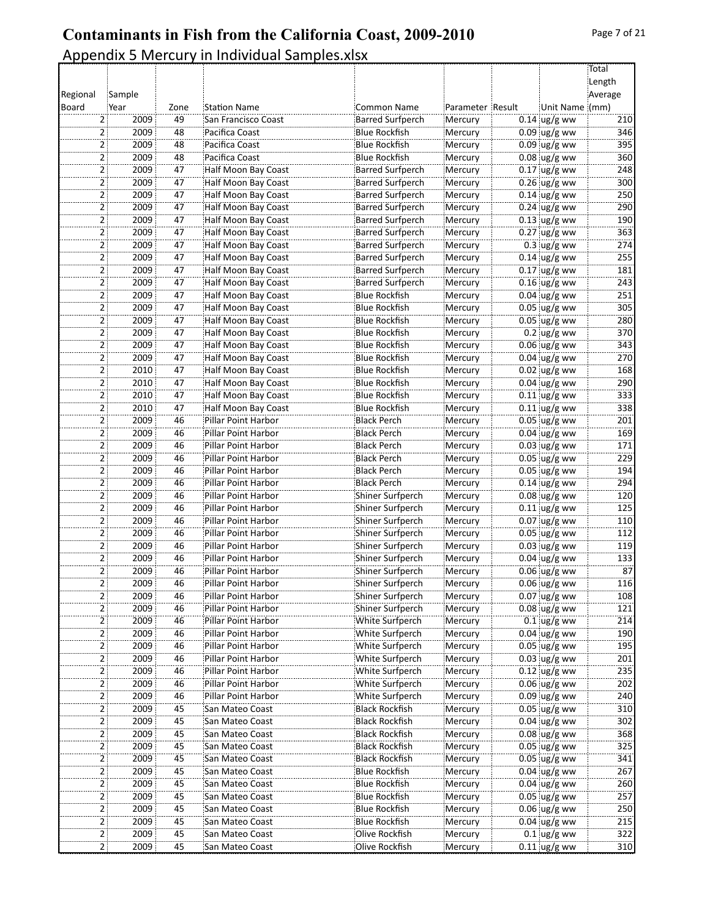# Contaminants in Fish from the California Coast, 2009-2010

## Appendix 5 Mercury in Individual Samples.xlsx

| Regional Board | Sample Year | Zone | Station Name | Common Name | Parameter | Result | Unit Name | Total Length Average (mm) |
|---|---|---|---|---|---|---|---|---|
| 2 | 2009 | 49 | San Francisco Coast | Barred Surfperch | Mercury | 0.14 | ug/g ww | 210 |
| 2 | 2009 | 48 | Pacifica Coast | Blue Rockfish | Mercury | 0.09 | ug/g ww | 346 |
| 2 | 2009 | 48 | Pacifica Coast | Blue Rockfish | Mercury | 0.09 | ug/g ww | 395 |
| 2 | 2009 | 48 | Pacifica Coast | Blue Rockfish | Mercury | 0.08 | ug/g ww | 360 |
| 2 | 2009 | 47 | Half Moon Bay Coast | Barred Surfperch | Mercury | 0.17 | ug/g ww | 248 |
| 2 | 2009 | 47 | Half Moon Bay Coast | Barred Surfperch | Mercury | 0.26 | ug/g ww | 300 |
| 2 | 2009 | 47 | Half Moon Bay Coast | Barred Surfperch | Mercury | 0.14 | ug/g ww | 250 |
| 2 | 2009 | 47 | Half Moon Bay Coast | Barred Surfperch | Mercury | 0.24 | ug/g ww | 290 |
| 2 | 2009 | 47 | Half Moon Bay Coast | Barred Surfperch | Mercury | 0.13 | ug/g ww | 190 |
| 2 | 2009 | 47 | Half Moon Bay Coast | Barred Surfperch | Mercury | 0.27 | ug/g ww | 363 |
| 2 | 2009 | 47 | Half Moon Bay Coast | Barred Surfperch | Mercury | 0.3 | ug/g ww | 274 |
| 2 | 2009 | 47 | Half Moon Bay Coast | Barred Surfperch | Mercury | 0.14 | ug/g ww | 255 |
| 2 | 2009 | 47 | Half Moon Bay Coast | Barred Surfperch | Mercury | 0.17 | ug/g ww | 181 |
| 2 | 2009 | 47 | Half Moon Bay Coast | Barred Surfperch | Mercury | 0.16 | ug/g ww | 243 |
| 2 | 2009 | 47 | Half Moon Bay Coast | Blue Rockfish | Mercury | 0.04 | ug/g ww | 251 |
| 2 | 2009 | 47 | Half Moon Bay Coast | Blue Rockfish | Mercury | 0.05 | ug/g ww | 305 |
| 2 | 2009 | 47 | Half Moon Bay Coast | Blue Rockfish | Mercury | 0.05 | ug/g ww | 280 |
| 2 | 2009 | 47 | Half Moon Bay Coast | Blue Rockfish | Mercury | 0.2 | ug/g ww | 370 |
| 2 | 2009 | 47 | Half Moon Bay Coast | Blue Rockfish | Mercury | 0.06 | ug/g ww | 343 |
| 2 | 2009 | 47 | Half Moon Bay Coast | Blue Rockfish | Mercury | 0.04 | ug/g ww | 270 |
| 2 | 2010 | 47 | Half Moon Bay Coast | Blue Rockfish | Mercury | 0.02 | ug/g ww | 168 |
| 2 | 2010 | 47 | Half Moon Bay Coast | Blue Rockfish | Mercury | 0.04 | ug/g ww | 290 |
| 2 | 2010 | 47 | Half Moon Bay Coast | Blue Rockfish | Mercury | 0.11 | ug/g ww | 333 |
| 2 | 2010 | 47 | Half Moon Bay Coast | Blue Rockfish | Mercury | 0.11 | ug/g ww | 338 |
| 2 | 2009 | 46 | Pillar Point Harbor | Black Perch | Mercury | 0.05 | ug/g ww | 201 |
| 2 | 2009 | 46 | Pillar Point Harbor | Black Perch | Mercury | 0.04 | ug/g ww | 169 |
| 2 | 2009 | 46 | Pillar Point Harbor | Black Perch | Mercury | 0.03 | ug/g ww | 171 |
| 2 | 2009 | 46 | Pillar Point Harbor | Black Perch | Mercury | 0.05 | ug/g ww | 229 |
| 2 | 2009 | 46 | Pillar Point Harbor | Black Perch | Mercury | 0.05 | ug/g ww | 194 |
| 2 | 2009 | 46 | Pillar Point Harbor | Black Perch | Mercury | 0.14 | ug/g ww | 294 |
| 2 | 2009 | 46 | Pillar Point Harbor | Shiner Surfperch | Mercury | 0.08 | ug/g ww | 120 |
| 2 | 2009 | 46 | Pillar Point Harbor | Shiner Surfperch | Mercury | 0.11 | ug/g ww | 125 |
| 2 | 2009 | 46 | Pillar Point Harbor | Shiner Surfperch | Mercury | 0.07 | ug/g ww | 110 |
| 2 | 2009 | 46 | Pillar Point Harbor | Shiner Surfperch | Mercury | 0.05 | ug/g ww | 112 |
| 2 | 2009 | 46 | Pillar Point Harbor | Shiner Surfperch | Mercury | 0.03 | ug/g ww | 119 |
| 2 | 2009 | 46 | Pillar Point Harbor | Shiner Surfperch | Mercury | 0.04 | ug/g ww | 133 |
| 2 | 2009 | 46 | Pillar Point Harbor | Shiner Surfperch | Mercury | 0.06 | ug/g ww | 87 |
| 2 | 2009 | 46 | Pillar Point Harbor | Shiner Surfperch | Mercury | 0.06 | ug/g ww | 116 |
| 2 | 2009 | 46 | Pillar Point Harbor | Shiner Surfperch | Mercury | 0.07 | ug/g ww | 108 |
| 2 | 2009 | 46 | Pillar Point Harbor | Shiner Surfperch | Mercury | 0.08 | ug/g ww | 121 |
| 2 | 2009 | 46 | Pillar Point Harbor | White Surfperch | Mercury | 0.1 | ug/g ww | 214 |
| 2 | 2009 | 46 | Pillar Point Harbor | White Surfperch | Mercury | 0.04 | ug/g ww | 190 |
| 2 | 2009 | 46 | Pillar Point Harbor | White Surfperch | Mercury | 0.05 | ug/g ww | 195 |
| 2 | 2009 | 46 | Pillar Point Harbor | White Surfperch | Mercury | 0.03 | ug/g ww | 201 |
| 2 | 2009 | 46 | Pillar Point Harbor | White Surfperch | Mercury | 0.12 | ug/g ww | 235 |
| 2 | 2009 | 46 | Pillar Point Harbor | White Surfperch | Mercury | 0.06 | ug/g ww | 202 |
| 2 | 2009 | 46 | Pillar Point Harbor | White Surfperch | Mercury | 0.09 | ug/g ww | 240 |
| 2 | 2009 | 45 | San Mateo Coast | Black Rockfish | Mercury | 0.05 | ug/g ww | 310 |
| 2 | 2009 | 45 | San Mateo Coast | Black Rockfish | Mercury | 0.04 | ug/g ww | 302 |
| 2 | 2009 | 45 | San Mateo Coast | Black Rockfish | Mercury | 0.08 | ug/g ww | 368 |
| 2 | 2009 | 45 | San Mateo Coast | Black Rockfish | Mercury | 0.05 | ug/g ww | 325 |
| 2 | 2009 | 45 | San Mateo Coast | Black Rockfish | Mercury | 0.05 | ug/g ww | 341 |
| 2 | 2009 | 45 | San Mateo Coast | Blue Rockfish | Mercury | 0.04 | ug/g ww | 267 |
| 2 | 2009 | 45 | San Mateo Coast | Blue Rockfish | Mercury | 0.04 | ug/g ww | 260 |
| 2 | 2009 | 45 | San Mateo Coast | Blue Rockfish | Mercury | 0.05 | ug/g ww | 257 |
| 2 | 2009 | 45 | San Mateo Coast | Blue Rockfish | Mercury | 0.06 | ug/g ww | 250 |
| 2 | 2009 | 45 | San Mateo Coast | Blue Rockfish | Mercury | 0.04 | ug/g ww | 215 |
| 2 | 2009 | 45 | San Mateo Coast | Olive Rockfish | Mercury | 0.1 | ug/g ww | 322 |
| 2 | 2009 | 45 | San Mateo Coast | Olive Rockfish | Mercury | 0.11 | ug/g ww | 310 |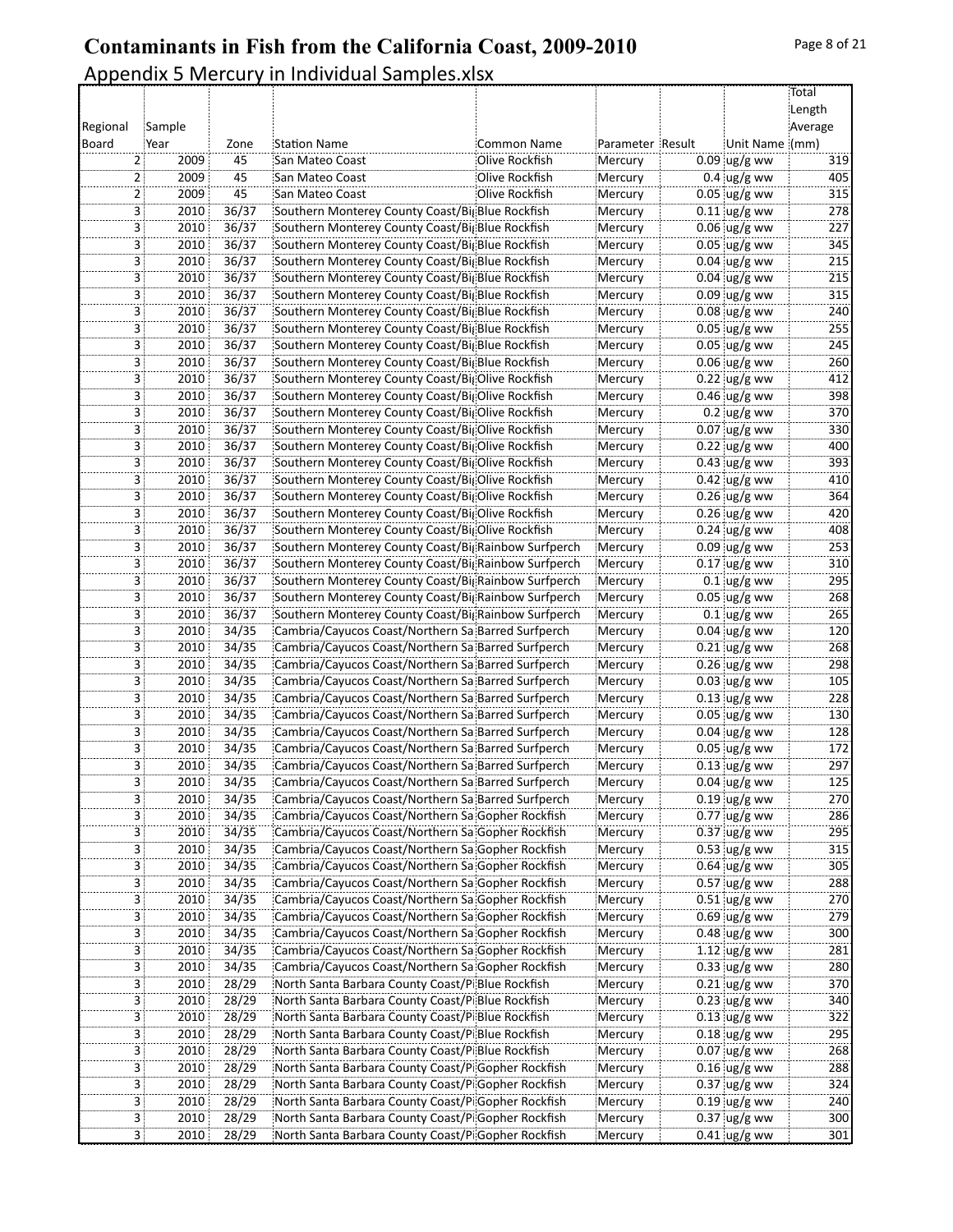# Contaminants in Fish from the California Coast, 2009-2010

Appendix 5 Mercury in Individual Samples.xlsx

| Regional Board | Sample Year | Zone | Station Name | Common Name | Parameter | Result | Unit Name | Total Length Average (mm) |
|---|---|---|---|---|---|---|---|---|
| 2 | 2009 | 45 | San Mateo Coast | Olive Rockfish | Mercury | 0.09 | ug/g ww | 319 |
| 2 | 2009 | 45 | San Mateo Coast | Olive Rockfish | Mercury | 0.4 | ug/g ww | 405 |
| 2 | 2009 | 45 | San Mateo Coast | Olive Rockfish | Mercury | 0.05 | ug/g ww | 315 |
| 3 | 2010 | 36/37 | Southern Monterey County Coast/Bi | Blue Rockfish | Mercury | 0.11 | ug/g ww | 278 |
| 3 | 2010 | 36/37 | Southern Monterey County Coast/Bi | Blue Rockfish | Mercury | 0.06 | ug/g ww | 227 |
| 3 | 2010 | 36/37 | Southern Monterey County Coast/Bi | Blue Rockfish | Mercury | 0.05 | ug/g ww | 345 |
| 3 | 2010 | 36/37 | Southern Monterey County Coast/Bi | Blue Rockfish | Mercury | 0.04 | ug/g ww | 215 |
| 3 | 2010 | 36/37 | Southern Monterey County Coast/Bi | Blue Rockfish | Mercury | 0.04 | ug/g ww | 215 |
| 3 | 2010 | 36/37 | Southern Monterey County Coast/Bi | Blue Rockfish | Mercury | 0.09 | ug/g ww | 315 |
| 3 | 2010 | 36/37 | Southern Monterey County Coast/Bi | Blue Rockfish | Mercury | 0.08 | ug/g ww | 240 |
| 3 | 2010 | 36/37 | Southern Monterey County Coast/Bi | Blue Rockfish | Mercury | 0.05 | ug/g ww | 255 |
| 3 | 2010 | 36/37 | Southern Monterey County Coast/Bi | Blue Rockfish | Mercury | 0.05 | ug/g ww | 245 |
| 3 | 2010 | 36/37 | Southern Monterey County Coast/Bi | Blue Rockfish | Mercury | 0.06 | ug/g ww | 260 |
| 3 | 2010 | 36/37 | Southern Monterey County Coast/Bi | Olive Rockfish | Mercury | 0.22 | ug/g ww | 412 |
| 3 | 2010 | 36/37 | Southern Monterey County Coast/Bi | Olive Rockfish | Mercury | 0.46 | ug/g ww | 398 |
| 3 | 2010 | 36/37 | Southern Monterey County Coast/Bi | Olive Rockfish | Mercury | 0.2 | ug/g ww | 370 |
| 3 | 2010 | 36/37 | Southern Monterey County Coast/Bi | Olive Rockfish | Mercury | 0.07 | ug/g ww | 330 |
| 3 | 2010 | 36/37 | Southern Monterey County Coast/Bi | Olive Rockfish | Mercury | 0.22 | ug/g ww | 400 |
| 3 | 2010 | 36/37 | Southern Monterey County Coast/Bi | Olive Rockfish | Mercury | 0.43 | ug/g ww | 393 |
| 3 | 2010 | 36/37 | Southern Monterey County Coast/Bi | Olive Rockfish | Mercury | 0.42 | ug/g ww | 410 |
| 3 | 2010 | 36/37 | Southern Monterey County Coast/Bi | Olive Rockfish | Mercury | 0.26 | ug/g ww | 364 |
| 3 | 2010 | 36/37 | Southern Monterey County Coast/Bi | Olive Rockfish | Mercury | 0.26 | ug/g ww | 420 |
| 3 | 2010 | 36/37 | Southern Monterey County Coast/Bi | Olive Rockfish | Mercury | 0.24 | ug/g ww | 408 |
| 3 | 2010 | 36/37 | Southern Monterey County Coast/Bi | Rainbow Surfperch | Mercury | 0.09 | ug/g ww | 253 |
| 3 | 2010 | 36/37 | Southern Monterey County Coast/Bi | Rainbow Surfperch | Mercury | 0.17 | ug/g ww | 310 |
| 3 | 2010 | 36/37 | Southern Monterey County Coast/Bi | Rainbow Surfperch | Mercury | 0.1 | ug/g ww | 295 |
| 3 | 2010 | 36/37 | Southern Monterey County Coast/Bi | Rainbow Surfperch | Mercury | 0.05 | ug/g ww | 268 |
| 3 | 2010 | 36/37 | Southern Monterey County Coast/Bi | Rainbow Surfperch | Mercury | 0.1 | ug/g ww | 265 |
| 3 | 2010 | 34/35 | Cambria/Cayucos Coast/Northern Sa | Barred Surfperch | Mercury | 0.04 | ug/g ww | 120 |
| 3 | 2010 | 34/35 | Cambria/Cayucos Coast/Northern Sa | Barred Surfperch | Mercury | 0.21 | ug/g ww | 268 |
| 3 | 2010 | 34/35 | Cambria/Cayucos Coast/Northern Sa | Barred Surfperch | Mercury | 0.26 | ug/g ww | 298 |
| 3 | 2010 | 34/35 | Cambria/Cayucos Coast/Northern Sa | Barred Surfperch | Mercury | 0.03 | ug/g ww | 105 |
| 3 | 2010 | 34/35 | Cambria/Cayucos Coast/Northern Sa | Barred Surfperch | Mercury | 0.13 | ug/g ww | 228 |
| 3 | 2010 | 34/35 | Cambria/Cayucos Coast/Northern Sa | Barred Surfperch | Mercury | 0.05 | ug/g ww | 130 |
| 3 | 2010 | 34/35 | Cambria/Cayucos Coast/Northern Sa | Barred Surfperch | Mercury | 0.04 | ug/g ww | 128 |
| 3 | 2010 | 34/35 | Cambria/Cayucos Coast/Northern Sa | Barred Surfperch | Mercury | 0.05 | ug/g ww | 172 |
| 3 | 2010 | 34/35 | Cambria/Cayucos Coast/Northern Sa | Barred Surfperch | Mercury | 0.13 | ug/g ww | 297 |
| 3 | 2010 | 34/35 | Cambria/Cayucos Coast/Northern Sa | Barred Surfperch | Mercury | 0.04 | ug/g ww | 125 |
| 3 | 2010 | 34/35 | Cambria/Cayucos Coast/Northern Sa | Barred Surfperch | Mercury | 0.19 | ug/g ww | 270 |
| 3 | 2010 | 34/35 | Cambria/Cayucos Coast/Northern Sa | Gopher Rockfish | Mercury | 0.77 | ug/g ww | 286 |
| 3 | 2010 | 34/35 | Cambria/Cayucos Coast/Northern Sa | Gopher Rockfish | Mercury | 0.37 | ug/g ww | 295 |
| 3 | 2010 | 34/35 | Cambria/Cayucos Coast/Northern Sa | Gopher Rockfish | Mercury | 0.53 | ug/g ww | 315 |
| 3 | 2010 | 34/35 | Cambria/Cayucos Coast/Northern Sa | Gopher Rockfish | Mercury | 0.64 | ug/g ww | 305 |
| 3 | 2010 | 34/35 | Cambria/Cayucos Coast/Northern Sa | Gopher Rockfish | Mercury | 0.57 | ug/g ww | 288 |
| 3 | 2010 | 34/35 | Cambria/Cayucos Coast/Northern Sa | Gopher Rockfish | Mercury | 0.51 | ug/g ww | 270 |
| 3 | 2010 | 34/35 | Cambria/Cayucos Coast/Northern Sa | Gopher Rockfish | Mercury | 0.69 | ug/g ww | 279 |
| 3 | 2010 | 34/35 | Cambria/Cayucos Coast/Northern Sa | Gopher Rockfish | Mercury | 0.48 | ug/g ww | 300 |
| 3 | 2010 | 34/35 | Cambria/Cayucos Coast/Northern Sa | Gopher Rockfish | Mercury | 1.12 | ug/g ww | 281 |
| 3 | 2010 | 34/35 | Cambria/Cayucos Coast/Northern Sa | Gopher Rockfish | Mercury | 0.33 | ug/g ww | 280 |
| 3 | 2010 | 28/29 | North Santa Barbara County Coast/Pi | Blue Rockfish | Mercury | 0.21 | ug/g ww | 370 |
| 3 | 2010 | 28/29 | North Santa Barbara County Coast/Pi | Blue Rockfish | Mercury | 0.23 | ug/g ww | 340 |
| 3 | 2010 | 28/29 | North Santa Barbara County Coast/Pi | Blue Rockfish | Mercury | 0.13 | ug/g ww | 322 |
| 3 | 2010 | 28/29 | North Santa Barbara County Coast/Pi | Blue Rockfish | Mercury | 0.18 | ug/g ww | 295 |
| 3 | 2010 | 28/29 | North Santa Barbara County Coast/Pi | Blue Rockfish | Mercury | 0.07 | ug/g ww | 268 |
| 3 | 2010 | 28/29 | North Santa Barbara County Coast/Pi | Gopher Rockfish | Mercury | 0.16 | ug/g ww | 288 |
| 3 | 2010 | 28/29 | North Santa Barbara County Coast/Pi | Gopher Rockfish | Mercury | 0.37 | ug/g ww | 324 |
| 3 | 2010 | 28/29 | North Santa Barbara County Coast/Pi | Gopher Rockfish | Mercury | 0.19 | ug/g ww | 240 |
| 3 | 2010 | 28/29 | North Santa Barbara County Coast/Pi | Gopher Rockfish | Mercury | 0.37 | ug/g ww | 300 |
| 3 | 2010 | 28/29 | North Santa Barbara County Coast/Pi | Gopher Rockfish | Mercury | 0.41 | ug/g ww | 301 |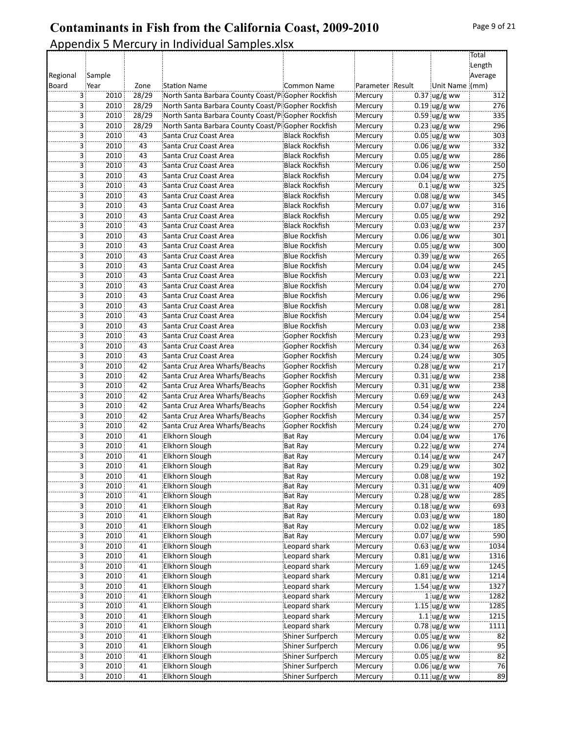# Contaminants in Fish from the California Coast, 2009-2010

## Appendix 5 Mercury in Individual Samples.xlsx

| Regional Board | Sample Year | Zone | Station Name | Common Name | Parameter | Result | Unit Name | Total Length Average (mm) |
|---|---|---|---|---|---|---|---|---|
| 3 | 2010 | 28/29 | North Santa Barbara County Coast/Pi | Gopher Rockfish | Mercury | 0.37 | ug/g ww | 312 |
| 3 | 2010 | 28/29 | North Santa Barbara County Coast/Pi | Gopher Rockfish | Mercury | 0.19 | ug/g ww | 276 |
| 3 | 2010 | 28/29 | North Santa Barbara County Coast/Pi | Gopher Rockfish | Mercury | 0.59 | ug/g ww | 335 |
| 3 | 2010 | 28/29 | North Santa Barbara County Coast/Pi | Gopher Rockfish | Mercury | 0.23 | ug/g ww | 296 |
| 3 | 2010 | 43 | Santa Cruz Coast Area | Black Rockfish | Mercury | 0.05 | ug/g ww | 303 |
| 3 | 2010 | 43 | Santa Cruz Coast Area | Black Rockfish | Mercury | 0.06 | ug/g ww | 332 |
| 3 | 2010 | 43 | Santa Cruz Coast Area | Black Rockfish | Mercury | 0.05 | ug/g ww | 286 |
| 3 | 2010 | 43 | Santa Cruz Coast Area | Black Rockfish | Mercury | 0.06 | ug/g ww | 250 |
| 3 | 2010 | 43 | Santa Cruz Coast Area | Black Rockfish | Mercury | 0.04 | ug/g ww | 275 |
| 3 | 2010 | 43 | Santa Cruz Coast Area | Black Rockfish | Mercury | 0.1 | ug/g ww | 325 |
| 3 | 2010 | 43 | Santa Cruz Coast Area | Black Rockfish | Mercury | 0.08 | ug/g ww | 345 |
| 3 | 2010 | 43 | Santa Cruz Coast Area | Black Rockfish | Mercury | 0.07 | ug/g ww | 316 |
| 3 | 2010 | 43 | Santa Cruz Coast Area | Black Rockfish | Mercury | 0.05 | ug/g ww | 292 |
| 3 | 2010 | 43 | Santa Cruz Coast Area | Black Rockfish | Mercury | 0.03 | ug/g ww | 237 |
| 3 | 2010 | 43 | Santa Cruz Coast Area | Blue Rockfish | Mercury | 0.06 | ug/g ww | 301 |
| 3 | 2010 | 43 | Santa Cruz Coast Area | Blue Rockfish | Mercury | 0.05 | ug/g ww | 300 |
| 3 | 2010 | 43 | Santa Cruz Coast Area | Blue Rockfish | Mercury | 0.39 | ug/g ww | 265 |
| 3 | 2010 | 43 | Santa Cruz Coast Area | Blue Rockfish | Mercury | 0.04 | ug/g ww | 245 |
| 3 | 2010 | 43 | Santa Cruz Coast Area | Blue Rockfish | Mercury | 0.03 | ug/g ww | 221 |
| 3 | 2010 | 43 | Santa Cruz Coast Area | Blue Rockfish | Mercury | 0.04 | ug/g ww | 270 |
| 3 | 2010 | 43 | Santa Cruz Coast Area | Blue Rockfish | Mercury | 0.06 | ug/g ww | 296 |
| 3 | 2010 | 43 | Santa Cruz Coast Area | Blue Rockfish | Mercury | 0.08 | ug/g ww | 281 |
| 3 | 2010 | 43 | Santa Cruz Coast Area | Blue Rockfish | Mercury | 0.04 | ug/g ww | 254 |
| 3 | 2010 | 43 | Santa Cruz Coast Area | Blue Rockfish | Mercury | 0.03 | ug/g ww | 238 |
| 3 | 2010 | 43 | Santa Cruz Coast Area | Gopher Rockfish | Mercury | 0.23 | ug/g ww | 293 |
| 3 | 2010 | 43 | Santa Cruz Coast Area | Gopher Rockfish | Mercury | 0.34 | ug/g ww | 263 |
| 3 | 2010 | 43 | Santa Cruz Coast Area | Gopher Rockfish | Mercury | 0.24 | ug/g ww | 305 |
| 3 | 2010 | 42 | Santa Cruz Area Wharfs/Beachs | Gopher Rockfish | Mercury | 0.28 | ug/g ww | 217 |
| 3 | 2010 | 42 | Santa Cruz Area Wharfs/Beachs | Gopher Rockfish | Mercury | 0.31 | ug/g ww | 238 |
| 3 | 2010 | 42 | Santa Cruz Area Wharfs/Beachs | Gopher Rockfish | Mercury | 0.31 | ug/g ww | 238 |
| 3 | 2010 | 42 | Santa Cruz Area Wharfs/Beachs | Gopher Rockfish | Mercury | 0.69 | ug/g ww | 243 |
| 3 | 2010 | 42 | Santa Cruz Area Wharfs/Beachs | Gopher Rockfish | Mercury | 0.54 | ug/g ww | 224 |
| 3 | 2010 | 42 | Santa Cruz Area Wharfs/Beachs | Gopher Rockfish | Mercury | 0.34 | ug/g ww | 257 |
| 3 | 2010 | 42 | Santa Cruz Area Wharfs/Beachs | Gopher Rockfish | Mercury | 0.24 | ug/g ww | 270 |
| 3 | 2010 | 41 | Elkhorn Slough | Bat Ray | Mercury | 0.04 | ug/g ww | 176 |
| 3 | 2010 | 41 | Elkhorn Slough | Bat Ray | Mercury | 0.22 | ug/g ww | 274 |
| 3 | 2010 | 41 | Elkhorn Slough | Bat Ray | Mercury | 0.14 | ug/g ww | 247 |
| 3 | 2010 | 41 | Elkhorn Slough | Bat Ray | Mercury | 0.29 | ug/g ww | 302 |
| 3 | 2010 | 41 | Elkhorn Slough | Bat Ray | Mercury | 0.08 | ug/g ww | 192 |
| 3 | 2010 | 41 | Elkhorn Slough | Bat Ray | Mercury | 0.31 | ug/g ww | 409 |
| 3 | 2010 | 41 | Elkhorn Slough | Bat Ray | Mercury | 0.28 | ug/g ww | 285 |
| 3 | 2010 | 41 | Elkhorn Slough | Bat Ray | Mercury | 0.18 | ug/g ww | 693 |
| 3 | 2010 | 41 | Elkhorn Slough | Bat Ray | Mercury | 0.03 | ug/g ww | 180 |
| 3 | 2010 | 41 | Elkhorn Slough | Bat Ray | Mercury | 0.02 | ug/g ww | 185 |
| 3 | 2010 | 41 | Elkhorn Slough | Bat Ray | Mercury | 0.07 | ug/g ww | 590 |
| 3 | 2010 | 41 | Elkhorn Slough | Leopard shark | Mercury | 0.63 | ug/g ww | 1034 |
| 3 | 2010 | 41 | Elkhorn Slough | Leopard shark | Mercury | 0.81 | ug/g ww | 1316 |
| 3 | 2010 | 41 | Elkhorn Slough | Leopard shark | Mercury | 1.69 | ug/g ww | 1245 |
| 3 | 2010 | 41 | Elkhorn Slough | Leopard shark | Mercury | 0.81 | ug/g ww | 1214 |
| 3 | 2010 | 41 | Elkhorn Slough | Leopard shark | Mercury | 1.54 | ug/g ww | 1327 |
| 3 | 2010 | 41 | Elkhorn Slough | Leopard shark | Mercury | 1 | ug/g ww | 1282 |
| 3 | 2010 | 41 | Elkhorn Slough | Leopard shark | Mercury | 1.15 | ug/g ww | 1285 |
| 3 | 2010 | 41 | Elkhorn Slough | Leopard shark | Mercury | 1.1 | ug/g ww | 1215 |
| 3 | 2010 | 41 | Elkhorn Slough | Leopard shark | Mercury | 0.78 | ug/g ww | 1111 |
| 3 | 2010 | 41 | Elkhorn Slough | Shiner Surfperch | Mercury | 0.05 | ug/g ww | 82 |
| 3 | 2010 | 41 | Elkhorn Slough | Shiner Surfperch | Mercury | 0.06 | ug/g ww | 95 |
| 3 | 2010 | 41 | Elkhorn Slough | Shiner Surfperch | Mercury | 0.05 | ug/g ww | 82 |
| 3 | 2010 | 41 | Elkhorn Slough | Shiner Surfperch | Mercury | 0.06 | ug/g ww | 76 |
| 3 | 2010 | 41 | Elkhorn Slough | Shiner Surfperch | Mercury | 0.11 | ug/g ww | 89 |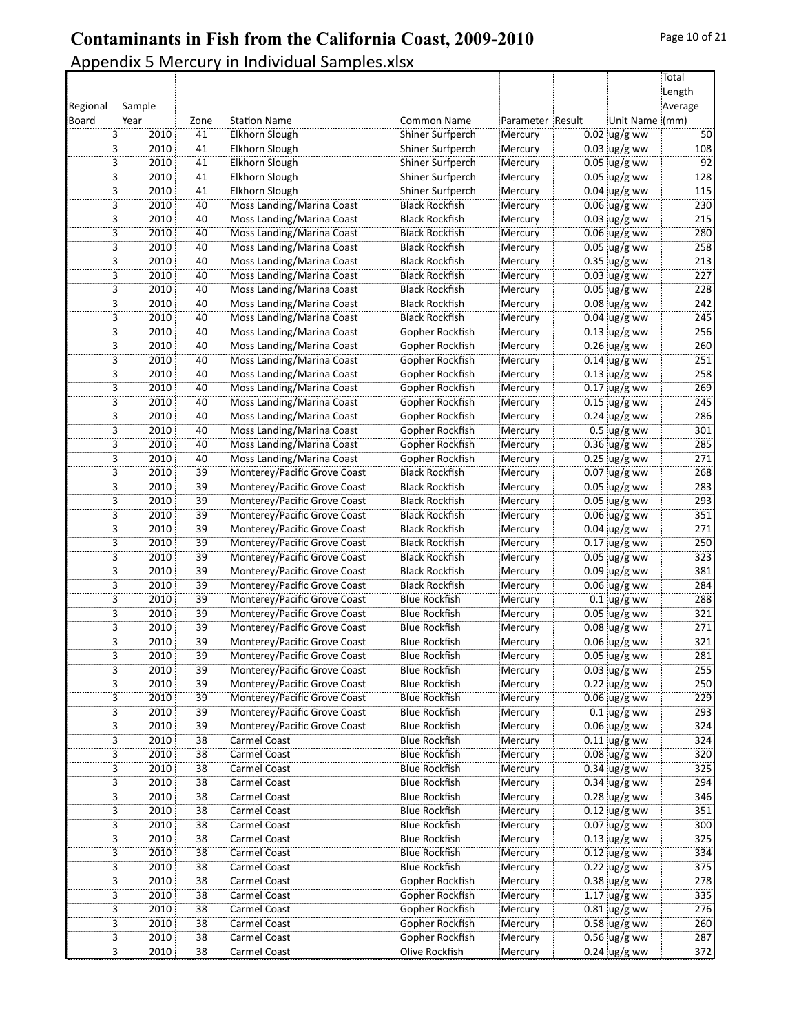# Contaminants in Fish from the California Coast, 2009-2010

Appendix 5 Mercury in Individual Samples.xlsx

| Regional Board | Sample Year | Zone | Station Name | Common Name | Parameter | Result | Unit Name | Total Length Average (mm) |
|---|---|---|---|---|---|---|---|---|
| 3 | 2010 | 41 | Elkhorn Slough | Shiner Surfperch | Mercury | 0.02 | ug/g ww | 50 |
| 3 | 2010 | 41 | Elkhorn Slough | Shiner Surfperch | Mercury | 0.03 | ug/g ww | 108 |
| 3 | 2010 | 41 | Elkhorn Slough | Shiner Surfperch | Mercury | 0.05 | ug/g ww | 92 |
| 3 | 2010 | 41 | Elkhorn Slough | Shiner Surfperch | Mercury | 0.05 | ug/g ww | 128 |
| 3 | 2010 | 41 | Elkhorn Slough | Shiner Surfperch | Mercury | 0.04 | ug/g ww | 115 |
| 3 | 2010 | 40 | Moss Landing/Marina Coast | Black Rockfish | Mercury | 0.06 | ug/g ww | 230 |
| 3 | 2010 | 40 | Moss Landing/Marina Coast | Black Rockfish | Mercury | 0.03 | ug/g ww | 215 |
| 3 | 2010 | 40 | Moss Landing/Marina Coast | Black Rockfish | Mercury | 0.06 | ug/g ww | 280 |
| 3 | 2010 | 40 | Moss Landing/Marina Coast | Black Rockfish | Mercury | 0.05 | ug/g ww | 258 |
| 3 | 2010 | 40 | Moss Landing/Marina Coast | Black Rockfish | Mercury | 0.35 | ug/g ww | 213 |
| 3 | 2010 | 40 | Moss Landing/Marina Coast | Black Rockfish | Mercury | 0.03 | ug/g ww | 227 |
| 3 | 2010 | 40 | Moss Landing/Marina Coast | Black Rockfish | Mercury | 0.05 | ug/g ww | 228 |
| 3 | 2010 | 40 | Moss Landing/Marina Coast | Black Rockfish | Mercury | 0.08 | ug/g ww | 242 |
| 3 | 2010 | 40 | Moss Landing/Marina Coast | Black Rockfish | Mercury | 0.04 | ug/g ww | 245 |
| 3 | 2010 | 40 | Moss Landing/Marina Coast | Gopher Rockfish | Mercury | 0.13 | ug/g ww | 256 |
| 3 | 2010 | 40 | Moss Landing/Marina Coast | Gopher Rockfish | Mercury | 0.26 | ug/g ww | 260 |
| 3 | 2010 | 40 | Moss Landing/Marina Coast | Gopher Rockfish | Mercury | 0.14 | ug/g ww | 251 |
| 3 | 2010 | 40 | Moss Landing/Marina Coast | Gopher Rockfish | Mercury | 0.13 | ug/g ww | 258 |
| 3 | 2010 | 40 | Moss Landing/Marina Coast | Gopher Rockfish | Mercury | 0.17 | ug/g ww | 269 |
| 3 | 2010 | 40 | Moss Landing/Marina Coast | Gopher Rockfish | Mercury | 0.15 | ug/g ww | 245 |
| 3 | 2010 | 40 | Moss Landing/Marina Coast | Gopher Rockfish | Mercury | 0.24 | ug/g ww | 286 |
| 3 | 2010 | 40 | Moss Landing/Marina Coast | Gopher Rockfish | Mercury | 0.5 | ug/g ww | 301 |
| 3 | 2010 | 40 | Moss Landing/Marina Coast | Gopher Rockfish | Mercury | 0.36 | ug/g ww | 285 |
| 3 | 2010 | 40 | Moss Landing/Marina Coast | Gopher Rockfish | Mercury | 0.25 | ug/g ww | 271 |
| 3 | 2010 | 39 | Monterey/Pacific Grove Coast | Black Rockfish | Mercury | 0.07 | ug/g ww | 268 |
| 3 | 2010 | 39 | Monterey/Pacific Grove Coast | Black Rockfish | Mercury | 0.05 | ug/g ww | 283 |
| 3 | 2010 | 39 | Monterey/Pacific Grove Coast | Black Rockfish | Mercury | 0.05 | ug/g ww | 293 |
| 3 | 2010 | 39 | Monterey/Pacific Grove Coast | Black Rockfish | Mercury | 0.06 | ug/g ww | 351 |
| 3 | 2010 | 39 | Monterey/Pacific Grove Coast | Black Rockfish | Mercury | 0.04 | ug/g ww | 271 |
| 3 | 2010 | 39 | Monterey/Pacific Grove Coast | Black Rockfish | Mercury | 0.17 | ug/g ww | 250 |
| 3 | 2010 | 39 | Monterey/Pacific Grove Coast | Black Rockfish | Mercury | 0.05 | ug/g ww | 323 |
| 3 | 2010 | 39 | Monterey/Pacific Grove Coast | Black Rockfish | Mercury | 0.09 | ug/g ww | 381 |
| 3 | 2010 | 39 | Monterey/Pacific Grove Coast | Black Rockfish | Mercury | 0.06 | ug/g ww | 284 |
| 3 | 2010 | 39 | Monterey/Pacific Grove Coast | Blue Rockfish | Mercury | 0.1 | ug/g ww | 288 |
| 3 | 2010 | 39 | Monterey/Pacific Grove Coast | Blue Rockfish | Mercury | 0.05 | ug/g ww | 321 |
| 3 | 2010 | 39 | Monterey/Pacific Grove Coast | Blue Rockfish | Mercury | 0.08 | ug/g ww | 271 |
| 3 | 2010 | 39 | Monterey/Pacific Grove Coast | Blue Rockfish | Mercury | 0.06 | ug/g ww | 321 |
| 3 | 2010 | 39 | Monterey/Pacific Grove Coast | Blue Rockfish | Mercury | 0.05 | ug/g ww | 281 |
| 3 | 2010 | 39 | Monterey/Pacific Grove Coast | Blue Rockfish | Mercury | 0.03 | ug/g ww | 255 |
| 3 | 2010 | 39 | Monterey/Pacific Grove Coast | Blue Rockfish | Mercury | 0.22 | ug/g ww | 250 |
| 3 | 2010 | 39 | Monterey/Pacific Grove Coast | Blue Rockfish | Mercury | 0.06 | ug/g ww | 229 |
| 3 | 2010 | 39 | Monterey/Pacific Grove Coast | Blue Rockfish | Mercury | 0.1 | ug/g ww | 293 |
| 3 | 2010 | 39 | Monterey/Pacific Grove Coast | Blue Rockfish | Mercury | 0.06 | ug/g ww | 324 |
| 3 | 2010 | 38 | Carmel Coast | Blue Rockfish | Mercury | 0.11 | ug/g ww | 324 |
| 3 | 2010 | 38 | Carmel Coast | Blue Rockfish | Mercury | 0.08 | ug/g ww | 320 |
| 3 | 2010 | 38 | Carmel Coast | Blue Rockfish | Mercury | 0.34 | ug/g ww | 325 |
| 3 | 2010 | 38 | Carmel Coast | Blue Rockfish | Mercury | 0.34 | ug/g ww | 294 |
| 3 | 2010 | 38 | Carmel Coast | Blue Rockfish | Mercury | 0.28 | ug/g ww | 346 |
| 3 | 2010 | 38 | Carmel Coast | Blue Rockfish | Mercury | 0.12 | ug/g ww | 351 |
| 3 | 2010 | 38 | Carmel Coast | Blue Rockfish | Mercury | 0.07 | ug/g ww | 300 |
| 3 | 2010 | 38 | Carmel Coast | Blue Rockfish | Mercury | 0.13 | ug/g ww | 325 |
| 3 | 2010 | 38 | Carmel Coast | Blue Rockfish | Mercury | 0.12 | ug/g ww | 334 |
| 3 | 2010 | 38 | Carmel Coast | Blue Rockfish | Mercury | 0.22 | ug/g ww | 375 |
| 3 | 2010 | 38 | Carmel Coast | Gopher Rockfish | Mercury | 0.38 | ug/g ww | 278 |
| 3 | 2010 | 38 | Carmel Coast | Gopher Rockfish | Mercury | 1.17 | ug/g ww | 335 |
| 3 | 2010 | 38 | Carmel Coast | Gopher Rockfish | Mercury | 0.81 | ug/g ww | 276 |
| 3 | 2010 | 38 | Carmel Coast | Gopher Rockfish | Mercury | 0.58 | ug/g ww | 260 |
| 3 | 2010 | 38 | Carmel Coast | Gopher Rockfish | Mercury | 0.56 | ug/g ww | 287 |
| 3 | 2010 | 38 | Carmel Coast | Olive Rockfish | Mercury | 0.24 | ug/g ww | 372 |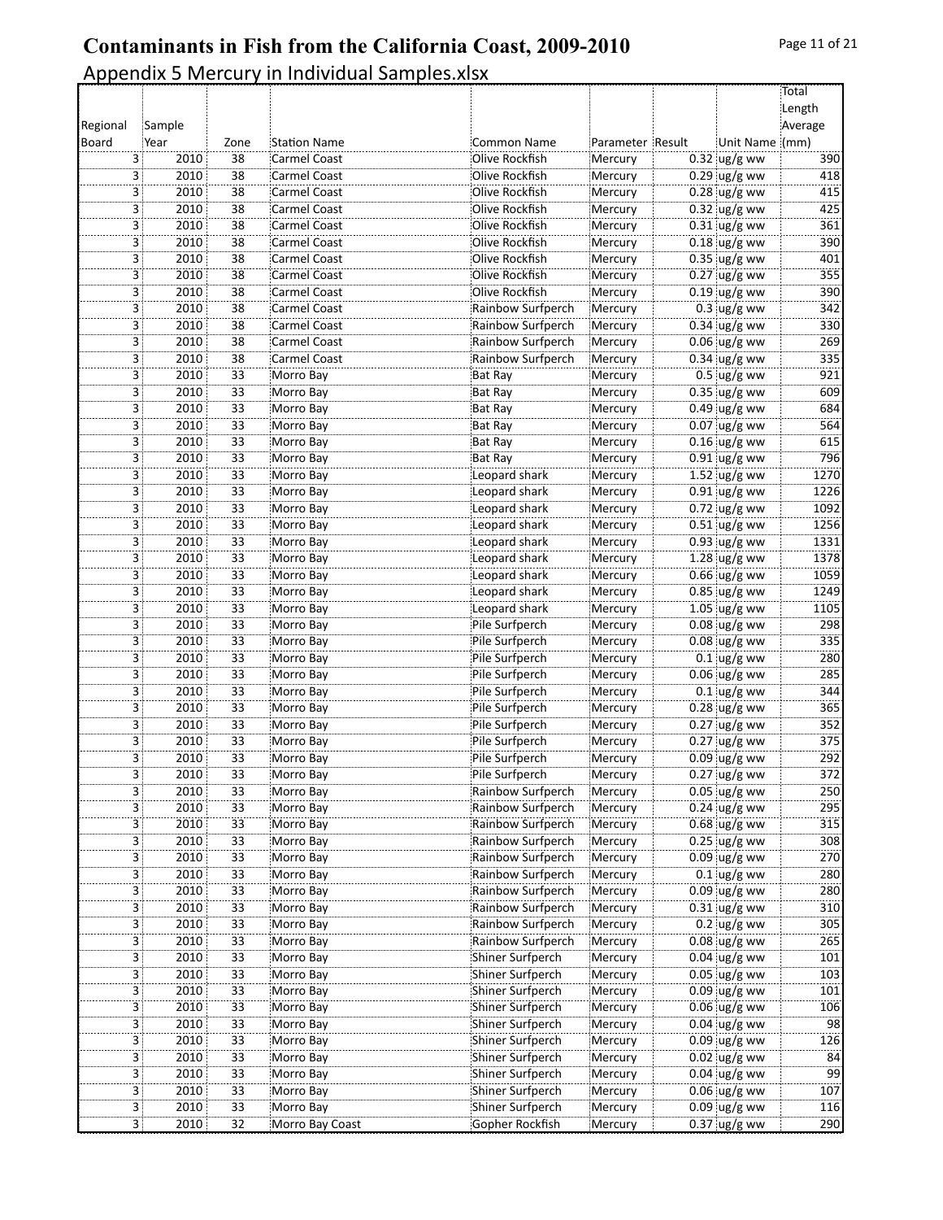# Contaminants in Fish from the California Coast, 2009-2010

Appendix 5 Mercury in Individual Samples.xlsx

| Regional Board | Sample Year | Zone | Station Name | Common Name | Parameter | Result | Unit Name | Total Length Average (mm) |
|---|---|---|---|---|---|---|---|---|
| 3 | 2010 | 38 | Carmel Coast | Olive Rockfish | Mercury | 0.32 | ug/g ww | 390 |
| 3 | 2010 | 38 | Carmel Coast | Olive Rockfish | Mercury | 0.29 | ug/g ww | 418 |
| 3 | 2010 | 38 | Carmel Coast | Olive Rockfish | Mercury | 0.28 | ug/g ww | 415 |
| 3 | 2010 | 38 | Carmel Coast | Olive Rockfish | Mercury | 0.32 | ug/g ww | 425 |
| 3 | 2010 | 38 | Carmel Coast | Olive Rockfish | Mercury | 0.31 | ug/g ww | 361 |
| 3 | 2010 | 38 | Carmel Coast | Olive Rockfish | Mercury | 0.18 | ug/g ww | 390 |
| 3 | 2010 | 38 | Carmel Coast | Olive Rockfish | Mercury | 0.35 | ug/g ww | 401 |
| 3 | 2010 | 38 | Carmel Coast | Olive Rockfish | Mercury | 0.27 | ug/g ww | 355 |
| 3 | 2010 | 38 | Carmel Coast | Olive Rockfish | Mercury | 0.19 | ug/g ww | 390 |
| 3 | 2010 | 38 | Carmel Coast | Rainbow Surfperch | Mercury | 0.3 | ug/g ww | 342 |
| 3 | 2010 | 38 | Carmel Coast | Rainbow Surfperch | Mercury | 0.34 | ug/g ww | 330 |
| 3 | 2010 | 38 | Carmel Coast | Rainbow Surfperch | Mercury | 0.06 | ug/g ww | 269 |
| 3 | 2010 | 38 | Carmel Coast | Rainbow Surfperch | Mercury | 0.34 | ug/g ww | 335 |
| 3 | 2010 | 33 | Morro Bay | Bat Ray | Mercury | 0.5 | ug/g ww | 921 |
| 3 | 2010 | 33 | Morro Bay | Bat Ray | Mercury | 0.35 | ug/g ww | 609 |
| 3 | 2010 | 33 | Morro Bay | Bat Ray | Mercury | 0.49 | ug/g ww | 684 |
| 3 | 2010 | 33 | Morro Bay | Bat Ray | Mercury | 0.07 | ug/g ww | 564 |
| 3 | 2010 | 33 | Morro Bay | Bat Ray | Mercury | 0.16 | ug/g ww | 615 |
| 3 | 2010 | 33 | Morro Bay | Bat Ray | Mercury | 0.91 | ug/g ww | 796 |
| 3 | 2010 | 33 | Morro Bay | Leopard shark | Mercury | 1.52 | ug/g ww | 1270 |
| 3 | 2010 | 33 | Morro Bay | Leopard shark | Mercury | 0.91 | ug/g ww | 1226 |
| 3 | 2010 | 33 | Morro Bay | Leopard shark | Mercury | 0.72 | ug/g ww | 1092 |
| 3 | 2010 | 33 | Morro Bay | Leopard shark | Mercury | 0.51 | ug/g ww | 1256 |
| 3 | 2010 | 33 | Morro Bay | Leopard shark | Mercury | 0.93 | ug/g ww | 1331 |
| 3 | 2010 | 33 | Morro Bay | Leopard shark | Mercury | 1.28 | ug/g ww | 1378 |
| 3 | 2010 | 33 | Morro Bay | Leopard shark | Mercury | 0.66 | ug/g ww | 1059 |
| 3 | 2010 | 33 | Morro Bay | Leopard shark | Mercury | 0.85 | ug/g ww | 1249 |
| 3 | 2010 | 33 | Morro Bay | Leopard shark | Mercury | 1.05 | ug/g ww | 1105 |
| 3 | 2010 | 33 | Morro Bay | Pile Surfperch | Mercury | 0.08 | ug/g ww | 298 |
| 3 | 2010 | 33 | Morro Bay | Pile Surfperch | Mercury | 0.08 | ug/g ww | 335 |
| 3 | 2010 | 33 | Morro Bay | Pile Surfperch | Mercury | 0.1 | ug/g ww | 280 |
| 3 | 2010 | 33 | Morro Bay | Pile Surfperch | Mercury | 0.06 | ug/g ww | 285 |
| 3 | 2010 | 33 | Morro Bay | Pile Surfperch | Mercury | 0.1 | ug/g ww | 344 |
| 3 | 2010 | 33 | Morro Bay | Pile Surfperch | Mercury | 0.28 | ug/g ww | 365 |
| 3 | 2010 | 33 | Morro Bay | Pile Surfperch | Mercury | 0.27 | ug/g ww | 352 |
| 3 | 2010 | 33 | Morro Bay | Pile Surfperch | Mercury | 0.27 | ug/g ww | 375 |
| 3 | 2010 | 33 | Morro Bay | Pile Surfperch | Mercury | 0.09 | ug/g ww | 292 |
| 3 | 2010 | 33 | Morro Bay | Pile Surfperch | Mercury | 0.27 | ug/g ww | 372 |
| 3 | 2010 | 33 | Morro Bay | Rainbow Surfperch | Mercury | 0.05 | ug/g ww | 250 |
| 3 | 2010 | 33 | Morro Bay | Rainbow Surfperch | Mercury | 0.24 | ug/g ww | 295 |
| 3 | 2010 | 33 | Morro Bay | Rainbow Surfperch | Mercury | 0.68 | ug/g ww | 315 |
| 3 | 2010 | 33 | Morro Bay | Rainbow Surfperch | Mercury | 0.25 | ug/g ww | 308 |
| 3 | 2010 | 33 | Morro Bay | Rainbow Surfperch | Mercury | 0.09 | ug/g ww | 270 |
| 3 | 2010 | 33 | Morro Bay | Rainbow Surfperch | Mercury | 0.1 | ug/g ww | 280 |
| 3 | 2010 | 33 | Morro Bay | Rainbow Surfperch | Mercury | 0.09 | ug/g ww | 280 |
| 3 | 2010 | 33 | Morro Bay | Rainbow Surfperch | Mercury | 0.31 | ug/g ww | 310 |
| 3 | 2010 | 33 | Morro Bay | Rainbow Surfperch | Mercury | 0.2 | ug/g ww | 305 |
| 3 | 2010 | 33 | Morro Bay | Rainbow Surfperch | Mercury | 0.08 | ug/g ww | 265 |
| 3 | 2010 | 33 | Morro Bay | Shiner Surfperch | Mercury | 0.04 | ug/g ww | 101 |
| 3 | 2010 | 33 | Morro Bay | Shiner Surfperch | Mercury | 0.05 | ug/g ww | 103 |
| 3 | 2010 | 33 | Morro Bay | Shiner Surfperch | Mercury | 0.09 | ug/g ww | 101 |
| 3 | 2010 | 33 | Morro Bay | Shiner Surfperch | Mercury | 0.06 | ug/g ww | 106 |
| 3 | 2010 | 33 | Morro Bay | Shiner Surfperch | Mercury | 0.04 | ug/g ww | 98 |
| 3 | 2010 | 33 | Morro Bay | Shiner Surfperch | Mercury | 0.09 | ug/g ww | 126 |
| 3 | 2010 | 33 | Morro Bay | Shiner Surfperch | Mercury | 0.02 | ug/g ww | 84 |
| 3 | 2010 | 33 | Morro Bay | Shiner Surfperch | Mercury | 0.04 | ug/g ww | 99 |
| 3 | 2010 | 33 | Morro Bay | Shiner Surfperch | Mercury | 0.06 | ug/g ww | 107 |
| 3 | 2010 | 33 | Morro Bay | Shiner Surfperch | Mercury | 0.09 | ug/g ww | 116 |
| 3 | 2010 | 32 | Morro Bay Coast | Gopher Rockfish | Mercury | 0.37 | ug/g ww | 290 |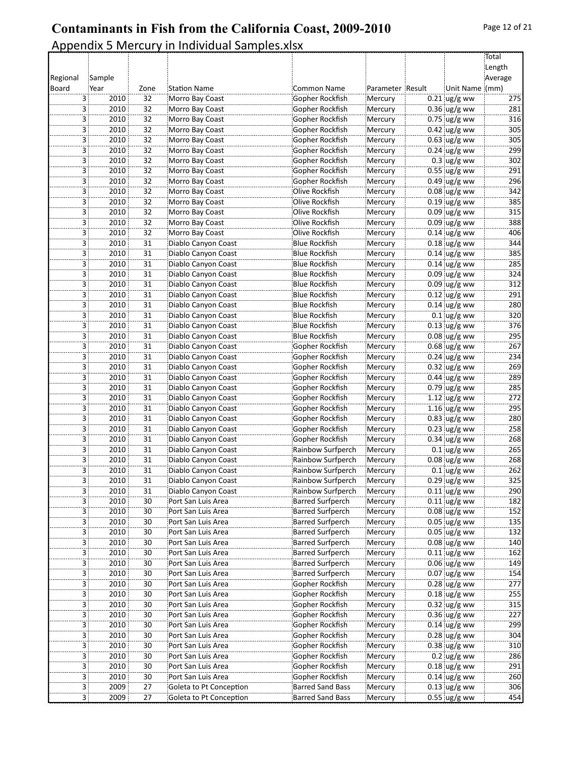# Contaminants in Fish from the California Coast, 2009-2010

## Appendix 5 Mercury in Individual Samples.xlsx

| Regional Board | Sample Year | Zone | Station Name | Common Name | Parameter | Result | Unit Name | Total Length Average (mm) |
|---|---|---|---|---|---|---|---|---|
| 3 | 2010 | 32 | Morro Bay Coast | Gopher Rockfish | Mercury | 0.21 | ug/g ww | 275 |
| 3 | 2010 | 32 | Morro Bay Coast | Gopher Rockfish | Mercury | 0.36 | ug/g ww | 281 |
| 3 | 2010 | 32 | Morro Bay Coast | Gopher Rockfish | Mercury | 0.75 | ug/g ww | 316 |
| 3 | 2010 | 32 | Morro Bay Coast | Gopher Rockfish | Mercury | 0.42 | ug/g ww | 305 |
| 3 | 2010 | 32 | Morro Bay Coast | Gopher Rockfish | Mercury | 0.63 | ug/g ww | 305 |
| 3 | 2010 | 32 | Morro Bay Coast | Gopher Rockfish | Mercury | 0.24 | ug/g ww | 299 |
| 3 | 2010 | 32 | Morro Bay Coast | Gopher Rockfish | Mercury | 0.3 | ug/g ww | 302 |
| 3 | 2010 | 32 | Morro Bay Coast | Gopher Rockfish | Mercury | 0.55 | ug/g ww | 291 |
| 3 | 2010 | 32 | Morro Bay Coast | Gopher Rockfish | Mercury | 0.49 | ug/g ww | 296 |
| 3 | 2010 | 32 | Morro Bay Coast | Olive Rockfish | Mercury | 0.08 | ug/g ww | 342 |
| 3 | 2010 | 32 | Morro Bay Coast | Olive Rockfish | Mercury | 0.19 | ug/g ww | 385 |
| 3 | 2010 | 32 | Morro Bay Coast | Olive Rockfish | Mercury | 0.09 | ug/g ww | 315 |
| 3 | 2010 | 32 | Morro Bay Coast | Olive Rockfish | Mercury | 0.09 | ug/g ww | 388 |
| 3 | 2010 | 32 | Morro Bay Coast | Olive Rockfish | Mercury | 0.14 | ug/g ww | 406 |
| 3 | 2010 | 31 | Diablo Canyon Coast | Blue Rockfish | Mercury | 0.18 | ug/g ww | 344 |
| 3 | 2010 | 31 | Diablo Canyon Coast | Blue Rockfish | Mercury | 0.14 | ug/g ww | 385 |
| 3 | 2010 | 31 | Diablo Canyon Coast | Blue Rockfish | Mercury | 0.14 | ug/g ww | 285 |
| 3 | 2010 | 31 | Diablo Canyon Coast | Blue Rockfish | Mercury | 0.09 | ug/g ww | 324 |
| 3 | 2010 | 31 | Diablo Canyon Coast | Blue Rockfish | Mercury | 0.09 | ug/g ww | 312 |
| 3 | 2010 | 31 | Diablo Canyon Coast | Blue Rockfish | Mercury | 0.12 | ug/g ww | 291 |
| 3 | 2010 | 31 | Diablo Canyon Coast | Blue Rockfish | Mercury | 0.14 | ug/g ww | 280 |
| 3 | 2010 | 31 | Diablo Canyon Coast | Blue Rockfish | Mercury | 0.1 | ug/g ww | 320 |
| 3 | 2010 | 31 | Diablo Canyon Coast | Blue Rockfish | Mercury | 0.13 | ug/g ww | 376 |
| 3 | 2010 | 31 | Diablo Canyon Coast | Blue Rockfish | Mercury | 0.08 | ug/g ww | 295 |
| 3 | 2010 | 31 | Diablo Canyon Coast | Gopher Rockfish | Mercury | 0.68 | ug/g ww | 267 |
| 3 | 2010 | 31 | Diablo Canyon Coast | Gopher Rockfish | Mercury | 0.24 | ug/g ww | 234 |
| 3 | 2010 | 31 | Diablo Canyon Coast | Gopher Rockfish | Mercury | 0.32 | ug/g ww | 269 |
| 3 | 2010 | 31 | Diablo Canyon Coast | Gopher Rockfish | Mercury | 0.44 | ug/g ww | 289 |
| 3 | 2010 | 31 | Diablo Canyon Coast | Gopher Rockfish | Mercury | 0.79 | ug/g ww | 285 |
| 3 | 2010 | 31 | Diablo Canyon Coast | Gopher Rockfish | Mercury | 1.12 | ug/g ww | 272 |
| 3 | 2010 | 31 | Diablo Canyon Coast | Gopher Rockfish | Mercury | 1.16 | ug/g ww | 295 |
| 3 | 2010 | 31 | Diablo Canyon Coast | Gopher Rockfish | Mercury | 0.83 | ug/g ww | 280 |
| 3 | 2010 | 31 | Diablo Canyon Coast | Gopher Rockfish | Mercury | 0.23 | ug/g ww | 258 |
| 3 | 2010 | 31 | Diablo Canyon Coast | Gopher Rockfish | Mercury | 0.34 | ug/g ww | 268 |
| 3 | 2010 | 31 | Diablo Canyon Coast | Rainbow Surfperch | Mercury | 0.1 | ug/g ww | 265 |
| 3 | 2010 | 31 | Diablo Canyon Coast | Rainbow Surfperch | Mercury | 0.08 | ug/g ww | 268 |
| 3 | 2010 | 31 | Diablo Canyon Coast | Rainbow Surfperch | Mercury | 0.1 | ug/g ww | 262 |
| 3 | 2010 | 31 | Diablo Canyon Coast | Rainbow Surfperch | Mercury | 0.29 | ug/g ww | 325 |
| 3 | 2010 | 31 | Diablo Canyon Coast | Rainbow Surfperch | Mercury | 0.11 | ug/g ww | 290 |
| 3 | 2010 | 30 | Port San Luis Area | Barred Surfperch | Mercury | 0.11 | ug/g ww | 182 |
| 3 | 2010 | 30 | Port San Luis Area | Barred Surfperch | Mercury | 0.08 | ug/g ww | 152 |
| 3 | 2010 | 30 | Port San Luis Area | Barred Surfperch | Mercury | 0.05 | ug/g ww | 135 |
| 3 | 2010 | 30 | Port San Luis Area | Barred Surfperch | Mercury | 0.05 | ug/g ww | 132 |
| 3 | 2010 | 30 | Port San Luis Area | Barred Surfperch | Mercury | 0.08 | ug/g ww | 140 |
| 3 | 2010 | 30 | Port San Luis Area | Barred Surfperch | Mercury | 0.11 | ug/g ww | 162 |
| 3 | 2010 | 30 | Port San Luis Area | Barred Surfperch | Mercury | 0.06 | ug/g ww | 149 |
| 3 | 2010 | 30 | Port San Luis Area | Barred Surfperch | Mercury | 0.07 | ug/g ww | 154 |
| 3 | 2010 | 30 | Port San Luis Area | Gopher Rockfish | Mercury | 0.28 | ug/g ww | 277 |
| 3 | 2010 | 30 | Port San Luis Area | Gopher Rockfish | Mercury | 0.18 | ug/g ww | 255 |
| 3 | 2010 | 30 | Port San Luis Area | Gopher Rockfish | Mercury | 0.32 | ug/g ww | 315 |
| 3 | 2010 | 30 | Port San Luis Area | Gopher Rockfish | Mercury | 0.36 | ug/g ww | 227 |
| 3 | 2010 | 30 | Port San Luis Area | Gopher Rockfish | Mercury | 0.14 | ug/g ww | 299 |
| 3 | 2010 | 30 | Port San Luis Area | Gopher Rockfish | Mercury | 0.28 | ug/g ww | 304 |
| 3 | 2010 | 30 | Port San Luis Area | Gopher Rockfish | Mercury | 0.38 | ug/g ww | 310 |
| 3 | 2010 | 30 | Port San Luis Area | Gopher Rockfish | Mercury | 0.2 | ug/g ww | 286 |
| 3 | 2010 | 30 | Port San Luis Area | Gopher Rockfish | Mercury | 0.18 | ug/g ww | 291 |
| 3 | 2010 | 30 | Port San Luis Area | Gopher Rockfish | Mercury | 0.14 | ug/g ww | 260 |
| 3 | 2009 | 27 | Goleta to Pt Conception | Barred Sand Bass | Mercury | 0.13 | ug/g ww | 306 |
| 3 | 2009 | 27 | Goleta to Pt Conception | Barred Sand Bass | Mercury | 0.55 | ug/g ww | 454 |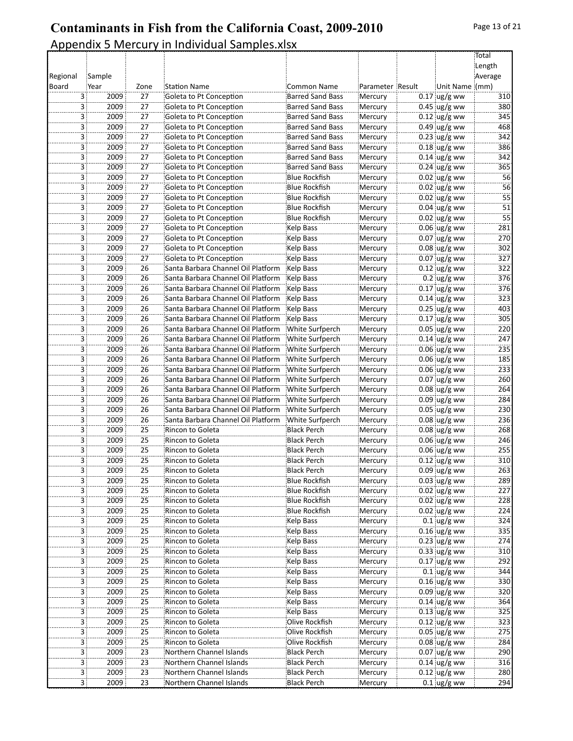# Contaminants in Fish from the California Coast, 2009-2010

Appendix 5 Mercury in Individual Samples.xlsx

| Regional Board | Sample Year | Zone | Station Name | Common Name | Parameter | Result | Unit Name | Total Length Average (mm) |
|---|---|---|---|---|---|---|---|---|
| 3 | 2009 | 27 | Goleta to Pt Conception | Barred Sand Bass | Mercury | 0.17 | ug/g ww | 310 |
| 3 | 2009 | 27 | Goleta to Pt Conception | Barred Sand Bass | Mercury | 0.45 | ug/g ww | 380 |
| 3 | 2009 | 27 | Goleta to Pt Conception | Barred Sand Bass | Mercury | 0.12 | ug/g ww | 345 |
| 3 | 2009 | 27 | Goleta to Pt Conception | Barred Sand Bass | Mercury | 0.49 | ug/g ww | 468 |
| 3 | 2009 | 27 | Goleta to Pt Conception | Barred Sand Bass | Mercury | 0.23 | ug/g ww | 342 |
| 3 | 2009 | 27 | Goleta to Pt Conception | Barred Sand Bass | Mercury | 0.18 | ug/g ww | 386 |
| 3 | 2009 | 27 | Goleta to Pt Conception | Barred Sand Bass | Mercury | 0.14 | ug/g ww | 342 |
| 3 | 2009 | 27 | Goleta to Pt Conception | Barred Sand Bass | Mercury | 0.24 | ug/g ww | 365 |
| 3 | 2009 | 27 | Goleta to Pt Conception | Blue Rockfish | Mercury | 0.02 | ug/g ww | 56 |
| 3 | 2009 | 27 | Goleta to Pt Conception | Blue Rockfish | Mercury | 0.02 | ug/g ww | 56 |
| 3 | 2009 | 27 | Goleta to Pt Conception | Blue Rockfish | Mercury | 0.02 | ug/g ww | 55 |
| 3 | 2009 | 27 | Goleta to Pt Conception | Blue Rockfish | Mercury | 0.04 | ug/g ww | 51 |
| 3 | 2009 | 27 | Goleta to Pt Conception | Blue Rockfish | Mercury | 0.02 | ug/g ww | 55 |
| 3 | 2009 | 27 | Goleta to Pt Conception | Kelp Bass | Mercury | 0.06 | ug/g ww | 281 |
| 3 | 2009 | 27 | Goleta to Pt Conception | Kelp Bass | Mercury | 0.07 | ug/g ww | 270 |
| 3 | 2009 | 27 | Goleta to Pt Conception | Kelp Bass | Mercury | 0.08 | ug/g ww | 302 |
| 3 | 2009 | 27 | Goleta to Pt Conception | Kelp Bass | Mercury | 0.07 | ug/g ww | 327 |
| 3 | 2009 | 26 | Santa Barbara Channel Oil Platform | Kelp Bass | Mercury | 0.12 | ug/g ww | 322 |
| 3 | 2009 | 26 | Santa Barbara Channel Oil Platform | Kelp Bass | Mercury | 0.2 | ug/g ww | 376 |
| 3 | 2009 | 26 | Santa Barbara Channel Oil Platform | Kelp Bass | Mercury | 0.17 | ug/g ww | 376 |
| 3 | 2009 | 26 | Santa Barbara Channel Oil Platform | Kelp Bass | Mercury | 0.14 | ug/g ww | 323 |
| 3 | 2009 | 26 | Santa Barbara Channel Oil Platform | Kelp Bass | Mercury | 0.25 | ug/g ww | 403 |
| 3 | 2009 | 26 | Santa Barbara Channel Oil Platform | Kelp Bass | Mercury | 0.17 | ug/g ww | 305 |
| 3 | 2009 | 26 | Santa Barbara Channel Oil Platform | White Surfperch | Mercury | 0.05 | ug/g ww | 220 |
| 3 | 2009 | 26 | Santa Barbara Channel Oil Platform | White Surfperch | Mercury | 0.14 | ug/g ww | 247 |
| 3 | 2009 | 26 | Santa Barbara Channel Oil Platform | White Surfperch | Mercury | 0.06 | ug/g ww | 235 |
| 3 | 2009 | 26 | Santa Barbara Channel Oil Platform | White Surfperch | Mercury | 0.06 | ug/g ww | 185 |
| 3 | 2009 | 26 | Santa Barbara Channel Oil Platform | White Surfperch | Mercury | 0.06 | ug/g ww | 233 |
| 3 | 2009 | 26 | Santa Barbara Channel Oil Platform | White Surfperch | Mercury | 0.07 | ug/g ww | 260 |
| 3 | 2009 | 26 | Santa Barbara Channel Oil Platform | White Surfperch | Mercury | 0.08 | ug/g ww | 264 |
| 3 | 2009 | 26 | Santa Barbara Channel Oil Platform | White Surfperch | Mercury | 0.09 | ug/g ww | 284 |
| 3 | 2009 | 26 | Santa Barbara Channel Oil Platform | White Surfperch | Mercury | 0.05 | ug/g ww | 230 |
| 3 | 2009 | 26 | Santa Barbara Channel Oil Platform | White Surfperch | Mercury | 0.08 | ug/g ww | 236 |
| 3 | 2009 | 25 | Rincon to Goleta | Black Perch | Mercury | 0.08 | ug/g ww | 268 |
| 3 | 2009 | 25 | Rincon to Goleta | Black Perch | Mercury | 0.06 | ug/g ww | 246 |
| 3 | 2009 | 25 | Rincon to Goleta | Black Perch | Mercury | 0.06 | ug/g ww | 255 |
| 3 | 2009 | 25 | Rincon to Goleta | Black Perch | Mercury | 0.12 | ug/g ww | 310 |
| 3 | 2009 | 25 | Rincon to Goleta | Black Perch | Mercury | 0.09 | ug/g ww | 263 |
| 3 | 2009 | 25 | Rincon to Goleta | Blue Rockfish | Mercury | 0.03 | ug/g ww | 289 |
| 3 | 2009 | 25 | Rincon to Goleta | Blue Rockfish | Mercury | 0.02 | ug/g ww | 227 |
| 3 | 2009 | 25 | Rincon to Goleta | Blue Rockfish | Mercury | 0.02 | ug/g ww | 228 |
| 3 | 2009 | 25 | Rincon to Goleta | Blue Rockfish | Mercury | 0.02 | ug/g ww | 224 |
| 3 | 2009 | 25 | Rincon to Goleta | Kelp Bass | Mercury | 0.1 | ug/g ww | 324 |
| 3 | 2009 | 25 | Rincon to Goleta | Kelp Bass | Mercury | 0.16 | ug/g ww | 335 |
| 3 | 2009 | 25 | Rincon to Goleta | Kelp Bass | Mercury | 0.23 | ug/g ww | 274 |
| 3 | 2009 | 25 | Rincon to Goleta | Kelp Bass | Mercury | 0.33 | ug/g ww | 310 |
| 3 | 2009 | 25 | Rincon to Goleta | Kelp Bass | Mercury | 0.17 | ug/g ww | 292 |
| 3 | 2009 | 25 | Rincon to Goleta | Kelp Bass | Mercury | 0.1 | ug/g ww | 344 |
| 3 | 2009 | 25 | Rincon to Goleta | Kelp Bass | Mercury | 0.16 | ug/g ww | 330 |
| 3 | 2009 | 25 | Rincon to Goleta | Kelp Bass | Mercury | 0.09 | ug/g ww | 320 |
| 3 | 2009 | 25 | Rincon to Goleta | Kelp Bass | Mercury | 0.14 | ug/g ww | 364 |
| 3 | 2009 | 25 | Rincon to Goleta | Kelp Bass | Mercury | 0.13 | ug/g ww | 325 |
| 3 | 2009 | 25 | Rincon to Goleta | Olive Rockfish | Mercury | 0.12 | ug/g ww | 323 |
| 3 | 2009 | 25 | Rincon to Goleta | Olive Rockfish | Mercury | 0.05 | ug/g ww | 275 |
| 3 | 2009 | 25 | Rincon to Goleta | Olive Rockfish | Mercury | 0.08 | ug/g ww | 284 |
| 3 | 2009 | 23 | Northern Channel Islands | Black Perch | Mercury | 0.07 | ug/g ww | 290 |
| 3 | 2009 | 23 | Northern Channel Islands | Black Perch | Mercury | 0.14 | ug/g ww | 316 |
| 3 | 2009 | 23 | Northern Channel Islands | Black Perch | Mercury | 0.12 | ug/g ww | 280 |
| 3 | 2009 | 23 | Northern Channel Islands | Black Perch | Mercury | 0.1 | ug/g ww | 294 |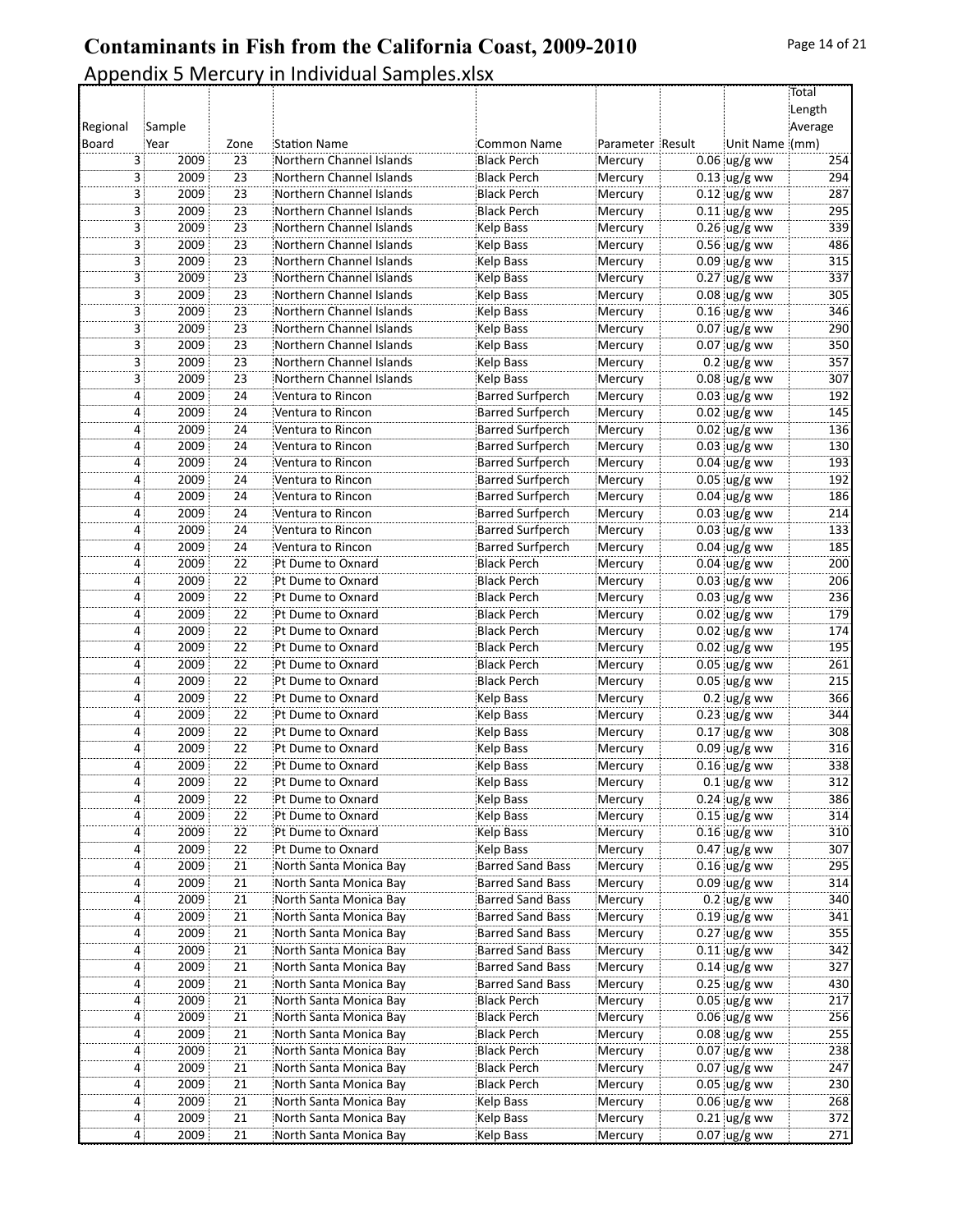# Contaminants in Fish from the California Coast, 2009-2010

Appendix 5 Mercury in Individual Samples.xlsx

| Regional Board | Sample Year | Zone | Station Name | Common Name | Parameter | Result | Unit Name | Total Length Average (mm) |
|---|---|---|---|---|---|---|---|---|
| 3 | 2009 | 23 | Northern Channel Islands | Black Perch | Mercury | 0.06 | ug/g ww | 254 |
| 3 | 2009 | 23 | Northern Channel Islands | Black Perch | Mercury | 0.13 | ug/g ww | 294 |
| 3 | 2009 | 23 | Northern Channel Islands | Black Perch | Mercury | 0.12 | ug/g ww | 287 |
| 3 | 2009 | 23 | Northern Channel Islands | Black Perch | Mercury | 0.11 | ug/g ww | 295 |
| 3 | 2009 | 23 | Northern Channel Islands | Kelp Bass | Mercury | 0.26 | ug/g ww | 339 |
| 3 | 2009 | 23 | Northern Channel Islands | Kelp Bass | Mercury | 0.56 | ug/g ww | 486 |
| 3 | 2009 | 23 | Northern Channel Islands | Kelp Bass | Mercury | 0.09 | ug/g ww | 315 |
| 3 | 2009 | 23 | Northern Channel Islands | Kelp Bass | Mercury | 0.27 | ug/g ww | 337 |
| 3 | 2009 | 23 | Northern Channel Islands | Kelp Bass | Mercury | 0.08 | ug/g ww | 305 |
| 3 | 2009 | 23 | Northern Channel Islands | Kelp Bass | Mercury | 0.16 | ug/g ww | 346 |
| 3 | 2009 | 23 | Northern Channel Islands | Kelp Bass | Mercury | 0.07 | ug/g ww | 290 |
| 3 | 2009 | 23 | Northern Channel Islands | Kelp Bass | Mercury | 0.07 | ug/g ww | 350 |
| 3 | 2009 | 23 | Northern Channel Islands | Kelp Bass | Mercury | 0.2 | ug/g ww | 357 |
| 3 | 2009 | 23 | Northern Channel Islands | Kelp Bass | Mercury | 0.08 | ug/g ww | 307 |
| 4 | 2009 | 24 | Ventura to Rincon | Barred Surfperch | Mercury | 0.03 | ug/g ww | 192 |
| 4 | 2009 | 24 | Ventura to Rincon | Barred Surfperch | Mercury | 0.02 | ug/g ww | 145 |
| 4 | 2009 | 24 | Ventura to Rincon | Barred Surfperch | Mercury | 0.02 | ug/g ww | 136 |
| 4 | 2009 | 24 | Ventura to Rincon | Barred Surfperch | Mercury | 0.03 | ug/g ww | 130 |
| 4 | 2009 | 24 | Ventura to Rincon | Barred Surfperch | Mercury | 0.04 | ug/g ww | 193 |
| 4 | 2009 | 24 | Ventura to Rincon | Barred Surfperch | Mercury | 0.05 | ug/g ww | 192 |
| 4 | 2009 | 24 | Ventura to Rincon | Barred Surfperch | Mercury | 0.04 | ug/g ww | 186 |
| 4 | 2009 | 24 | Ventura to Rincon | Barred Surfperch | Mercury | 0.03 | ug/g ww | 214 |
| 4 | 2009 | 24 | Ventura to Rincon | Barred Surfperch | Mercury | 0.03 | ug/g ww | 133 |
| 4 | 2009 | 24 | Ventura to Rincon | Barred Surfperch | Mercury | 0.04 | ug/g ww | 185 |
| 4 | 2009 | 22 | Pt Dume to Oxnard | Black Perch | Mercury | 0.04 | ug/g ww | 200 |
| 4 | 2009 | 22 | Pt Dume to Oxnard | Black Perch | Mercury | 0.03 | ug/g ww | 206 |
| 4 | 2009 | 22 | Pt Dume to Oxnard | Black Perch | Mercury | 0.03 | ug/g ww | 236 |
| 4 | 2009 | 22 | Pt Dume to Oxnard | Black Perch | Mercury | 0.02 | ug/g ww | 179 |
| 4 | 2009 | 22 | Pt Dume to Oxnard | Black Perch | Mercury | 0.02 | ug/g ww | 174 |
| 4 | 2009 | 22 | Pt Dume to Oxnard | Black Perch | Mercury | 0.02 | ug/g ww | 195 |
| 4 | 2009 | 22 | Pt Dume to Oxnard | Black Perch | Mercury | 0.05 | ug/g ww | 261 |
| 4 | 2009 | 22 | Pt Dume to Oxnard | Black Perch | Mercury | 0.05 | ug/g ww | 215 |
| 4 | 2009 | 22 | Pt Dume to Oxnard | Kelp Bass | Mercury | 0.2 | ug/g ww | 366 |
| 4 | 2009 | 22 | Pt Dume to Oxnard | Kelp Bass | Mercury | 0.23 | ug/g ww | 344 |
| 4 | 2009 | 22 | Pt Dume to Oxnard | Kelp Bass | Mercury | 0.17 | ug/g ww | 308 |
| 4 | 2009 | 22 | Pt Dume to Oxnard | Kelp Bass | Mercury | 0.09 | ug/g ww | 316 |
| 4 | 2009 | 22 | Pt Dume to Oxnard | Kelp Bass | Mercury | 0.16 | ug/g ww | 338 |
| 4 | 2009 | 22 | Pt Dume to Oxnard | Kelp Bass | Mercury | 0.1 | ug/g ww | 312 |
| 4 | 2009 | 22 | Pt Dume to Oxnard | Kelp Bass | Mercury | 0.24 | ug/g ww | 386 |
| 4 | 2009 | 22 | Pt Dume to Oxnard | Kelp Bass | Mercury | 0.15 | ug/g ww | 314 |
| 4 | 2009 | 22 | Pt Dume to Oxnard | Kelp Bass | Mercury | 0.16 | ug/g ww | 310 |
| 4 | 2009 | 22 | Pt Dume to Oxnard | Kelp Bass | Mercury | 0.47 | ug/g ww | 307 |
| 4 | 2009 | 21 | North Santa Monica Bay | Barred Sand Bass | Mercury | 0.16 | ug/g ww | 295 |
| 4 | 2009 | 21 | North Santa Monica Bay | Barred Sand Bass | Mercury | 0.09 | ug/g ww | 314 |
| 4 | 2009 | 21 | North Santa Monica Bay | Barred Sand Bass | Mercury | 0.2 | ug/g ww | 340 |
| 4 | 2009 | 21 | North Santa Monica Bay | Barred Sand Bass | Mercury | 0.19 | ug/g ww | 341 |
| 4 | 2009 | 21 | North Santa Monica Bay | Barred Sand Bass | Mercury | 0.27 | ug/g ww | 355 |
| 4 | 2009 | 21 | North Santa Monica Bay | Barred Sand Bass | Mercury | 0.11 | ug/g ww | 342 |
| 4 | 2009 | 21 | North Santa Monica Bay | Barred Sand Bass | Mercury | 0.14 | ug/g ww | 327 |
| 4 | 2009 | 21 | North Santa Monica Bay | Barred Sand Bass | Mercury | 0.25 | ug/g ww | 430 |
| 4 | 2009 | 21 | North Santa Monica Bay | Black Perch | Mercury | 0.05 | ug/g ww | 217 |
| 4 | 2009 | 21 | North Santa Monica Bay | Black Perch | Mercury | 0.06 | ug/g ww | 256 |
| 4 | 2009 | 21 | North Santa Monica Bay | Black Perch | Mercury | 0.08 | ug/g ww | 255 |
| 4 | 2009 | 21 | North Santa Monica Bay | Black Perch | Mercury | 0.07 | ug/g ww | 238 |
| 4 | 2009 | 21 | North Santa Monica Bay | Black Perch | Mercury | 0.07 | ug/g ww | 247 |
| 4 | 2009 | 21 | North Santa Monica Bay | Black Perch | Mercury | 0.05 | ug/g ww | 230 |
| 4 | 2009 | 21 | North Santa Monica Bay | Kelp Bass | Mercury | 0.06 | ug/g ww | 268 |
| 4 | 2009 | 21 | North Santa Monica Bay | Kelp Bass | Mercury | 0.21 | ug/g ww | 372 |
| 4 | 2009 | 21 | North Santa Monica Bay | Kelp Bass | Mercury | 0.07 | ug/g ww | 271 |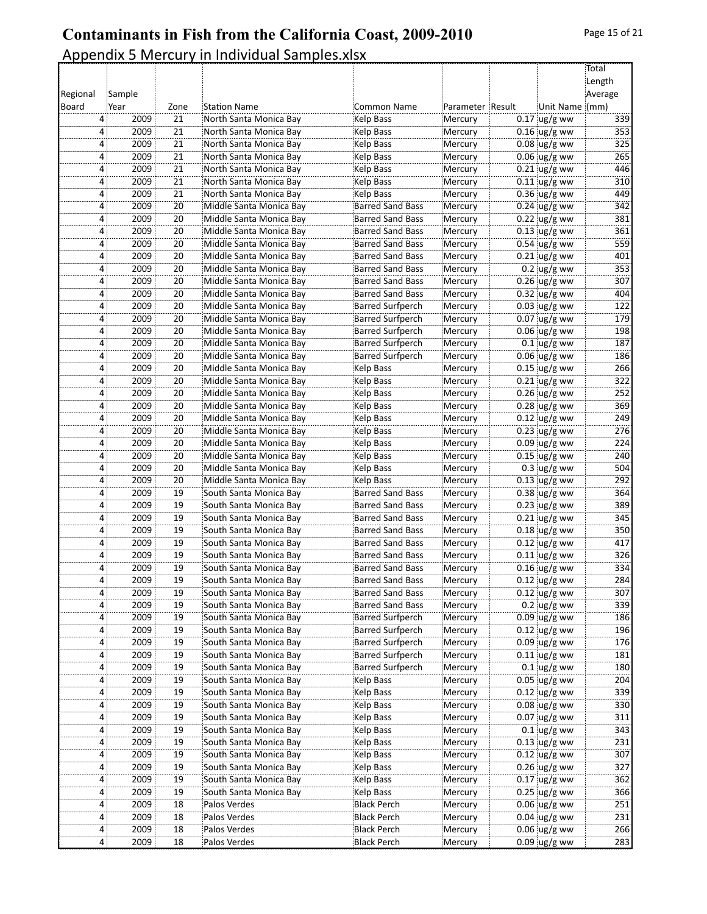# Contaminants in Fish from the California Coast, 2009-2010

## Appendix 5 Mercury in Individual Samples.xlsx

| Regional Board | Sample Year | Zone | Station Name | Common Name | Parameter | Result | Unit Name | Total Length Average (mm) |
|---|---|---|---|---|---|---|---|---|
| 4 | 2009 | 21 | North Santa Monica Bay | Kelp Bass | Mercury | 0.17 | ug/g ww | 339 |
| 4 | 2009 | 21 | North Santa Monica Bay | Kelp Bass | Mercury | 0.16 | ug/g ww | 353 |
| 4 | 2009 | 21 | North Santa Monica Bay | Kelp Bass | Mercury | 0.08 | ug/g ww | 325 |
| 4 | 2009 | 21 | North Santa Monica Bay | Kelp Bass | Mercury | 0.06 | ug/g ww | 265 |
| 4 | 2009 | 21 | North Santa Monica Bay | Kelp Bass | Mercury | 0.21 | ug/g ww | 446 |
| 4 | 2009 | 21 | North Santa Monica Bay | Kelp Bass | Mercury | 0.11 | ug/g ww | 310 |
| 4 | 2009 | 21 | North Santa Monica Bay | Kelp Bass | Mercury | 0.36 | ug/g ww | 449 |
| 4 | 2009 | 20 | Middle Santa Monica Bay | Barred Sand Bass | Mercury | 0.24 | ug/g ww | 342 |
| 4 | 2009 | 20 | Middle Santa Monica Bay | Barred Sand Bass | Mercury | 0.22 | ug/g ww | 381 |
| 4 | 2009 | 20 | Middle Santa Monica Bay | Barred Sand Bass | Mercury | 0.13 | ug/g ww | 361 |
| 4 | 2009 | 20 | Middle Santa Monica Bay | Barred Sand Bass | Mercury | 0.54 | ug/g ww | 559 |
| 4 | 2009 | 20 | Middle Santa Monica Bay | Barred Sand Bass | Mercury | 0.21 | ug/g ww | 401 |
| 4 | 2009 | 20 | Middle Santa Monica Bay | Barred Sand Bass | Mercury | 0.2 | ug/g ww | 353 |
| 4 | 2009 | 20 | Middle Santa Monica Bay | Barred Sand Bass | Mercury | 0.26 | ug/g ww | 307 |
| 4 | 2009 | 20 | Middle Santa Monica Bay | Barred Sand Bass | Mercury | 0.32 | ug/g ww | 404 |
| 4 | 2009 | 20 | Middle Santa Monica Bay | Barred Surfperch | Mercury | 0.03 | ug/g ww | 122 |
| 4 | 2009 | 20 | Middle Santa Monica Bay | Barred Surfperch | Mercury | 0.07 | ug/g ww | 179 |
| 4 | 2009 | 20 | Middle Santa Monica Bay | Barred Surfperch | Mercury | 0.06 | ug/g ww | 198 |
| 4 | 2009 | 20 | Middle Santa Monica Bay | Barred Surfperch | Mercury | 0.1 | ug/g ww | 187 |
| 4 | 2009 | 20 | Middle Santa Monica Bay | Barred Surfperch | Mercury | 0.06 | ug/g ww | 186 |
| 4 | 2009 | 20 | Middle Santa Monica Bay | Kelp Bass | Mercury | 0.15 | ug/g ww | 266 |
| 4 | 2009 | 20 | Middle Santa Monica Bay | Kelp Bass | Mercury | 0.21 | ug/g ww | 322 |
| 4 | 2009 | 20 | Middle Santa Monica Bay | Kelp Bass | Mercury | 0.26 | ug/g ww | 252 |
| 4 | 2009 | 20 | Middle Santa Monica Bay | Kelp Bass | Mercury | 0.28 | ug/g ww | 369 |
| 4 | 2009 | 20 | Middle Santa Monica Bay | Kelp Bass | Mercury | 0.12 | ug/g ww | 249 |
| 4 | 2009 | 20 | Middle Santa Monica Bay | Kelp Bass | Mercury | 0.23 | ug/g ww | 276 |
| 4 | 2009 | 20 | Middle Santa Monica Bay | Kelp Bass | Mercury | 0.09 | ug/g ww | 224 |
| 4 | 2009 | 20 | Middle Santa Monica Bay | Kelp Bass | Mercury | 0.15 | ug/g ww | 240 |
| 4 | 2009 | 20 | Middle Santa Monica Bay | Kelp Bass | Mercury | 0.3 | ug/g ww | 504 |
| 4 | 2009 | 20 | Middle Santa Monica Bay | Kelp Bass | Mercury | 0.13 | ug/g ww | 292 |
| 4 | 2009 | 19 | South Santa Monica Bay | Barred Sand Bass | Mercury | 0.38 | ug/g ww | 364 |
| 4 | 2009 | 19 | South Santa Monica Bay | Barred Sand Bass | Mercury | 0.23 | ug/g ww | 389 |
| 4 | 2009 | 19 | South Santa Monica Bay | Barred Sand Bass | Mercury | 0.21 | ug/g ww | 345 |
| 4 | 2009 | 19 | South Santa Monica Bay | Barred Sand Bass | Mercury | 0.18 | ug/g ww | 350 |
| 4 | 2009 | 19 | South Santa Monica Bay | Barred Sand Bass | Mercury | 0.12 | ug/g ww | 417 |
| 4 | 2009 | 19 | South Santa Monica Bay | Barred Sand Bass | Mercury | 0.11 | ug/g ww | 326 |
| 4 | 2009 | 19 | South Santa Monica Bay | Barred Sand Bass | Mercury | 0.16 | ug/g ww | 334 |
| 4 | 2009 | 19 | South Santa Monica Bay | Barred Sand Bass | Mercury | 0.12 | ug/g ww | 284 |
| 4 | 2009 | 19 | South Santa Monica Bay | Barred Sand Bass | Mercury | 0.12 | ug/g ww | 307 |
| 4 | 2009 | 19 | South Santa Monica Bay | Barred Sand Bass | Mercury | 0.2 | ug/g ww | 339 |
| 4 | 2009 | 19 | South Santa Monica Bay | Barred Surfperch | Mercury | 0.09 | ug/g ww | 186 |
| 4 | 2009 | 19 | South Santa Monica Bay | Barred Surfperch | Mercury | 0.12 | ug/g ww | 196 |
| 4 | 2009 | 19 | South Santa Monica Bay | Barred Surfperch | Mercury | 0.09 | ug/g ww | 176 |
| 4 | 2009 | 19 | South Santa Monica Bay | Barred Surfperch | Mercury | 0.11 | ug/g ww | 181 |
| 4 | 2009 | 19 | South Santa Monica Bay | Barred Surfperch | Mercury | 0.1 | ug/g ww | 180 |
| 4 | 2009 | 19 | South Santa Monica Bay | Kelp Bass | Mercury | 0.05 | ug/g ww | 204 |
| 4 | 2009 | 19 | South Santa Monica Bay | Kelp Bass | Mercury | 0.12 | ug/g ww | 339 |
| 4 | 2009 | 19 | South Santa Monica Bay | Kelp Bass | Mercury | 0.08 | ug/g ww | 330 |
| 4 | 2009 | 19 | South Santa Monica Bay | Kelp Bass | Mercury | 0.07 | ug/g ww | 311 |
| 4 | 2009 | 19 | South Santa Monica Bay | Kelp Bass | Mercury | 0.1 | ug/g ww | 343 |
| 4 | 2009 | 19 | South Santa Monica Bay | Kelp Bass | Mercury | 0.13 | ug/g ww | 231 |
| 4 | 2009 | 19 | South Santa Monica Bay | Kelp Bass | Mercury | 0.12 | ug/g ww | 307 |
| 4 | 2009 | 19 | South Santa Monica Bay | Kelp Bass | Mercury | 0.26 | ug/g ww | 327 |
| 4 | 2009 | 19 | South Santa Monica Bay | Kelp Bass | Mercury | 0.17 | ug/g ww | 362 |
| 4 | 2009 | 19 | South Santa Monica Bay | Kelp Bass | Mercury | 0.25 | ug/g ww | 366 |
| 4 | 2009 | 18 | Palos Verdes | Black Perch | Mercury | 0.06 | ug/g ww | 251 |
| 4 | 2009 | 18 | Palos Verdes | Black Perch | Mercury | 0.04 | ug/g ww | 231 |
| 4 | 2009 | 18 | Palos Verdes | Black Perch | Mercury | 0.06 | ug/g ww | 266 |
| 4 | 2009 | 18 | Palos Verdes | Black Perch | Mercury | 0.09 | ug/g ww | 283 |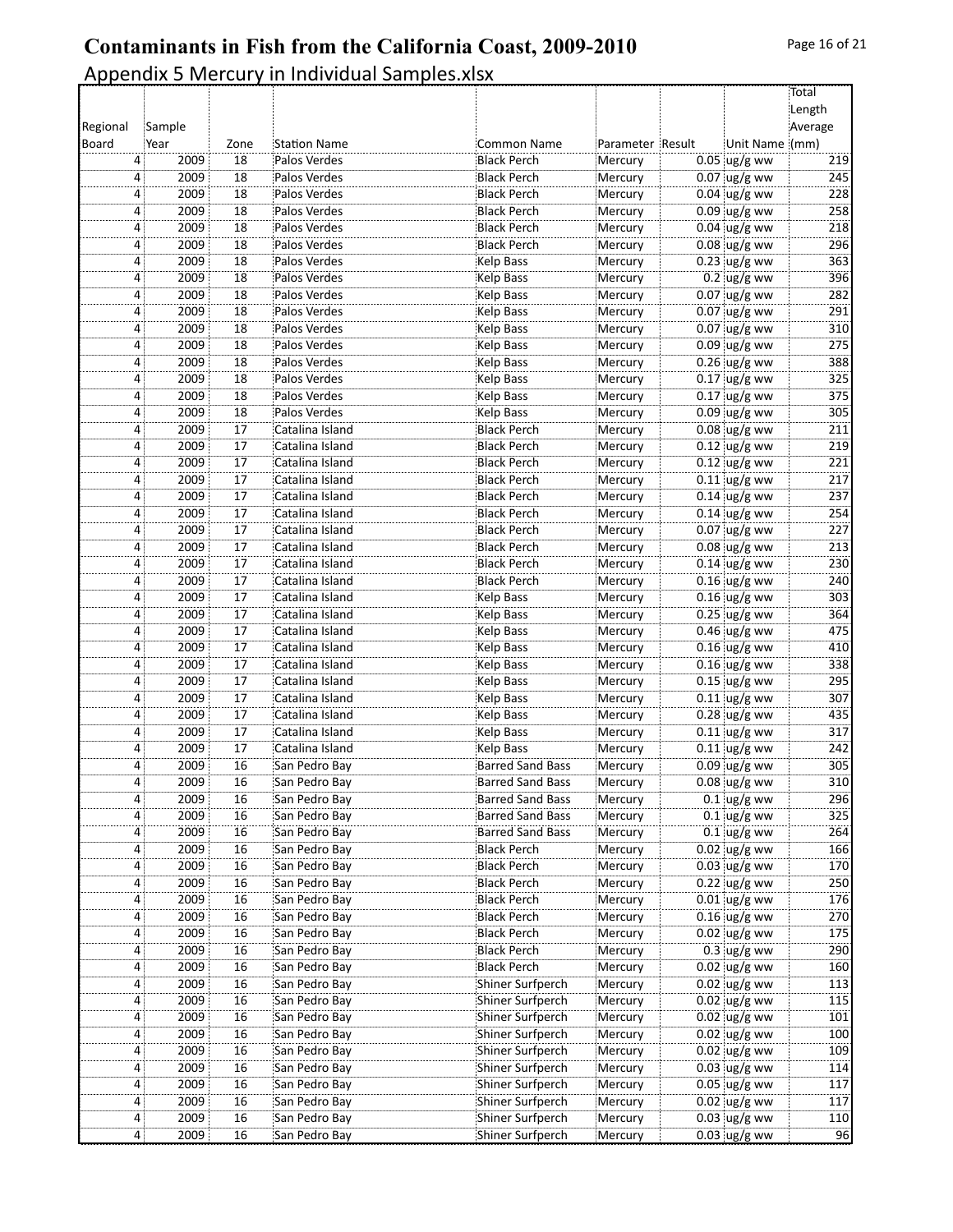# Contaminants in Fish from the California Coast, 2009-2010

Appendix 5 Mercury in Individual Samples.xlsx

| Regional Board | Sample Year | Zone | Station Name | Common Name | Parameter | Result | Unit Name | Total Length Average (mm) |
|---|---|---|---|---|---|---|---|---|
| 4 | 2009 | 18 | Palos Verdes | Black Perch | Mercury | 0.05 | ug/g ww | 219 |
| 4 | 2009 | 18 | Palos Verdes | Black Perch | Mercury | 0.07 | ug/g ww | 245 |
| 4 | 2009 | 18 | Palos Verdes | Black Perch | Mercury | 0.04 | ug/g ww | 228 |
| 4 | 2009 | 18 | Palos Verdes | Black Perch | Mercury | 0.09 | ug/g ww | 258 |
| 4 | 2009 | 18 | Palos Verdes | Black Perch | Mercury | 0.04 | ug/g ww | 218 |
| 4 | 2009 | 18 | Palos Verdes | Black Perch | Mercury | 0.08 | ug/g ww | 296 |
| 4 | 2009 | 18 | Palos Verdes | Kelp Bass | Mercury | 0.23 | ug/g ww | 363 |
| 4 | 2009 | 18 | Palos Verdes | Kelp Bass | Mercury | 0.2 | ug/g ww | 396 |
| 4 | 2009 | 18 | Palos Verdes | Kelp Bass | Mercury | 0.07 | ug/g ww | 282 |
| 4 | 2009 | 18 | Palos Verdes | Kelp Bass | Mercury | 0.07 | ug/g ww | 291 |
| 4 | 2009 | 18 | Palos Verdes | Kelp Bass | Mercury | 0.07 | ug/g ww | 310 |
| 4 | 2009 | 18 | Palos Verdes | Kelp Bass | Mercury | 0.09 | ug/g ww | 275 |
| 4 | 2009 | 18 | Palos Verdes | Kelp Bass | Mercury | 0.26 | ug/g ww | 388 |
| 4 | 2009 | 18 | Palos Verdes | Kelp Bass | Mercury | 0.17 | ug/g ww | 325 |
| 4 | 2009 | 18 | Palos Verdes | Kelp Bass | Mercury | 0.17 | ug/g ww | 375 |
| 4 | 2009 | 18 | Palos Verdes | Kelp Bass | Mercury | 0.09 | ug/g ww | 305 |
| 4 | 2009 | 17 | Catalina Island | Black Perch | Mercury | 0.08 | ug/g ww | 211 |
| 4 | 2009 | 17 | Catalina Island | Black Perch | Mercury | 0.12 | ug/g ww | 219 |
| 4 | 2009 | 17 | Catalina Island | Black Perch | Mercury | 0.12 | ug/g ww | 221 |
| 4 | 2009 | 17 | Catalina Island | Black Perch | Mercury | 0.11 | ug/g ww | 217 |
| 4 | 2009 | 17 | Catalina Island | Black Perch | Mercury | 0.14 | ug/g ww | 237 |
| 4 | 2009 | 17 | Catalina Island | Black Perch | Mercury | 0.14 | ug/g ww | 254 |
| 4 | 2009 | 17 | Catalina Island | Black Perch | Mercury | 0.07 | ug/g ww | 227 |
| 4 | 2009 | 17 | Catalina Island | Black Perch | Mercury | 0.08 | ug/g ww | 213 |
| 4 | 2009 | 17 | Catalina Island | Black Perch | Mercury | 0.14 | ug/g ww | 230 |
| 4 | 2009 | 17 | Catalina Island | Black Perch | Mercury | 0.16 | ug/g ww | 240 |
| 4 | 2009 | 17 | Catalina Island | Kelp Bass | Mercury | 0.16 | ug/g ww | 303 |
| 4 | 2009 | 17 | Catalina Island | Kelp Bass | Mercury | 0.25 | ug/g ww | 364 |
| 4 | 2009 | 17 | Catalina Island | Kelp Bass | Mercury | 0.46 | ug/g ww | 475 |
| 4 | 2009 | 17 | Catalina Island | Kelp Bass | Mercury | 0.16 | ug/g ww | 410 |
| 4 | 2009 | 17 | Catalina Island | Kelp Bass | Mercury | 0.16 | ug/g ww | 338 |
| 4 | 2009 | 17 | Catalina Island | Kelp Bass | Mercury | 0.15 | ug/g ww | 295 |
| 4 | 2009 | 17 | Catalina Island | Kelp Bass | Mercury | 0.11 | ug/g ww | 307 |
| 4 | 2009 | 17 | Catalina Island | Kelp Bass | Mercury | 0.28 | ug/g ww | 435 |
| 4 | 2009 | 17 | Catalina Island | Kelp Bass | Mercury | 0.11 | ug/g ww | 317 |
| 4 | 2009 | 17 | Catalina Island | Kelp Bass | Mercury | 0.11 | ug/g ww | 242 |
| 4 | 2009 | 16 | San Pedro Bay | Barred Sand Bass | Mercury | 0.09 | ug/g ww | 305 |
| 4 | 2009 | 16 | San Pedro Bay | Barred Sand Bass | Mercury | 0.08 | ug/g ww | 310 |
| 4 | 2009 | 16 | San Pedro Bay | Barred Sand Bass | Mercury | 0.1 | ug/g ww | 296 |
| 4 | 2009 | 16 | San Pedro Bay | Barred Sand Bass | Mercury | 0.1 | ug/g ww | 325 |
| 4 | 2009 | 16 | San Pedro Bay | Barred Sand Bass | Mercury | 0.1 | ug/g ww | 264 |
| 4 | 2009 | 16 | San Pedro Bay | Black Perch | Mercury | 0.02 | ug/g ww | 166 |
| 4 | 2009 | 16 | San Pedro Bay | Black Perch | Mercury | 0.03 | ug/g ww | 170 |
| 4 | 2009 | 16 | San Pedro Bay | Black Perch | Mercury | 0.22 | ug/g ww | 250 |
| 4 | 2009 | 16 | San Pedro Bay | Black Perch | Mercury | 0.01 | ug/g ww | 176 |
| 4 | 2009 | 16 | San Pedro Bay | Black Perch | Mercury | 0.16 | ug/g ww | 270 |
| 4 | 2009 | 16 | San Pedro Bay | Black Perch | Mercury | 0.02 | ug/g ww | 175 |
| 4 | 2009 | 16 | San Pedro Bay | Black Perch | Mercury | 0.3 | ug/g ww | 290 |
| 4 | 2009 | 16 | San Pedro Bay | Black Perch | Mercury | 0.02 | ug/g ww | 160 |
| 4 | 2009 | 16 | San Pedro Bay | Shiner Surfperch | Mercury | 0.02 | ug/g ww | 113 |
| 4 | 2009 | 16 | San Pedro Bay | Shiner Surfperch | Mercury | 0.02 | ug/g ww | 115 |
| 4 | 2009 | 16 | San Pedro Bay | Shiner Surfperch | Mercury | 0.02 | ug/g ww | 101 |
| 4 | 2009 | 16 | San Pedro Bay | Shiner Surfperch | Mercury | 0.02 | ug/g ww | 100 |
| 4 | 2009 | 16 | San Pedro Bay | Shiner Surfperch | Mercury | 0.02 | ug/g ww | 109 |
| 4 | 2009 | 16 | San Pedro Bay | Shiner Surfperch | Mercury | 0.03 | ug/g ww | 114 |
| 4 | 2009 | 16 | San Pedro Bay | Shiner Surfperch | Mercury | 0.05 | ug/g ww | 117 |
| 4 | 2009 | 16 | San Pedro Bay | Shiner Surfperch | Mercury | 0.02 | ug/g ww | 117 |
| 4 | 2009 | 16 | San Pedro Bay | Shiner Surfperch | Mercury | 0.03 | ug/g ww | 110 |
| 4 | 2009 | 16 | San Pedro Bay | Shiner Surfperch | Mercury | 0.03 | ug/g ww | 96 |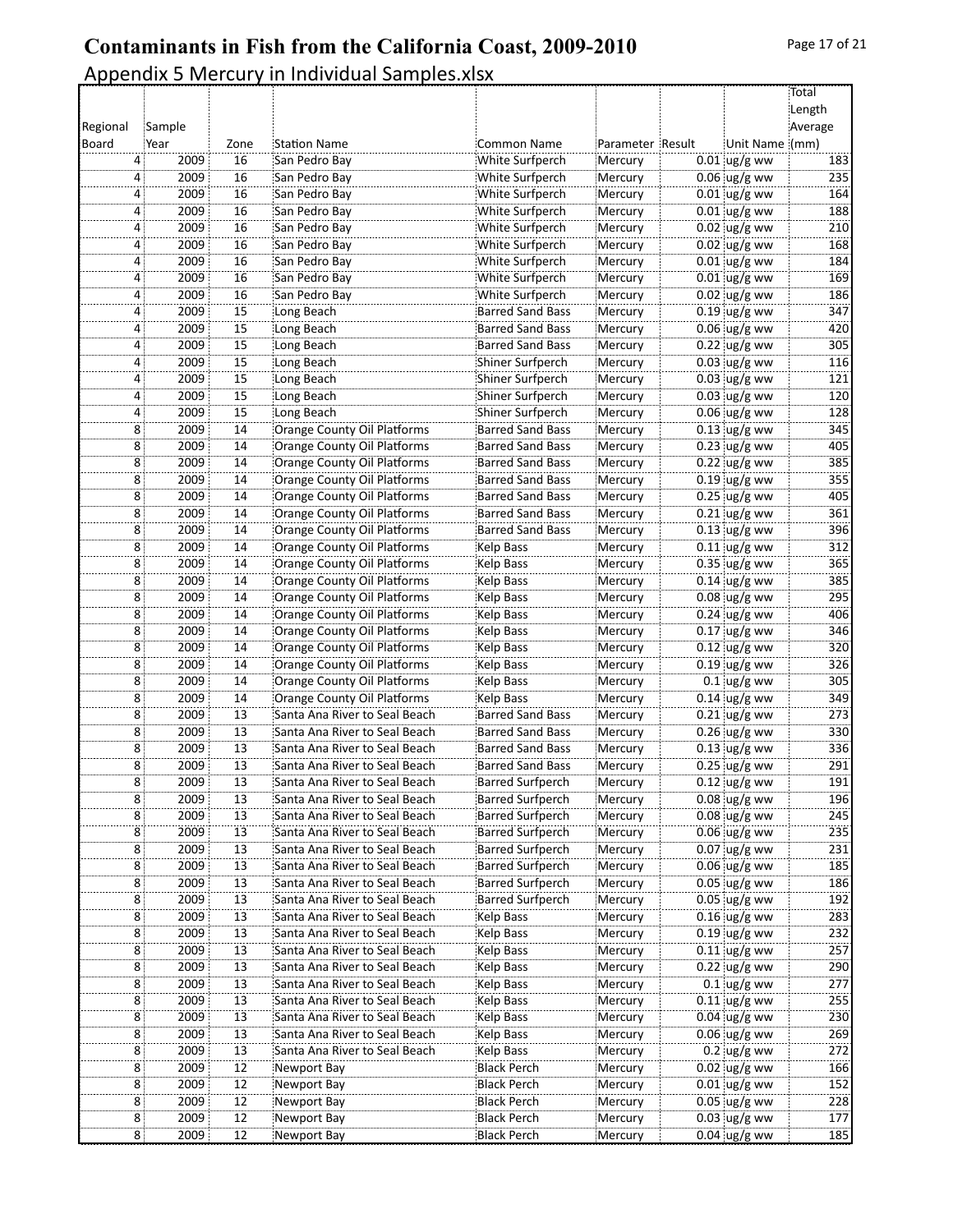# Contaminants in Fish from the California Coast, 2009-2010

Appendix 5 Mercury in Individual Samples.xlsx

| Regional Board | Sample Year | Zone | Station Name | Common Name | Parameter | Result | Unit Name | Total Length Average (mm) |
|---|---|---|---|---|---|---|---|---|
| 4 | 2009 | 16 | San Pedro Bay | White Surfperch | Mercury | 0.01 | ug/g ww | 183 |
| 4 | 2009 | 16 | San Pedro Bay | White Surfperch | Mercury | 0.06 | ug/g ww | 235 |
| 4 | 2009 | 16 | San Pedro Bay | White Surfperch | Mercury | 0.01 | ug/g ww | 164 |
| 4 | 2009 | 16 | San Pedro Bay | White Surfperch | Mercury | 0.01 | ug/g ww | 188 |
| 4 | 2009 | 16 | San Pedro Bay | White Surfperch | Mercury | 0.02 | ug/g ww | 210 |
| 4 | 2009 | 16 | San Pedro Bay | White Surfperch | Mercury | 0.02 | ug/g ww | 168 |
| 4 | 2009 | 16 | San Pedro Bay | White Surfperch | Mercury | 0.01 | ug/g ww | 184 |
| 4 | 2009 | 16 | San Pedro Bay | White Surfperch | Mercury | 0.01 | ug/g ww | 169 |
| 4 | 2009 | 16 | San Pedro Bay | White Surfperch | Mercury | 0.02 | ug/g ww | 186 |
| 4 | 2009 | 15 | Long Beach | Barred Sand Bass | Mercury | 0.19 | ug/g ww | 347 |
| 4 | 2009 | 15 | Long Beach | Barred Sand Bass | Mercury | 0.06 | ug/g ww | 420 |
| 4 | 2009 | 15 | Long Beach | Barred Sand Bass | Mercury | 0.22 | ug/g ww | 305 |
| 4 | 2009 | 15 | Long Beach | Shiner Surfperch | Mercury | 0.03 | ug/g ww | 116 |
| 4 | 2009 | 15 | Long Beach | Shiner Surfperch | Mercury | 0.03 | ug/g ww | 121 |
| 4 | 2009 | 15 | Long Beach | Shiner Surfperch | Mercury | 0.03 | ug/g ww | 120 |
| 4 | 2009 | 15 | Long Beach | Shiner Surfperch | Mercury | 0.06 | ug/g ww | 128 |
| 8 | 2009 | 14 | Orange County Oil Platforms | Barred Sand Bass | Mercury | 0.13 | ug/g ww | 345 |
| 8 | 2009 | 14 | Orange County Oil Platforms | Barred Sand Bass | Mercury | 0.23 | ug/g ww | 405 |
| 8 | 2009 | 14 | Orange County Oil Platforms | Barred Sand Bass | Mercury | 0.22 | ug/g ww | 385 |
| 8 | 2009 | 14 | Orange County Oil Platforms | Barred Sand Bass | Mercury | 0.19 | ug/g ww | 355 |
| 8 | 2009 | 14 | Orange County Oil Platforms | Barred Sand Bass | Mercury | 0.25 | ug/g ww | 405 |
| 8 | 2009 | 14 | Orange County Oil Platforms | Barred Sand Bass | Mercury | 0.21 | ug/g ww | 361 |
| 8 | 2009 | 14 | Orange County Oil Platforms | Barred Sand Bass | Mercury | 0.13 | ug/g ww | 396 |
| 8 | 2009 | 14 | Orange County Oil Platforms | Kelp Bass | Mercury | 0.11 | ug/g ww | 312 |
| 8 | 2009 | 14 | Orange County Oil Platforms | Kelp Bass | Mercury | 0.35 | ug/g ww | 365 |
| 8 | 2009 | 14 | Orange County Oil Platforms | Kelp Bass | Mercury | 0.14 | ug/g ww | 385 |
| 8 | 2009 | 14 | Orange County Oil Platforms | Kelp Bass | Mercury | 0.08 | ug/g ww | 295 |
| 8 | 2009 | 14 | Orange County Oil Platforms | Kelp Bass | Mercury | 0.24 | ug/g ww | 406 |
| 8 | 2009 | 14 | Orange County Oil Platforms | Kelp Bass | Mercury | 0.17 | ug/g ww | 346 |
| 8 | 2009 | 14 | Orange County Oil Platforms | Kelp Bass | Mercury | 0.12 | ug/g ww | 320 |
| 8 | 2009 | 14 | Orange County Oil Platforms | Kelp Bass | Mercury | 0.19 | ug/g ww | 326 |
| 8 | 2009 | 14 | Orange County Oil Platforms | Kelp Bass | Mercury | 0.1 | ug/g ww | 305 |
| 8 | 2009 | 14 | Orange County Oil Platforms | Kelp Bass | Mercury | 0.14 | ug/g ww | 349 |
| 8 | 2009 | 13 | Santa Ana River to Seal Beach | Barred Sand Bass | Mercury | 0.21 | ug/g ww | 273 |
| 8 | 2009 | 13 | Santa Ana River to Seal Beach | Barred Sand Bass | Mercury | 0.26 | ug/g ww | 330 |
| 8 | 2009 | 13 | Santa Ana River to Seal Beach | Barred Sand Bass | Mercury | 0.13 | ug/g ww | 336 |
| 8 | 2009 | 13 | Santa Ana River to Seal Beach | Barred Sand Bass | Mercury | 0.25 | ug/g ww | 291 |
| 8 | 2009 | 13 | Santa Ana River to Seal Beach | Barred Surfperch | Mercury | 0.12 | ug/g ww | 191 |
| 8 | 2009 | 13 | Santa Ana River to Seal Beach | Barred Surfperch | Mercury | 0.08 | ug/g ww | 196 |
| 8 | 2009 | 13 | Santa Ana River to Seal Beach | Barred Surfperch | Mercury | 0.08 | ug/g ww | 245 |
| 8 | 2009 | 13 | Santa Ana River to Seal Beach | Barred Surfperch | Mercury | 0.06 | ug/g ww | 235 |
| 8 | 2009 | 13 | Santa Ana River to Seal Beach | Barred Surfperch | Mercury | 0.07 | ug/g ww | 231 |
| 8 | 2009 | 13 | Santa Ana River to Seal Beach | Barred Surfperch | Mercury | 0.06 | ug/g ww | 185 |
| 8 | 2009 | 13 | Santa Ana River to Seal Beach | Barred Surfperch | Mercury | 0.05 | ug/g ww | 186 |
| 8 | 2009 | 13 | Santa Ana River to Seal Beach | Barred Surfperch | Mercury | 0.05 | ug/g ww | 192 |
| 8 | 2009 | 13 | Santa Ana River to Seal Beach | Kelp Bass | Mercury | 0.16 | ug/g ww | 283 |
| 8 | 2009 | 13 | Santa Ana River to Seal Beach | Kelp Bass | Mercury | 0.19 | ug/g ww | 232 |
| 8 | 2009 | 13 | Santa Ana River to Seal Beach | Kelp Bass | Mercury | 0.11 | ug/g ww | 257 |
| 8 | 2009 | 13 | Santa Ana River to Seal Beach | Kelp Bass | Mercury | 0.22 | ug/g ww | 290 |
| 8 | 2009 | 13 | Santa Ana River to Seal Beach | Kelp Bass | Mercury | 0.1 | ug/g ww | 277 |
| 8 | 2009 | 13 | Santa Ana River to Seal Beach | Kelp Bass | Mercury | 0.11 | ug/g ww | 255 |
| 8 | 2009 | 13 | Santa Ana River to Seal Beach | Kelp Bass | Mercury | 0.04 | ug/g ww | 230 |
| 8 | 2009 | 13 | Santa Ana River to Seal Beach | Kelp Bass | Mercury | 0.06 | ug/g ww | 269 |
| 8 | 2009 | 13 | Santa Ana River to Seal Beach | Kelp Bass | Mercury | 0.2 | ug/g ww | 272 |
| 8 | 2009 | 12 | Newport Bay | Black Perch | Mercury | 0.02 | ug/g ww | 166 |
| 8 | 2009 | 12 | Newport Bay | Black Perch | Mercury | 0.01 | ug/g ww | 152 |
| 8 | 2009 | 12 | Newport Bay | Black Perch | Mercury | 0.05 | ug/g ww | 228 |
| 8 | 2009 | 12 | Newport Bay | Black Perch | Mercury | 0.03 | ug/g ww | 177 |
| 8 | 2009 | 12 | Newport Bay | Black Perch | Mercury | 0.04 | ug/g ww | 185 |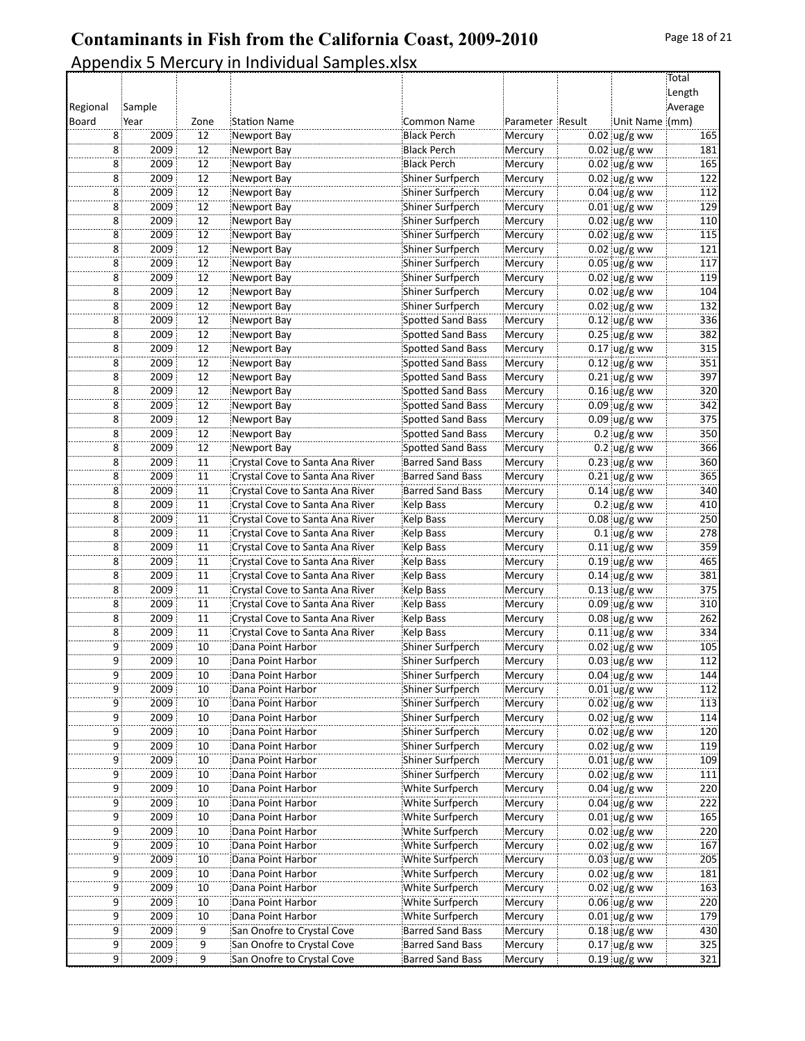# Contaminants in Fish from the California Coast, 2009-2010

## Appendix 5 Mercury in Individual Samples.xlsx

| Regional Board | Sample Year | Zone | Station Name | Common Name | Parameter | Result | Unit Name | Total Length Average (mm) |
|---|---|---|---|---|---|---|---|---|
| 8 | 2009 | 12 | Newport Bay | Black Perch | Mercury | 0.02 | ug/g ww | 165 |
| 8 | 2009 | 12 | Newport Bay | Black Perch | Mercury | 0.02 | ug/g ww | 181 |
| 8 | 2009 | 12 | Newport Bay | Black Perch | Mercury | 0.02 | ug/g ww | 165 |
| 8 | 2009 | 12 | Newport Bay | Shiner Surfperch | Mercury | 0.02 | ug/g ww | 122 |
| 8 | 2009 | 12 | Newport Bay | Shiner Surfperch | Mercury | 0.04 | ug/g ww | 112 |
| 8 | 2009 | 12 | Newport Bay | Shiner Surfperch | Mercury | 0.01 | ug/g ww | 129 |
| 8 | 2009 | 12 | Newport Bay | Shiner Surfperch | Mercury | 0.02 | ug/g ww | 110 |
| 8 | 2009 | 12 | Newport Bay | Shiner Surfperch | Mercury | 0.02 | ug/g ww | 115 |
| 8 | 2009 | 12 | Newport Bay | Shiner Surfperch | Mercury | 0.02 | ug/g ww | 121 |
| 8 | 2009 | 12 | Newport Bay | Shiner Surfperch | Mercury | 0.05 | ug/g ww | 117 |
| 8 | 2009 | 12 | Newport Bay | Shiner Surfperch | Mercury | 0.02 | ug/g ww | 119 |
| 8 | 2009 | 12 | Newport Bay | Shiner Surfperch | Mercury | 0.02 | ug/g ww | 104 |
| 8 | 2009 | 12 | Newport Bay | Shiner Surfperch | Mercury | 0.02 | ug/g ww | 132 |
| 8 | 2009 | 12 | Newport Bay | Spotted Sand Bass | Mercury | 0.12 | ug/g ww | 336 |
| 8 | 2009 | 12 | Newport Bay | Spotted Sand Bass | Mercury | 0.25 | ug/g ww | 382 |
| 8 | 2009 | 12 | Newport Bay | Spotted Sand Bass | Mercury | 0.17 | ug/g ww | 315 |
| 8 | 2009 | 12 | Newport Bay | Spotted Sand Bass | Mercury | 0.12 | ug/g ww | 351 |
| 8 | 2009 | 12 | Newport Bay | Spotted Sand Bass | Mercury | 0.21 | ug/g ww | 397 |
| 8 | 2009 | 12 | Newport Bay | Spotted Sand Bass | Mercury | 0.16 | ug/g ww | 320 |
| 8 | 2009 | 12 | Newport Bay | Spotted Sand Bass | Mercury | 0.09 | ug/g ww | 342 |
| 8 | 2009 | 12 | Newport Bay | Spotted Sand Bass | Mercury | 0.09 | ug/g ww | 375 |
| 8 | 2009 | 12 | Newport Bay | Spotted Sand Bass | Mercury | 0.2 | ug/g ww | 350 |
| 8 | 2009 | 12 | Newport Bay | Spotted Sand Bass | Mercury | 0.2 | ug/g ww | 366 |
| 8 | 2009 | 11 | Crystal Cove to Santa Ana River | Barred Sand Bass | Mercury | 0.23 | ug/g ww | 360 |
| 8 | 2009 | 11 | Crystal Cove to Santa Ana River | Barred Sand Bass | Mercury | 0.21 | ug/g ww | 365 |
| 8 | 2009 | 11 | Crystal Cove to Santa Ana River | Barred Sand Bass | Mercury | 0.14 | ug/g ww | 340 |
| 8 | 2009 | 11 | Crystal Cove to Santa Ana River | Kelp Bass | Mercury | 0.2 | ug/g ww | 410 |
| 8 | 2009 | 11 | Crystal Cove to Santa Ana River | Kelp Bass | Mercury | 0.08 | ug/g ww | 250 |
| 8 | 2009 | 11 | Crystal Cove to Santa Ana River | Kelp Bass | Mercury | 0.1 | ug/g ww | 278 |
| 8 | 2009 | 11 | Crystal Cove to Santa Ana River | Kelp Bass | Mercury | 0.11 | ug/g ww | 359 |
| 8 | 2009 | 11 | Crystal Cove to Santa Ana River | Kelp Bass | Mercury | 0.19 | ug/g ww | 465 |
| 8 | 2009 | 11 | Crystal Cove to Santa Ana River | Kelp Bass | Mercury | 0.14 | ug/g ww | 381 |
| 8 | 2009 | 11 | Crystal Cove to Santa Ana River | Kelp Bass | Mercury | 0.13 | ug/g ww | 375 |
| 8 | 2009 | 11 | Crystal Cove to Santa Ana River | Kelp Bass | Mercury | 0.09 | ug/g ww | 310 |
| 8 | 2009 | 11 | Crystal Cove to Santa Ana River | Kelp Bass | Mercury | 0.08 | ug/g ww | 262 |
| 8 | 2009 | 11 | Crystal Cove to Santa Ana River | Kelp Bass | Mercury | 0.11 | ug/g ww | 334 |
| 9 | 2009 | 10 | Dana Point Harbor | Shiner Surfperch | Mercury | 0.02 | ug/g ww | 105 |
| 9 | 2009 | 10 | Dana Point Harbor | Shiner Surfperch | Mercury | 0.03 | ug/g ww | 112 |
| 9 | 2009 | 10 | Dana Point Harbor | Shiner Surfperch | Mercury | 0.04 | ug/g ww | 144 |
| 9 | 2009 | 10 | Dana Point Harbor | Shiner Surfperch | Mercury | 0.01 | ug/g ww | 112 |
| 9 | 2009 | 10 | Dana Point Harbor | Shiner Surfperch | Mercury | 0.02 | ug/g ww | 113 |
| 9 | 2009 | 10 | Dana Point Harbor | Shiner Surfperch | Mercury | 0.02 | ug/g ww | 114 |
| 9 | 2009 | 10 | Dana Point Harbor | Shiner Surfperch | Mercury | 0.02 | ug/g ww | 120 |
| 9 | 2009 | 10 | Dana Point Harbor | Shiner Surfperch | Mercury | 0.02 | ug/g ww | 119 |
| 9 | 2009 | 10 | Dana Point Harbor | Shiner Surfperch | Mercury | 0.01 | ug/g ww | 109 |
| 9 | 2009 | 10 | Dana Point Harbor | Shiner Surfperch | Mercury | 0.02 | ug/g ww | 111 |
| 9 | 2009 | 10 | Dana Point Harbor | White Surfperch | Mercury | 0.04 | ug/g ww | 220 |
| 9 | 2009 | 10 | Dana Point Harbor | White Surfperch | Mercury | 0.04 | ug/g ww | 222 |
| 9 | 2009 | 10 | Dana Point Harbor | White Surfperch | Mercury | 0.01 | ug/g ww | 165 |
| 9 | 2009 | 10 | Dana Point Harbor | White Surfperch | Mercury | 0.02 | ug/g ww | 220 |
| 9 | 2009 | 10 | Dana Point Harbor | White Surfperch | Mercury | 0.02 | ug/g ww | 167 |
| 9 | 2009 | 10 | Dana Point Harbor | White Surfperch | Mercury | 0.03 | ug/g ww | 205 |
| 9 | 2009 | 10 | Dana Point Harbor | White Surfperch | Mercury | 0.02 | ug/g ww | 181 |
| 9 | 2009 | 10 | Dana Point Harbor | White Surfperch | Mercury | 0.02 | ug/g ww | 163 |
| 9 | 2009 | 10 | Dana Point Harbor | White Surfperch | Mercury | 0.06 | ug/g ww | 220 |
| 9 | 2009 | 10 | Dana Point Harbor | White Surfperch | Mercury | 0.01 | ug/g ww | 179 |
| 9 | 2009 | 9 | San Onofre to Crystal Cove | Barred Sand Bass | Mercury | 0.18 | ug/g ww | 430 |
| 9 | 2009 | 9 | San Onofre to Crystal Cove | Barred Sand Bass | Mercury | 0.17 | ug/g ww | 325 |
| 9 | 2009 | 9 | San Onofre to Crystal Cove | Barred Sand Bass | Mercury | 0.19 | ug/g ww | 321 |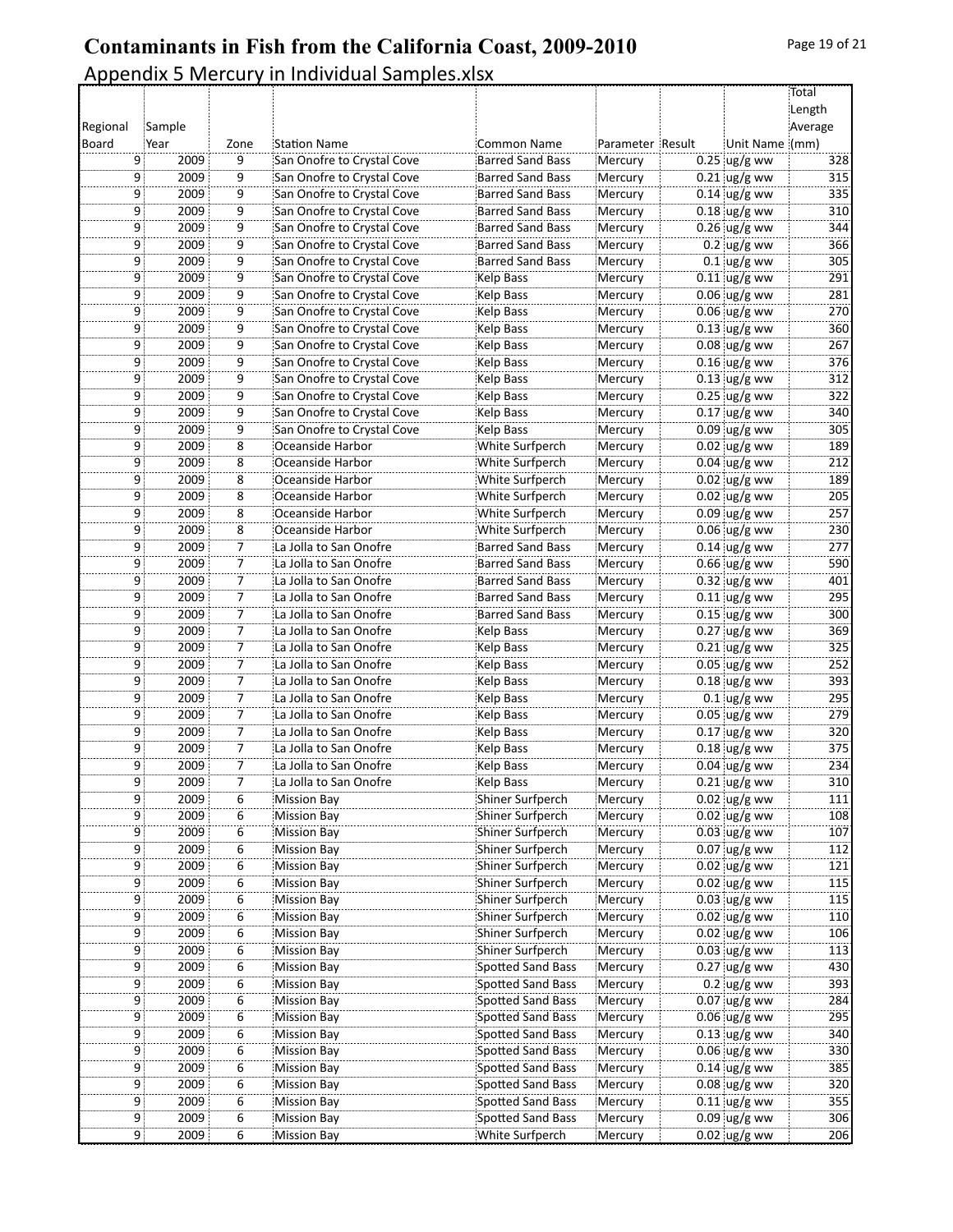# Contaminants in Fish from the California Coast, 2009-2010

## Appendix 5 Mercury in Individual Samples.xlsx

| Regional Board | Sample Year | Zone | Station Name | Common Name | Parameter | Result | Unit Name | Total Length Average (mm) |
|---|---|---|---|---|---|---|---|---|
| 9 | 2009 | 9 | San Onofre to Crystal Cove | Barred Sand Bass | Mercury | 0.25 | ug/g ww | 328 |
| 9 | 2009 | 9 | San Onofre to Crystal Cove | Barred Sand Bass | Mercury | 0.21 | ug/g ww | 315 |
| 9 | 2009 | 9 | San Onofre to Crystal Cove | Barred Sand Bass | Mercury | 0.14 | ug/g ww | 335 |
| 9 | 2009 | 9 | San Onofre to Crystal Cove | Barred Sand Bass | Mercury | 0.18 | ug/g ww | 310 |
| 9 | 2009 | 9 | San Onofre to Crystal Cove | Barred Sand Bass | Mercury | 0.26 | ug/g ww | 344 |
| 9 | 2009 | 9 | San Onofre to Crystal Cove | Barred Sand Bass | Mercury | 0.2 | ug/g ww | 366 |
| 9 | 2009 | 9 | San Onofre to Crystal Cove | Barred Sand Bass | Mercury | 0.1 | ug/g ww | 305 |
| 9 | 2009 | 9 | San Onofre to Crystal Cove | Kelp Bass | Mercury | 0.11 | ug/g ww | 291 |
| 9 | 2009 | 9 | San Onofre to Crystal Cove | Kelp Bass | Mercury | 0.06 | ug/g ww | 281 |
| 9 | 2009 | 9 | San Onofre to Crystal Cove | Kelp Bass | Mercury | 0.06 | ug/g ww | 270 |
| 9 | 2009 | 9 | San Onofre to Crystal Cove | Kelp Bass | Mercury | 0.13 | ug/g ww | 360 |
| 9 | 2009 | 9 | San Onofre to Crystal Cove | Kelp Bass | Mercury | 0.08 | ug/g ww | 267 |
| 9 | 2009 | 9 | San Onofre to Crystal Cove | Kelp Bass | Mercury | 0.16 | ug/g ww | 376 |
| 9 | 2009 | 9 | San Onofre to Crystal Cove | Kelp Bass | Mercury | 0.13 | ug/g ww | 312 |
| 9 | 2009 | 9 | San Onofre to Crystal Cove | Kelp Bass | Mercury | 0.25 | ug/g ww | 322 |
| 9 | 2009 | 9 | San Onofre to Crystal Cove | Kelp Bass | Mercury | 0.17 | ug/g ww | 340 |
| 9 | 2009 | 9 | San Onofre to Crystal Cove | Kelp Bass | Mercury | 0.09 | ug/g ww | 305 |
| 9 | 2009 | 8 | Oceanside Harbor | White Surfperch | Mercury | 0.02 | ug/g ww | 189 |
| 9 | 2009 | 8 | Oceanside Harbor | White Surfperch | Mercury | 0.04 | ug/g ww | 212 |
| 9 | 2009 | 8 | Oceanside Harbor | White Surfperch | Mercury | 0.02 | ug/g ww | 189 |
| 9 | 2009 | 8 | Oceanside Harbor | White Surfperch | Mercury | 0.02 | ug/g ww | 205 |
| 9 | 2009 | 8 | Oceanside Harbor | White Surfperch | Mercury | 0.09 | ug/g ww | 257 |
| 9 | 2009 | 8 | Oceanside Harbor | White Surfperch | Mercury | 0.06 | ug/g ww | 230 |
| 9 | 2009 | 7 | La Jolla to San Onofre | Barred Sand Bass | Mercury | 0.14 | ug/g ww | 277 |
| 9 | 2009 | 7 | La Jolla to San Onofre | Barred Sand Bass | Mercury | 0.66 | ug/g ww | 590 |
| 9 | 2009 | 7 | La Jolla to San Onofre | Barred Sand Bass | Mercury | 0.32 | ug/g ww | 401 |
| 9 | 2009 | 7 | La Jolla to San Onofre | Barred Sand Bass | Mercury | 0.11 | ug/g ww | 295 |
| 9 | 2009 | 7 | La Jolla to San Onofre | Barred Sand Bass | Mercury | 0.15 | ug/g ww | 300 |
| 9 | 2009 | 7 | La Jolla to San Onofre | Kelp Bass | Mercury | 0.27 | ug/g ww | 369 |
| 9 | 2009 | 7 | La Jolla to San Onofre | Kelp Bass | Mercury | 0.21 | ug/g ww | 325 |
| 9 | 2009 | 7 | La Jolla to San Onofre | Kelp Bass | Mercury | 0.05 | ug/g ww | 252 |
| 9 | 2009 | 7 | La Jolla to San Onofre | Kelp Bass | Mercury | 0.18 | ug/g ww | 393 |
| 9 | 2009 | 7 | La Jolla to San Onofre | Kelp Bass | Mercury | 0.1 | ug/g ww | 295 |
| 9 | 2009 | 7 | La Jolla to San Onofre | Kelp Bass | Mercury | 0.05 | ug/g ww | 279 |
| 9 | 2009 | 7 | La Jolla to San Onofre | Kelp Bass | Mercury | 0.17 | ug/g ww | 320 |
| 9 | 2009 | 7 | La Jolla to San Onofre | Kelp Bass | Mercury | 0.18 | ug/g ww | 375 |
| 9 | 2009 | 7 | La Jolla to San Onofre | Kelp Bass | Mercury | 0.04 | ug/g ww | 234 |
| 9 | 2009 | 7 | La Jolla to San Onofre | Kelp Bass | Mercury | 0.21 | ug/g ww | 310 |
| 9 | 2009 | 6 | Mission Bay | Shiner Surfperch | Mercury | 0.02 | ug/g ww | 111 |
| 9 | 2009 | 6 | Mission Bay | Shiner Surfperch | Mercury | 0.02 | ug/g ww | 108 |
| 9 | 2009 | 6 | Mission Bay | Shiner Surfperch | Mercury | 0.03 | ug/g ww | 107 |
| 9 | 2009 | 6 | Mission Bay | Shiner Surfperch | Mercury | 0.07 | ug/g ww | 112 |
| 9 | 2009 | 6 | Mission Bay | Shiner Surfperch | Mercury | 0.02 | ug/g ww | 121 |
| 9 | 2009 | 6 | Mission Bay | Shiner Surfperch | Mercury | 0.02 | ug/g ww | 115 |
| 9 | 2009 | 6 | Mission Bay | Shiner Surfperch | Mercury | 0.03 | ug/g ww | 115 |
| 9 | 2009 | 6 | Mission Bay | Shiner Surfperch | Mercury | 0.02 | ug/g ww | 110 |
| 9 | 2009 | 6 | Mission Bay | Shiner Surfperch | Mercury | 0.02 | ug/g ww | 106 |
| 9 | 2009 | 6 | Mission Bay | Shiner Surfperch | Mercury | 0.03 | ug/g ww | 113 |
| 9 | 2009 | 6 | Mission Bay | Spotted Sand Bass | Mercury | 0.27 | ug/g ww | 430 |
| 9 | 2009 | 6 | Mission Bay | Spotted Sand Bass | Mercury | 0.2 | ug/g ww | 393 |
| 9 | 2009 | 6 | Mission Bay | Spotted Sand Bass | Mercury | 0.07 | ug/g ww | 284 |
| 9 | 2009 | 6 | Mission Bay | Spotted Sand Bass | Mercury | 0.06 | ug/g ww | 295 |
| 9 | 2009 | 6 | Mission Bay | Spotted Sand Bass | Mercury | 0.13 | ug/g ww | 340 |
| 9 | 2009 | 6 | Mission Bay | Spotted Sand Bass | Mercury | 0.06 | ug/g ww | 330 |
| 9 | 2009 | 6 | Mission Bay | Spotted Sand Bass | Mercury | 0.14 | ug/g ww | 385 |
| 9 | 2009 | 6 | Mission Bay | Spotted Sand Bass | Mercury | 0.08 | ug/g ww | 320 |
| 9 | 2009 | 6 | Mission Bay | Spotted Sand Bass | Mercury | 0.11 | ug/g ww | 355 |
| 9 | 2009 | 6 | Mission Bay | Spotted Sand Bass | Mercury | 0.09 | ug/g ww | 306 |
| 9 | 2009 | 6 | Mission Bay | White Surfperch | Mercury | 0.02 | ug/g ww | 206 |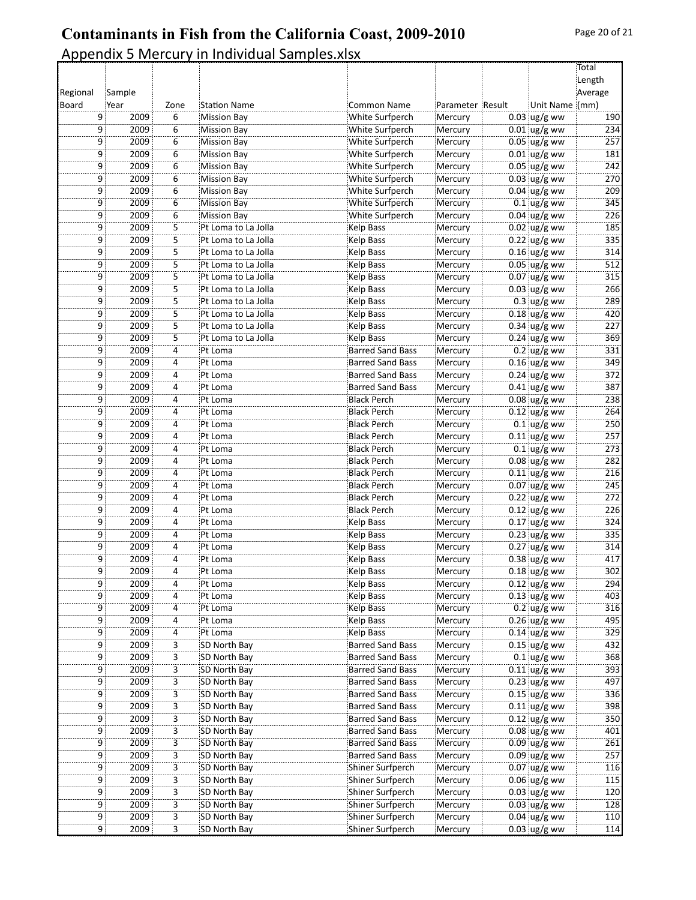# Contaminants in Fish from the California Coast, 2009-2010

## Appendix 5 Mercury in Individual Samples.xlsx

| Regional Board | Sample Year | Zone | Station Name | Common Name | Parameter | Result | Unit Name | Total Length Average (mm) |
|---|---|---|---|---|---|---|---|---|
| 9 | 2009 | 6 | Mission Bay | White Surfperch | Mercury | 0.03 | ug/g ww | 190 |
| 9 | 2009 | 6 | Mission Bay | White Surfperch | Mercury | 0.01 | ug/g ww | 234 |
| 9 | 2009 | 6 | Mission Bay | White Surfperch | Mercury | 0.05 | ug/g ww | 257 |
| 9 | 2009 | 6 | Mission Bay | White Surfperch | Mercury | 0.01 | ug/g ww | 181 |
| 9 | 2009 | 6 | Mission Bay | White Surfperch | Mercury | 0.05 | ug/g ww | 242 |
| 9 | 2009 | 6 | Mission Bay | White Surfperch | Mercury | 0.03 | ug/g ww | 270 |
| 9 | 2009 | 6 | Mission Bay | White Surfperch | Mercury | 0.04 | ug/g ww | 209 |
| 9 | 2009 | 6 | Mission Bay | White Surfperch | Mercury | 0.1 | ug/g ww | 345 |
| 9 | 2009 | 6 | Mission Bay | White Surfperch | Mercury | 0.04 | ug/g ww | 226 |
| 9 | 2009 | 5 | Pt Loma to La Jolla | Kelp Bass | Mercury | 0.02 | ug/g ww | 185 |
| 9 | 2009 | 5 | Pt Loma to La Jolla | Kelp Bass | Mercury | 0.22 | ug/g ww | 335 |
| 9 | 2009 | 5 | Pt Loma to La Jolla | Kelp Bass | Mercury | 0.16 | ug/g ww | 314 |
| 9 | 2009 | 5 | Pt Loma to La Jolla | Kelp Bass | Mercury | 0.05 | ug/g ww | 512 |
| 9 | 2009 | 5 | Pt Loma to La Jolla | Kelp Bass | Mercury | 0.07 | ug/g ww | 315 |
| 9 | 2009 | 5 | Pt Loma to La Jolla | Kelp Bass | Mercury | 0.03 | ug/g ww | 266 |
| 9 | 2009 | 5 | Pt Loma to La Jolla | Kelp Bass | Mercury | 0.3 | ug/g ww | 289 |
| 9 | 2009 | 5 | Pt Loma to La Jolla | Kelp Bass | Mercury | 0.18 | ug/g ww | 420 |
| 9 | 2009 | 5 | Pt Loma to La Jolla | Kelp Bass | Mercury | 0.34 | ug/g ww | 227 |
| 9 | 2009 | 5 | Pt Loma to La Jolla | Kelp Bass | Mercury | 0.24 | ug/g ww | 369 |
| 9 | 2009 | 4 | Pt Loma | Barred Sand Bass | Mercury | 0.2 | ug/g ww | 331 |
| 9 | 2009 | 4 | Pt Loma | Barred Sand Bass | Mercury | 0.16 | ug/g ww | 349 |
| 9 | 2009 | 4 | Pt Loma | Barred Sand Bass | Mercury | 0.24 | ug/g ww | 372 |
| 9 | 2009 | 4 | Pt Loma | Barred Sand Bass | Mercury | 0.41 | ug/g ww | 387 |
| 9 | 2009 | 4 | Pt Loma | Black Perch | Mercury | 0.08 | ug/g ww | 238 |
| 9 | 2009 | 4 | Pt Loma | Black Perch | Mercury | 0.12 | ug/g ww | 264 |
| 9 | 2009 | 4 | Pt Loma | Black Perch | Mercury | 0.1 | ug/g ww | 250 |
| 9 | 2009 | 4 | Pt Loma | Black Perch | Mercury | 0.11 | ug/g ww | 257 |
| 9 | 2009 | 4 | Pt Loma | Black Perch | Mercury | 0.1 | ug/g ww | 273 |
| 9 | 2009 | 4 | Pt Loma | Black Perch | Mercury | 0.08 | ug/g ww | 282 |
| 9 | 2009 | 4 | Pt Loma | Black Perch | Mercury | 0.11 | ug/g ww | 216 |
| 9 | 2009 | 4 | Pt Loma | Black Perch | Mercury | 0.07 | ug/g ww | 245 |
| 9 | 2009 | 4 | Pt Loma | Black Perch | Mercury | 0.22 | ug/g ww | 272 |
| 9 | 2009 | 4 | Pt Loma | Black Perch | Mercury | 0.12 | ug/g ww | 226 |
| 9 | 2009 | 4 | Pt Loma | Kelp Bass | Mercury | 0.17 | ug/g ww | 324 |
| 9 | 2009 | 4 | Pt Loma | Kelp Bass | Mercury | 0.23 | ug/g ww | 335 |
| 9 | 2009 | 4 | Pt Loma | Kelp Bass | Mercury | 0.27 | ug/g ww | 314 |
| 9 | 2009 | 4 | Pt Loma | Kelp Bass | Mercury | 0.38 | ug/g ww | 417 |
| 9 | 2009 | 4 | Pt Loma | Kelp Bass | Mercury | 0.18 | ug/g ww | 302 |
| 9 | 2009 | 4 | Pt Loma | Kelp Bass | Mercury | 0.12 | ug/g ww | 294 |
| 9 | 2009 | 4 | Pt Loma | Kelp Bass | Mercury | 0.13 | ug/g ww | 403 |
| 9 | 2009 | 4 | Pt Loma | Kelp Bass | Mercury | 0.2 | ug/g ww | 316 |
| 9 | 2009 | 4 | Pt Loma | Kelp Bass | Mercury | 0.26 | ug/g ww | 495 |
| 9 | 2009 | 4 | Pt Loma | Kelp Bass | Mercury | 0.14 | ug/g ww | 329 |
| 9 | 2009 | 3 | SD North Bay | Barred Sand Bass | Mercury | 0.15 | ug/g ww | 432 |
| 9 | 2009 | 3 | SD North Bay | Barred Sand Bass | Mercury | 0.1 | ug/g ww | 368 |
| 9 | 2009 | 3 | SD North Bay | Barred Sand Bass | Mercury | 0.11 | ug/g ww | 393 |
| 9 | 2009 | 3 | SD North Bay | Barred Sand Bass | Mercury | 0.23 | ug/g ww | 497 |
| 9 | 2009 | 3 | SD North Bay | Barred Sand Bass | Mercury | 0.15 | ug/g ww | 336 |
| 9 | 2009 | 3 | SD North Bay | Barred Sand Bass | Mercury | 0.11 | ug/g ww | 398 |
| 9 | 2009 | 3 | SD North Bay | Barred Sand Bass | Mercury | 0.12 | ug/g ww | 350 |
| 9 | 2009 | 3 | SD North Bay | Barred Sand Bass | Mercury | 0.08 | ug/g ww | 401 |
| 9 | 2009 | 3 | SD North Bay | Barred Sand Bass | Mercury | 0.09 | ug/g ww | 261 |
| 9 | 2009 | 3 | SD North Bay | Barred Sand Bass | Mercury | 0.09 | ug/g ww | 257 |
| 9 | 2009 | 3 | SD North Bay | Shiner Surfperch | Mercury | 0.07 | ug/g ww | 116 |
| 9 | 2009 | 3 | SD North Bay | Shiner Surfperch | Mercury | 0.06 | ug/g ww | 115 |
| 9 | 2009 | 3 | SD North Bay | Shiner Surfperch | Mercury | 0.03 | ug/g ww | 120 |
| 9 | 2009 | 3 | SD North Bay | Shiner Surfperch | Mercury | 0.03 | ug/g ww | 128 |
| 9 | 2009 | 3 | SD North Bay | Shiner Surfperch | Mercury | 0.04 | ug/g ww | 110 |
| 9 | 2009 | 3 | SD North Bay | Shiner Surfperch | Mercury | 0.03 | ug/g ww | 114 |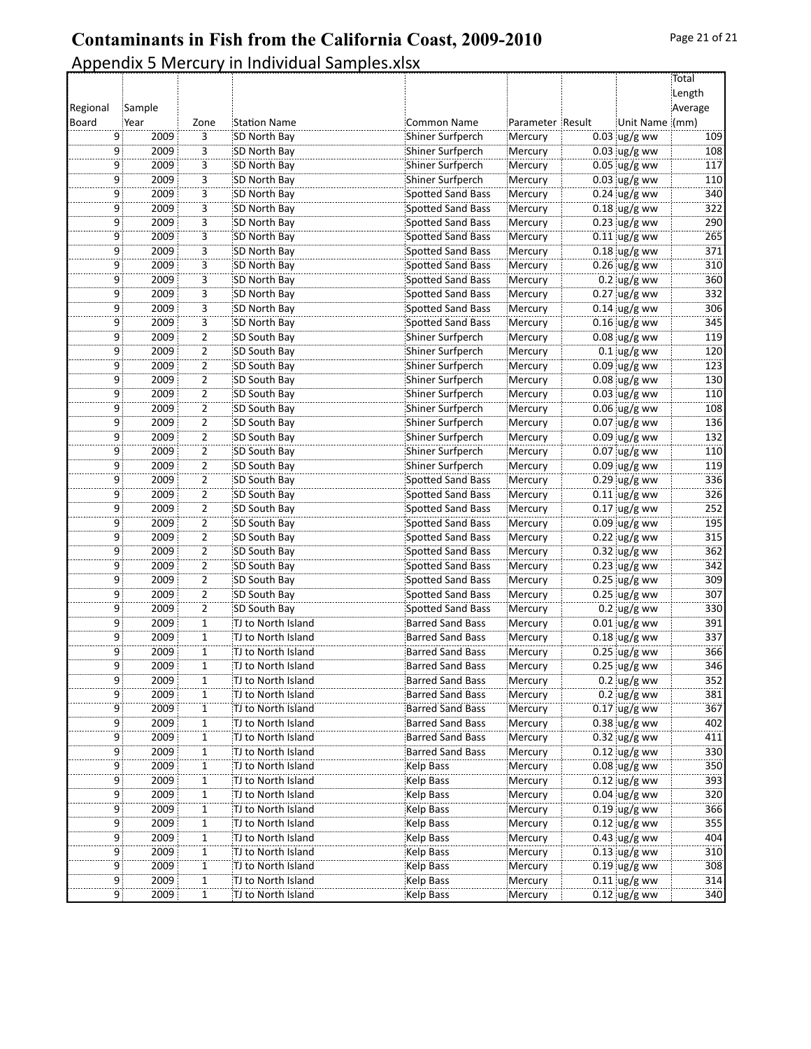# Contaminants in Fish from the California Coast, 2009-2010

## Appendix 5 Mercury in Individual Samples.xlsx

| Regional Board | Sample Year | Zone | Station Name | Common Name | Parameter | Result | Unit Name | Total Length Average (mm) |
|---|---|---|---|---|---|---|---|---|
| 9 | 2009 | 3 | SD North Bay | Shiner Surfperch | Mercury | 0.03 | ug/g ww | 109 |
| 9 | 2009 | 3 | SD North Bay | Shiner Surfperch | Mercury | 0.03 | ug/g ww | 108 |
| 9 | 2009 | 3 | SD North Bay | Shiner Surfperch | Mercury | 0.05 | ug/g ww | 117 |
| 9 | 2009 | 3 | SD North Bay | Shiner Surfperch | Mercury | 0.03 | ug/g ww | 110 |
| 9 | 2009 | 3 | SD North Bay | Spotted Sand Bass | Mercury | 0.24 | ug/g ww | 340 |
| 9 | 2009 | 3 | SD North Bay | Spotted Sand Bass | Mercury | 0.18 | ug/g ww | 322 |
| 9 | 2009 | 3 | SD North Bay | Spotted Sand Bass | Mercury | 0.23 | ug/g ww | 290 |
| 9 | 2009 | 3 | SD North Bay | Spotted Sand Bass | Mercury | 0.11 | ug/g ww | 265 |
| 9 | 2009 | 3 | SD North Bay | Spotted Sand Bass | Mercury | 0.18 | ug/g ww | 371 |
| 9 | 2009 | 3 | SD North Bay | Spotted Sand Bass | Mercury | 0.26 | ug/g ww | 310 |
| 9 | 2009 | 3 | SD North Bay | Spotted Sand Bass | Mercury | 0.2 | ug/g ww | 360 |
| 9 | 2009 | 3 | SD North Bay | Spotted Sand Bass | Mercury | 0.27 | ug/g ww | 332 |
| 9 | 2009 | 3 | SD North Bay | Spotted Sand Bass | Mercury | 0.14 | ug/g ww | 306 |
| 9 | 2009 | 3 | SD North Bay | Spotted Sand Bass | Mercury | 0.16 | ug/g ww | 345 |
| 9 | 2009 | 2 | SD South Bay | Shiner Surfperch | Mercury | 0.08 | ug/g ww | 119 |
| 9 | 2009 | 2 | SD South Bay | Shiner Surfperch | Mercury | 0.1 | ug/g ww | 120 |
| 9 | 2009 | 2 | SD South Bay | Shiner Surfperch | Mercury | 0.09 | ug/g ww | 123 |
| 9 | 2009 | 2 | SD South Bay | Shiner Surfperch | Mercury | 0.08 | ug/g ww | 130 |
| 9 | 2009 | 2 | SD South Bay | Shiner Surfperch | Mercury | 0.03 | ug/g ww | 110 |
| 9 | 2009 | 2 | SD South Bay | Shiner Surfperch | Mercury | 0.06 | ug/g ww | 108 |
| 9 | 2009 | 2 | SD South Bay | Shiner Surfperch | Mercury | 0.07 | ug/g ww | 136 |
| 9 | 2009 | 2 | SD South Bay | Shiner Surfperch | Mercury | 0.09 | ug/g ww | 132 |
| 9 | 2009 | 2 | SD South Bay | Shiner Surfperch | Mercury | 0.07 | ug/g ww | 110 |
| 9 | 2009 | 2 | SD South Bay | Shiner Surfperch | Mercury | 0.09 | ug/g ww | 119 |
| 9 | 2009 | 2 | SD South Bay | Spotted Sand Bass | Mercury | 0.29 | ug/g ww | 336 |
| 9 | 2009 | 2 | SD South Bay | Spotted Sand Bass | Mercury | 0.11 | ug/g ww | 326 |
| 9 | 2009 | 2 | SD South Bay | Spotted Sand Bass | Mercury | 0.17 | ug/g ww | 252 |
| 9 | 2009 | 2 | SD South Bay | Spotted Sand Bass | Mercury | 0.09 | ug/g ww | 195 |
| 9 | 2009 | 2 | SD South Bay | Spotted Sand Bass | Mercury | 0.22 | ug/g ww | 315 |
| 9 | 2009 | 2 | SD South Bay | Spotted Sand Bass | Mercury | 0.32 | ug/g ww | 362 |
| 9 | 2009 | 2 | SD South Bay | Spotted Sand Bass | Mercury | 0.23 | ug/g ww | 342 |
| 9 | 2009 | 2 | SD South Bay | Spotted Sand Bass | Mercury | 0.25 | ug/g ww | 309 |
| 9 | 2009 | 2 | SD South Bay | Spotted Sand Bass | Mercury | 0.25 | ug/g ww | 307 |
| 9 | 2009 | 2 | SD South Bay | Spotted Sand Bass | Mercury | 0.2 | ug/g ww | 330 |
| 9 | 2009 | 1 | TJ to North Island | Barred Sand Bass | Mercury | 0.01 | ug/g ww | 391 |
| 9 | 2009 | 1 | TJ to North Island | Barred Sand Bass | Mercury | 0.18 | ug/g ww | 337 |
| 9 | 2009 | 1 | TJ to North Island | Barred Sand Bass | Mercury | 0.25 | ug/g ww | 366 |
| 9 | 2009 | 1 | TJ to North Island | Barred Sand Bass | Mercury | 0.25 | ug/g ww | 346 |
| 9 | 2009 | 1 | TJ to North Island | Barred Sand Bass | Mercury | 0.2 | ug/g ww | 352 |
| 9 | 2009 | 1 | TJ to North Island | Barred Sand Bass | Mercury | 0.2 | ug/g ww | 381 |
| 9 | 2009 | 1 | TJ to North Island | Barred Sand Bass | Mercury | 0.17 | ug/g ww | 367 |
| 9 | 2009 | 1 | TJ to North Island | Barred Sand Bass | Mercury | 0.38 | ug/g ww | 402 |
| 9 | 2009 | 1 | TJ to North Island | Barred Sand Bass | Mercury | 0.32 | ug/g ww | 411 |
| 9 | 2009 | 1 | TJ to North Island | Barred Sand Bass | Mercury | 0.12 | ug/g ww | 330 |
| 9 | 2009 | 1 | TJ to North Island | Kelp Bass | Mercury | 0.08 | ug/g ww | 350 |
| 9 | 2009 | 1 | TJ to North Island | Kelp Bass | Mercury | 0.12 | ug/g ww | 393 |
| 9 | 2009 | 1 | TJ to North Island | Kelp Bass | Mercury | 0.04 | ug/g ww | 320 |
| 9 | 2009 | 1 | TJ to North Island | Kelp Bass | Mercury | 0.19 | ug/g ww | 366 |
| 9 | 2009 | 1 | TJ to North Island | Kelp Bass | Mercury | 0.12 | ug/g ww | 355 |
| 9 | 2009 | 1 | TJ to North Island | Kelp Bass | Mercury | 0.43 | ug/g ww | 404 |
| 9 | 2009 | 1 | TJ to North Island | Kelp Bass | Mercury | 0.13 | ug/g ww | 310 |
| 9 | 2009 | 1 | TJ to North Island | Kelp Bass | Mercury | 0.19 | ug/g ww | 308 |
| 9 | 2009 | 1 | TJ to North Island | Kelp Bass | Mercury | 0.11 | ug/g ww | 314 |
| 9 | 2009 | 1 | TJ to North Island | Kelp Bass | Mercury | 0.12 | ug/g ww | 340 |